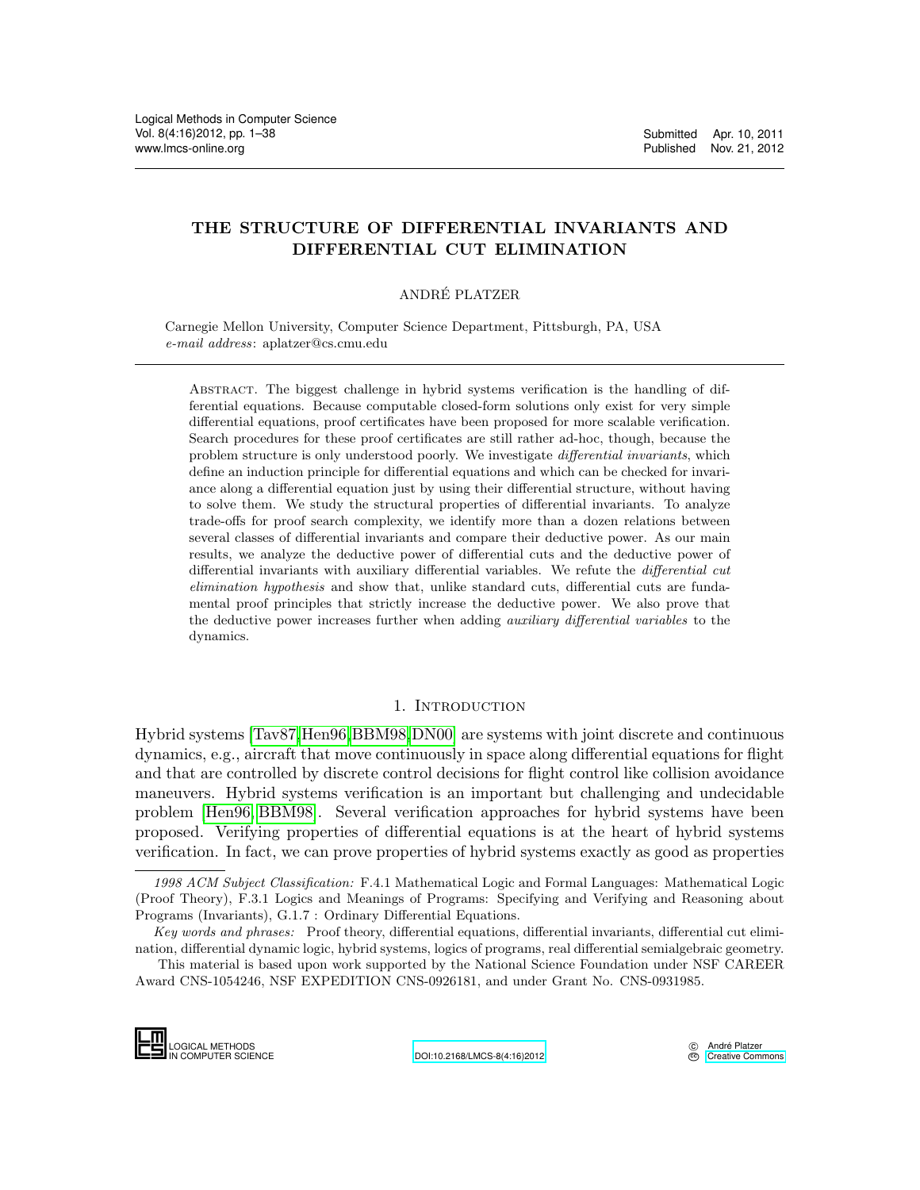# THE STRUCTURE OF DIFFERENTIAL INVARIANTS AND DIFFERENTIAL CUT ELIMINATION

ANDRÉ PLATZER

Carnegie Mellon University, Computer Science Department, Pittsburgh, PA, USA
*e-mail address*: aplatzer@cs.cmu.edu

Abstract. The biggest challenge in hybrid systems verification is the handling of differential equations. Because computable closed-form solutions only exist for very simple differential equations, proof certificates have been proposed for more scalable verification. Search procedures for these proof certificates are still rather ad-hoc, though, because the problem structure is only understood poorly. We investigate *differential invariants*, which define an induction principle for differential equations and which can be checked for invariance along a differential equation just by using their differential structure, without having to solve them. We study the structural properties of differential invariants. To analyze trade-offs for proof search complexity, we identify more than a dozen relations between several classes of differential invariants and compare their deductive power. As our main results, we analyze the deductive power of differential cuts and the deductive power of differential invariants with auxiliary differential variables. We refute the *differential cut elimination hypothesis* and show that, unlike standard cuts, differential cuts are fundamental proof principles that strictly increase the deductive power. We also prove that the deductive power increases further when adding *auxiliary differential variables* to the dynamics.

## 1. Introduction

Hybrid systems [Tav87, Hen96, BBM98, DN00] are systems with joint discrete and continuous dynamics, e.g., aircraft that move continuously in space along differential equations for flight and that are controlled by discrete control decisions for flight control like collision avoidance maneuvers. Hybrid systems verification is an important but challenging and undecidable problem [Hen96, BBM98]. Several verification approaches for hybrid systems have been proposed. Verifying properties of differential equations is at the heart of hybrid systems verification. In fact, we can prove properties of hybrid systems exactly as good as properties

---

*1998 ACM Subject Classification:* F.4.1 Mathematical Logic and Formal Languages: Mathematical Logic (Proof Theory), F.3.1 Logics and Meanings of Programs: Specifying and Verifying and Reasoning about Programs (Invariants), G.1.7 : Ordinary Differential Equations.

*Key words and phrases:* Proof theory, differential equations, differential invariants, differential cut elimination, differential dynamic logic, hybrid systems, logics of programs, real differential semialgebraic geometry.

This material is based upon work supported by the National Science Foundation under NSF CAREER Award CNS-1054246, NSF EXPEDITION CNS-0926181, and under Grant No. CNS-0931985.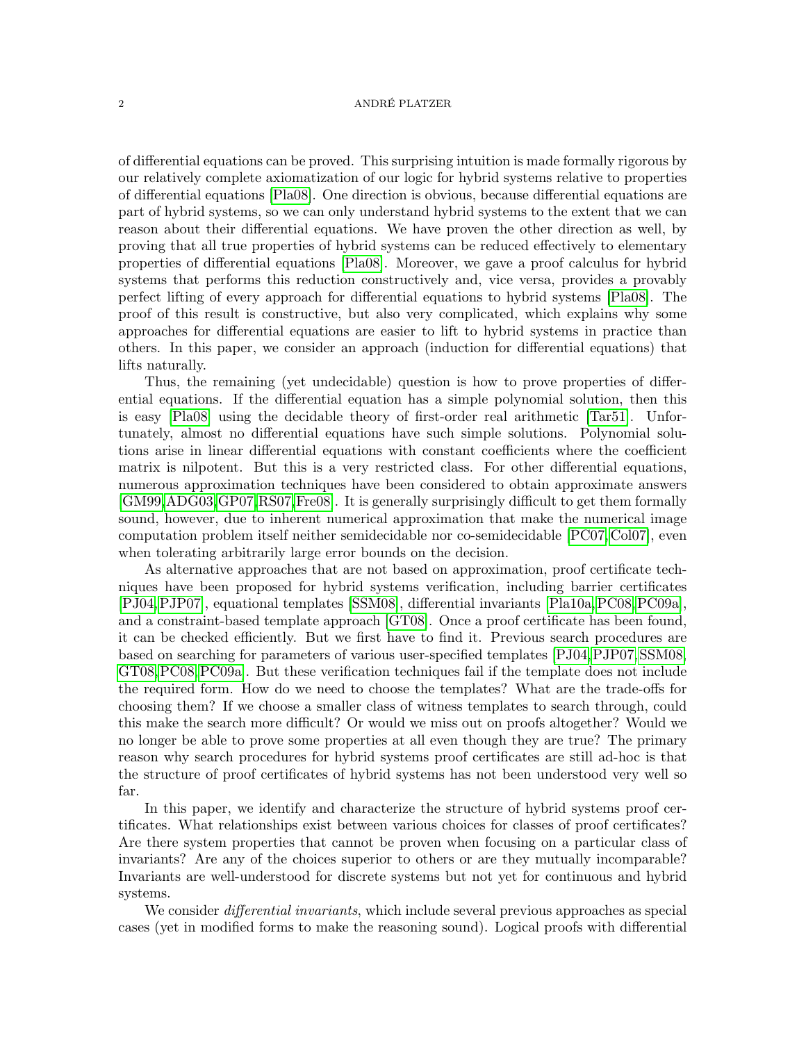of differential equations can be proved. This surprising intuition is made formally rigorous by our relatively complete axiomatization of our logic for hybrid systems relative to properties of differential equations [Pla08]. One direction is obvious, because differential equations are part of hybrid systems, so we can only understand hybrid systems to the extent that we can reason about their differential equations. We have proven the other direction as well, by proving that all true properties of hybrid systems can be reduced effectively to elementary properties of differential equations [Pla08]. Moreover, we gave a proof calculus for hybrid systems that performs this reduction constructively and, vice versa, provides a provably perfect lifting of every approach for differential equations to hybrid systems [Pla08]. The proof of this result is constructive, but also very complicated, which explains why some approaches for differential equations are easier to lift to hybrid systems in practice than others. In this paper, we consider an approach (induction for differential equations) that lifts naturally.

Thus, the remaining (yet undecidable) question is how to prove properties of differential equations. If the differential equation has a simple polynomial solution, then this is easy [Pla08] using the decidable theory of first-order real arithmetic [Tar51]. Unfortunately, almost no differential equations have such simple solutions. Polynomial solutions arise in linear differential equations with constant coefficients where the coefficient matrix is nilpotent. But this is a very restricted class. For other differential equations, numerous approximation techniques have been considered to obtain approximate answers [GM99,ADG03,GP07,RS07,Fre08]. It is generally surprisingly difficult to get them formally sound, however, due to inherent numerical approximation that make the numerical image computation problem itself neither semidecidable nor co-semidecidable [PC07,Col07], even when tolerating arbitrarily large error bounds on the decision.

As alternative approaches that are not based on approximation, proof certificate techniques have been proposed for hybrid systems verification, including barrier certificates [PJ04,PJP07], equational templates [SSM08], differential invariants [Pla10a,PC08,PC09a], and a constraint-based template approach [GT08]. Once a proof certificate has been found, it can be checked efficiently. But we first have to find it. Previous search procedures are based on searching for parameters of various user-specified templates [PJ04,PJP07,SSM08, GT08,PC08,PC09a]. But these verification techniques fail if the template does not include the required form. How do we need to choose the templates? What are the trade-offs for choosing them? If we choose a smaller class of witness templates to search through, could this make the search more difficult? Or would we miss out on proofs altogether? Would we no longer be able to prove some properties at all even though they are true? The primary reason why search procedures for hybrid systems proof certificates are still ad-hoc is that the structure of proof certificates of hybrid systems has not been understood very well so far.

In this paper, we identify and characterize the structure of hybrid systems proof certificates. What relationships exist between various choices for classes of proof certificates? Are there system properties that cannot be proven when focusing on a particular class of invariants? Are any of the choices superior to others or are they mutually incomparable? Invariants are well-understood for discrete systems but not yet for continuous and hybrid systems.

We consider *differential invariants*, which include several previous approaches as special cases (yet in modified forms to make the reasoning sound). Logical proofs with differential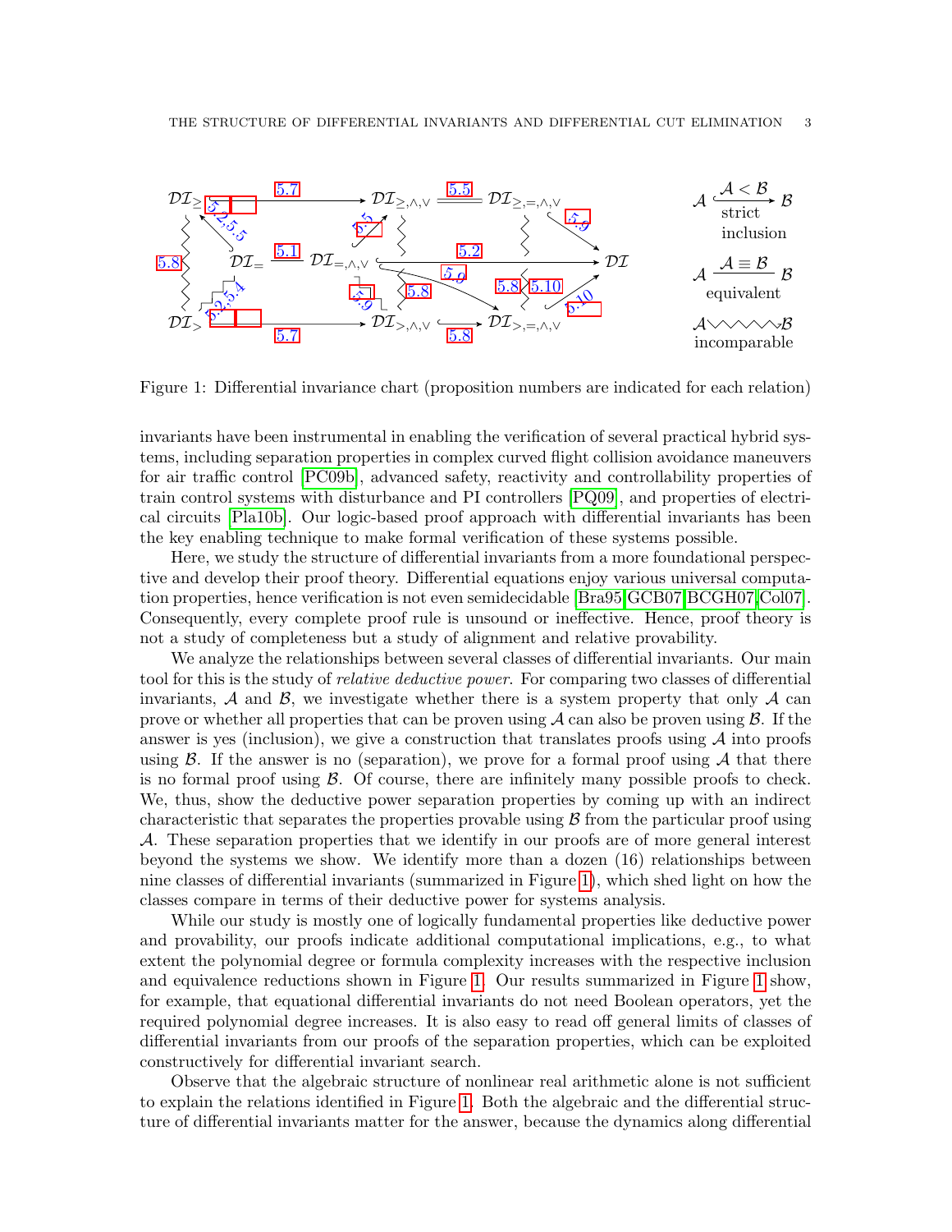Figure 1: Differential invariance chart (proposition numbers are indicated for each relation)

invariants have been instrumental in enabling the verification of several practical hybrid systems, including separation properties in complex curved flight collision avoidance maneuvers for air traffic control [PC09b], advanced safety, reactivity and controllability properties of train control systems with disturbance and PI controllers [PQ09], and properties of electrical circuits [Pla10b]. Our logic-based proof approach with differential invariants has been the key enabling technique to make formal verification of these systems possible.

Here, we study the structure of differential invariants from a more foundational perspective and develop their proof theory. Differential equations enjoy various universal computation properties, hence verification is not even semidecidable [Bra95, GCB07, BCGH07, Col07]. Consequently, every complete proof rule is unsound or ineffective. Hence, proof theory is not a study of completeness but a study of alignment and relative provability.

We analyze the relationships between several classes of differential invariants. Our main tool for this is the study of *relative deductive power*. For comparing two classes of differential invariants, $\mathcal{A}$ and $\mathcal{B}$, we investigate whether there is a system property that only $\mathcal{A}$ can prove or whether all properties that can be proven using $\mathcal{A}$ can also be proven using $\mathcal{B}$. If the answer is yes (inclusion), we give a construction that translates proofs using $\mathcal{A}$ into proofs using $\mathcal{B}$. If the answer is no (separation), we prove for a formal proof using $\mathcal{A}$ that there is no formal proof using $\mathcal{B}$. Of course, there are infinitely many possible proofs to check. We, thus, show the deductive power separation properties by coming up with an indirect characteristic that separates the properties provable using $\mathcal{B}$ from the particular proof using $\mathcal{A}$. These separation properties that we identify in our proofs are of more general interest beyond the systems we show. We identify more than a dozen (16) relationships between nine classes of differential invariants (summarized in Figure 1), which shed light on how the classes compare in terms of their deductive power for systems analysis.

While our study is mostly one of logically fundamental properties like deductive power and provability, our proofs indicate additional computational implications, e.g., to what extent the polynomial degree or formula complexity increases with the respective inclusion and equivalence reductions shown in Figure 1. Our results summarized in Figure 1 show, for example, that equational differential invariants do not need Boolean operators, yet the required polynomial degree increases. It is also easy to read off general limits of classes of differential invariants from our proofs of the separation properties, which can be exploited constructively for differential invariant search.

Observe that the algebraic structure of nonlinear real arithmetic alone is not sufficient to explain the relations identified in Figure 1. Both the algebraic and the differential structure of differential invariants matter for the answer, because the dynamics along differential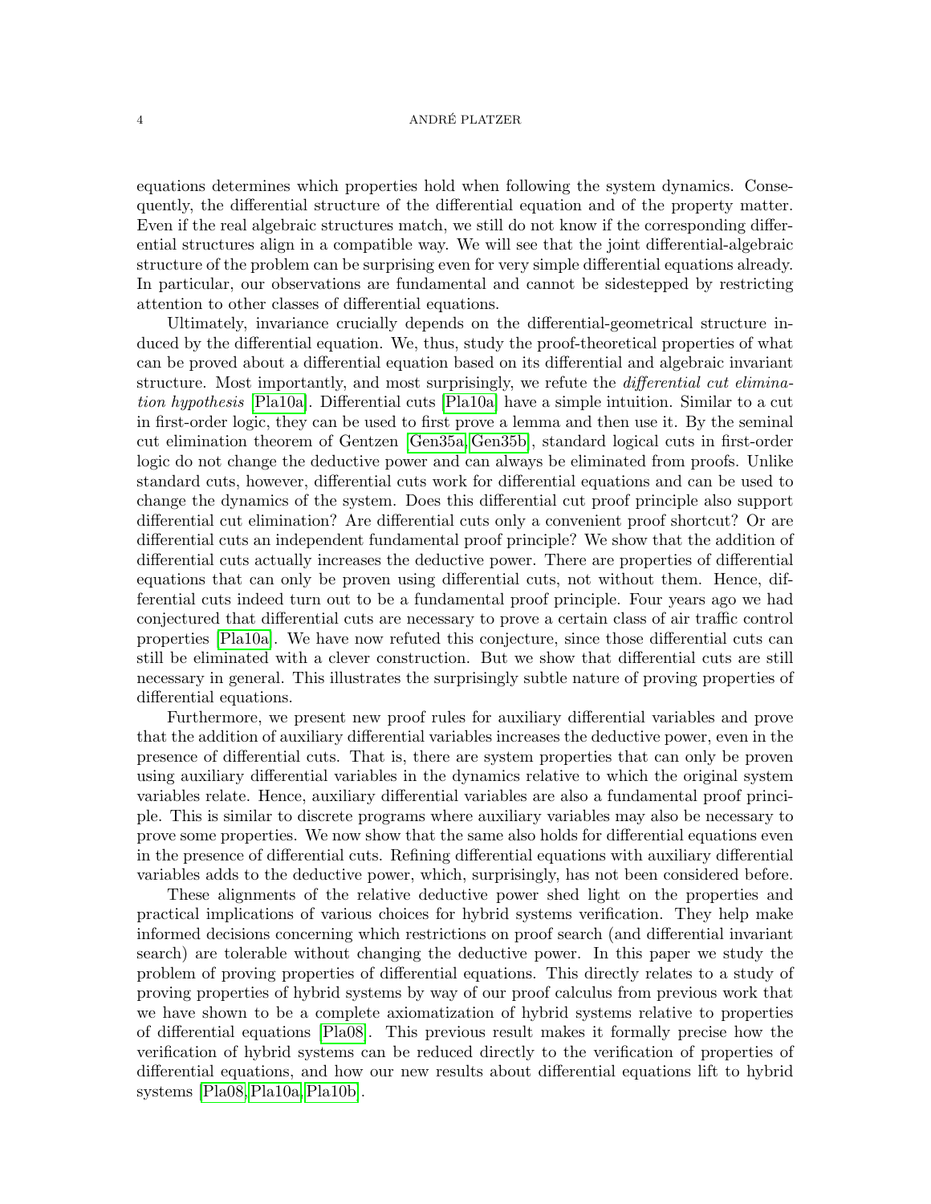equations determines which properties hold when following the system dynamics. Consequently, the differential structure of the differential equation and of the property matter. Even if the real algebraic structures match, we still do not know if the corresponding differential structures align in a compatible way. We will see that the joint differential-algebraic structure of the problem can be surprising even for very simple differential equations already. In particular, our observations are fundamental and cannot be sidestepped by restricting attention to other classes of differential equations.

Ultimately, invariance crucially depends on the differential-geometrical structure induced by the differential equation. We, thus, study the proof-theoretical properties of what can be proved about a differential equation based on its differential and algebraic invariant structure. Most importantly, and most surprisingly, we refute the *differential cut elimination hypothesis* [Pla10a]. Differential cuts [Pla10a] have a simple intuition. Similar to a cut in first-order logic, they can be used to first prove a lemma and then use it. By the seminal cut elimination theorem of Gentzen [Gen35a, Gen35b], standard logical cuts in first-order logic do not change the deductive power and can always be eliminated from proofs. Unlike standard cuts, however, differential cuts work for differential equations and can be used to change the dynamics of the system. Does this differential cut proof principle also support differential cut elimination? Are differential cuts only a convenient proof shortcut? Or are differential cuts an independent fundamental proof principle? We show that the addition of differential cuts actually increases the deductive power. There are properties of differential equations that can only be proven using differential cuts, not without them. Hence, differential cuts indeed turn out to be a fundamental proof principle. Four years ago we had conjectured that differential cuts are necessary to prove a certain class of air traffic control properties [Pla10a]. We have now refuted this conjecture, since those differential cuts can still be eliminated with a clever construction. But we show that differential cuts are still necessary in general. This illustrates the surprisingly subtle nature of proving properties of differential equations.

Furthermore, we present new proof rules for auxiliary differential variables and prove that the addition of auxiliary differential variables increases the deductive power, even in the presence of differential cuts. That is, there are system properties that can only be proven using auxiliary differential variables in the dynamics relative to which the original system variables relate. Hence, auxiliary differential variables are also a fundamental proof principle. This is similar to discrete programs where auxiliary variables may also be necessary to prove some properties. We now show that the same also holds for differential equations even in the presence of differential cuts. Refining differential equations with auxiliary differential variables adds to the deductive power, which, surprisingly, has not been considered before.

These alignments of the relative deductive power shed light on the properties and practical implications of various choices for hybrid systems verification. They help make informed decisions concerning which restrictions on proof search (and differential invariant search) are tolerable without changing the deductive power. In this paper we study the problem of proving properties of differential equations. This directly relates to a study of proving properties of hybrid systems by way of our proof calculus from previous work that we have shown to be a complete axiomatization of hybrid systems relative to properties of differential equations [Pla08]. This previous result makes it formally precise how the verification of hybrid systems can be reduced directly to the verification of properties of differential equations, and how our new results about differential equations lift to hybrid systems [Pla08, Pla10a, Pla10b].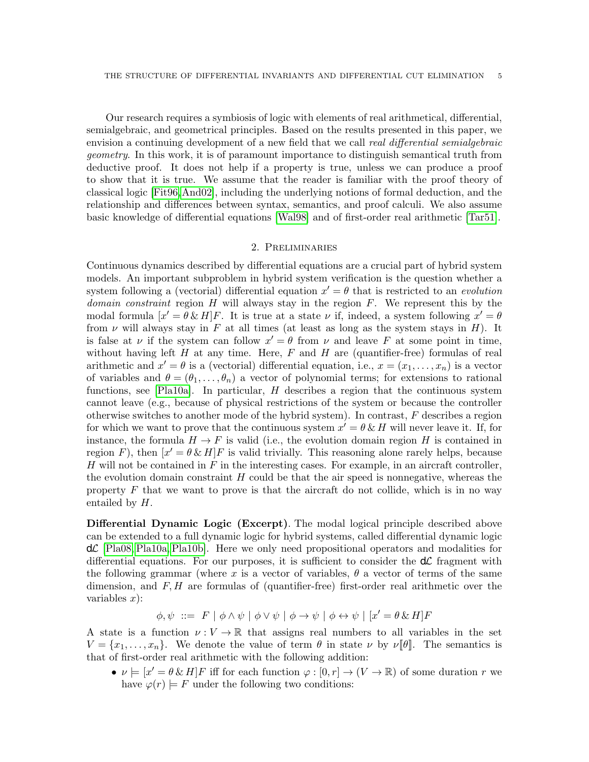Our research requires a symbiosis of logic with elements of real arithmetical, differential, semialgebraic, and geometrical principles. Based on the results presented in this paper, we envision a continuing development of a new field that we call *real differential semialgebraic geometry*. In this work, it is of paramount importance to distinguish semantical truth from deductive proof. It does not help if a property is true, unless we can produce a proof to show that it is true. We assume that the reader is familiar with the proof theory of classical logic [Fit96, And02], including the underlying notions of formal deduction, and the relationship and differences between syntax, semantics, and proof calculi. We also assume basic knowledge of differential equations [Wal98] and of first-order real arithmetic [Tar51].

## 2. Preliminaries

Continuous dynamics described by differential equations are a crucial part of hybrid system models. An important subproblem in hybrid system verification is the question whether a system following a (vectorial) differential equation $x' = \theta$ that is restricted to an *evolution domain constraint* region $H$ will always stay in the region $F$. We represent this by the modal formula $[x' = \theta \,\&\, H]F$. It is true at a state $\nu$ if, indeed, a system following $x' = \theta$ from $\nu$ will always stay in $F$ at all times (at least as long as the system stays in $H$). It is false at $\nu$ if the system can follow $x' = \theta$ from $\nu$ and leave $F$ at some point in time, without having left $H$ at any time. Here, $F$ and $H$ are (quantifier-free) formulas of real arithmetic and $x' = \theta$ is a (vectorial) differential equation, i.e., $x = (x_1, \dots, x_n)$ is a vector of variables and $\theta = (\theta_1, \dots, \theta_n)$ a vector of polynomial terms; for extensions to rational functions, see [Pla10a]. In particular, $H$ describes a region that the continuous system cannot leave (e.g., because of physical restrictions of the system or because the controller otherwise switches to another mode of the hybrid system). In contrast, $F$ describes a region for which we want to prove that the continuous system $x' = \theta \,\&\, H$ will never leave it. If, for instance, the formula $H \to F$ is valid (i.e., the evolution domain region $H$ is contained in region $F$), then $[x' = \theta \,\&\, H]F$ is valid trivially. This reasoning alone rarely helps, because $H$ will not be contained in $F$ in the interesting cases. For example, in an aircraft controller, the evolution domain constraint $H$ could be that the air speed is nonnegative, whereas the property $F$ that we want to prove is that the aircraft do not collide, which is in no way entailed by $H$.

**Differential Dynamic Logic (Excerpt).** The modal logical principle described above can be extended to a full dynamic logic for hybrid systems, called differential dynamic logic $\mathsf{d}\mathcal{L}$ [Pla08, Pla10a, Pla10b]. Here we only need propositional operators and modalities for differential equations. For our purposes, it is sufficient to consider the $\mathsf{d}\mathcal{L}$ fragment with the following grammar (where $x$ is a vector of variables, $\theta$ a vector of terms of the same dimension, and $F, H$ are formulas of (quantifier-free) first-order real arithmetic over the variables $x$):

$$\phi, \psi \ ::= \ F \mid \phi \land \psi \mid \phi \lor \psi \mid \phi \to \psi \mid \phi \leftrightarrow \psi \mid [x' = \theta \,\&\, H]F$$

A state is a function $\nu : V \to \mathbb{R}$ that assigns real numbers to all variables in the set $V = \{x_1, \dots, x_n\}$. We denote the value of term $\theta$ in state $\nu$ by $\nu[\![\theta]\!]$. The semantics is that of first-order real arithmetic with the following addition:

- $\nu \models [x' = \theta \,\&\, H]F$ iff for each function $\varphi : [0, r] \to (V \to \mathbb{R})$ of some duration $r$ we have $\varphi(r) \models F$ under the following two conditions: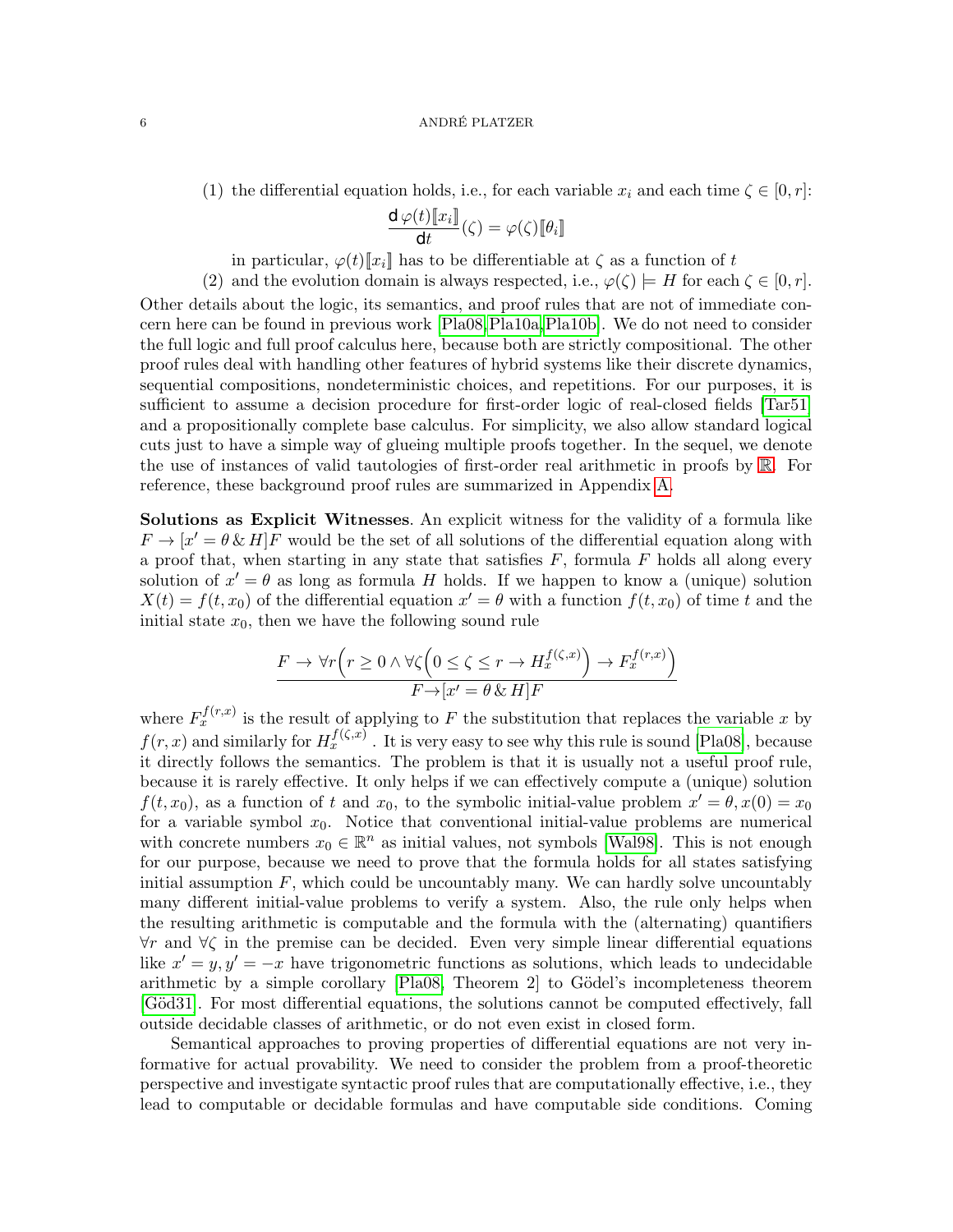(1) the differential equation holds, i.e., for each variable $x_i$ and each time $\zeta \in [0, r]$:

$$\frac{\mathsf{d}\, \varphi(t)[\![x_i]\!]}{\mathsf{d}t}(\zeta) = \varphi(\zeta)[\![\theta_i]\!]$$

in particular, $\varphi(t)[\![x_i]\!]$ has to be differentiable at $\zeta$ as a function of $t$

(2) and the evolution domain is always respected, i.e., $\varphi(\zeta) \models H$ for each $\zeta \in [0, r]$.

Other details about the logic, its semantics, and proof rules that are not of immediate concern here can be found in previous work [Pla08, Pla10a, Pla10b]. We do not need to consider the full logic and full proof calculus here, because both are strictly compositional. The other proof rules deal with handling other features of hybrid systems like their discrete dynamics, sequential compositions, nondeterministic choices, and repetitions. For our purposes, it is sufficient to assume a decision procedure for first-order logic of real-closed fields [Tar51] and a propositionally complete base calculus. For simplicity, we also allow standard logical cuts just to have a simple way of glueing multiple proofs together. In the sequel, we denote the use of instances of valid tautologies of first-order real arithmetic in proofs by $\mathbb{R}$. For reference, these background proof rules are summarized in Appendix A.

**Solutions as Explicit Witnesses**. An explicit witness for the validity of a formula like $F \rightarrow [x' = \theta \,\&\, H]F$ would be the set of all solutions of the differential equation along with a proof that, when starting in any state that satisfies $F$, formula $F$ holds all along every solution of $x' = \theta$ as long as formula $H$ holds. If we happen to know a (unique) solution $X(t) = f(t, x_0)$ of the differential equation $x' = \theta$ with a function $f(t, x_0)$ of time $t$ and the initial state $x_0$, then we have the following sound rule

$$\frac{F \rightarrow \forall r \Big(r \geq 0 \land \forall \zeta \Big(0 \leq \zeta \leq r \rightarrow H_x^{f(\zeta,x)}\Big) \rightarrow F_x^{f(r,x)}\Big)}{F \rightarrow [x' = \theta \,\&\, H]F}$$

where $F_x^{f(r,x)}$ is the result of applying to $F$ the substitution that replaces the variable $x$ by $f(r, x)$ and similarly for $H_x^{f(\zeta,x)}$. It is very easy to see why this rule is sound [Pla08], because it directly follows the semantics. The problem is that it is usually not a useful proof rule, because it is rarely effective. It only helps if we can effectively compute a (unique) solution $f(t, x_0)$, as a function of $t$ and $x_0$, to the symbolic initial-value problem $x' = \theta, x(0) = x_0$ for a variable symbol $x_0$. Notice that conventional initial-value problems are numerical with concrete numbers $x_0 \in \mathbb{R}^n$ as initial values, not symbols [Wal98]. This is not enough for our purpose, because we need to prove that the formula holds for all states satisfying initial assumption $F$, which could be uncountably many. We can hardly solve uncountably many different initial-value problems to verify a system. Also, the rule only helps when the resulting arithmetic is computable and the formula with the (alternating) quantifiers $\forall r$ and $\forall \zeta$ in the premise can be decided. Even very simple linear differential equations like $x' = y, y' = -x$ have trigonometric functions as solutions, which leads to undecidable arithmetic by a simple corollary [Pla08, Theorem 2] to Gödel's incompleteness theorem [Göd31]. For most differential equations, the solutions cannot be computed effectively, fall outside decidable classes of arithmetic, or do not even exist in closed form.

Semantical approaches to proving properties of differential equations are not very informative for actual provability. We need to consider the problem from a proof-theoretic perspective and investigate syntactic proof rules that are computationally effective, i.e., they lead to computable or decidable formulas and have computable side conditions. Coming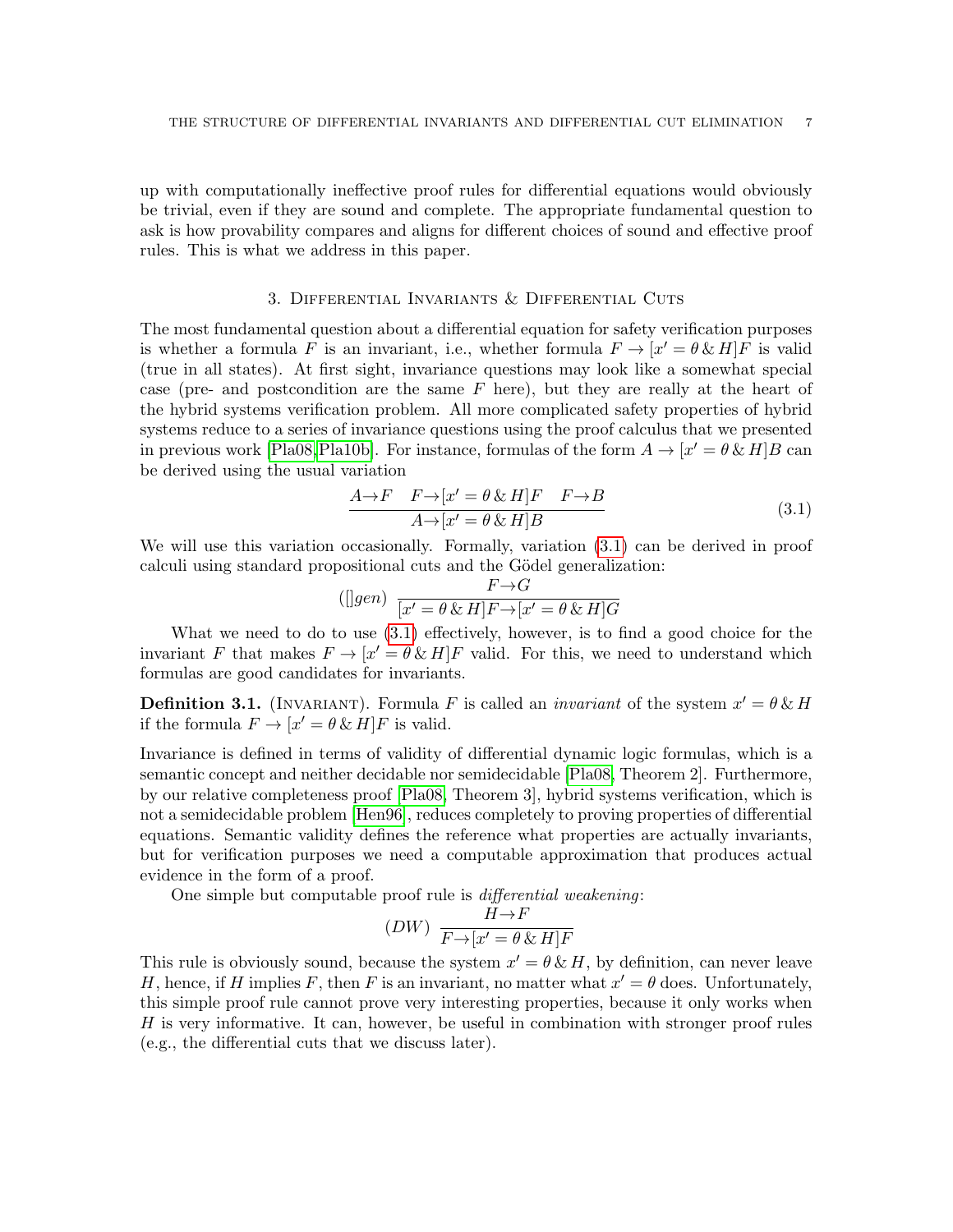up with computationally ineffective proof rules for differential equations would obviously be trivial, even if they are sound and complete. The appropriate fundamental question to ask is how provability compares and aligns for different choices of sound and effective proof rules. This is what we address in this paper.

## 3. Differential Invariants & Differential Cuts

The most fundamental question about a differential equation for safety verification purposes is whether a formula $F$ is an invariant, i.e., whether formula $F \to [x' = \theta \,\&\, H]F$ is valid (true in all states). At first sight, invariance questions may look like a somewhat special case (pre- and postcondition are the same $F$ here), but they are really at the heart of the hybrid systems verification problem. All more complicated safety properties of hybrid systems reduce to a series of invariance questions using the proof calculus that we presented in previous work [Pla08, Pla10b]. For instance, formulas of the form $A \to [x' = \theta \,\&\, H]B$ can be derived using the usual variation

$$\frac{A \to F \quad F \to [x' = \theta \,\&\, H]F \quad F \to B}{A \to [x' = \theta \,\&\, H]B} \tag{3.1}$$

We will use this variation occasionally. Formally, variation (3.1) can be derived in proof calculi using standard propositional cuts and the Gödel generalization:

$$([]gen)\ \frac{F \to G}{[x' = \theta \,\&\, H]F \to [x' = \theta \,\&\, H]G}$$

What we need to do to use (3.1) effectively, however, is to find a good choice for the invariant $F$ that makes $F \to [x' = \theta \,\&\, H]F$ valid. For this, we need to understand which formulas are good candidates for invariants.

**Definition 3.1.** (Invariant). Formula $F$ is called an *invariant* of the system $x' = \theta \,\&\, H$ if the formula $F \to [x' = \theta \,\&\, H]F$ is valid.

Invariance is defined in terms of validity of differential dynamic logic formulas, which is a semantic concept and neither decidable nor semidecidable [Pla08, Theorem 2]. Furthermore, by our relative completeness proof [Pla08, Theorem 3], hybrid systems verification, which is not a semidecidable problem [Hen96], reduces completely to proving properties of differential equations. Semantic validity defines the reference what properties are actually invariants, but for verification purposes we need a computable approximation that produces actual evidence in the form of a proof.

One simple but computable proof rule is *differential weakening*:

$$(DW)\ \frac{H \to F}{F \to [x' = \theta \,\&\, H]F}$$

This rule is obviously sound, because the system $x' = \theta \,\&\, H$, by definition, can never leave $H$, hence, if $H$ implies $F$, then $F$ is an invariant, no matter what $x' = \theta$ does. Unfortunately, this simple proof rule cannot prove very interesting properties, because it only works when $H$ is very informative. It can, however, be useful in combination with stronger proof rules (e.g., the differential cuts that we discuss later).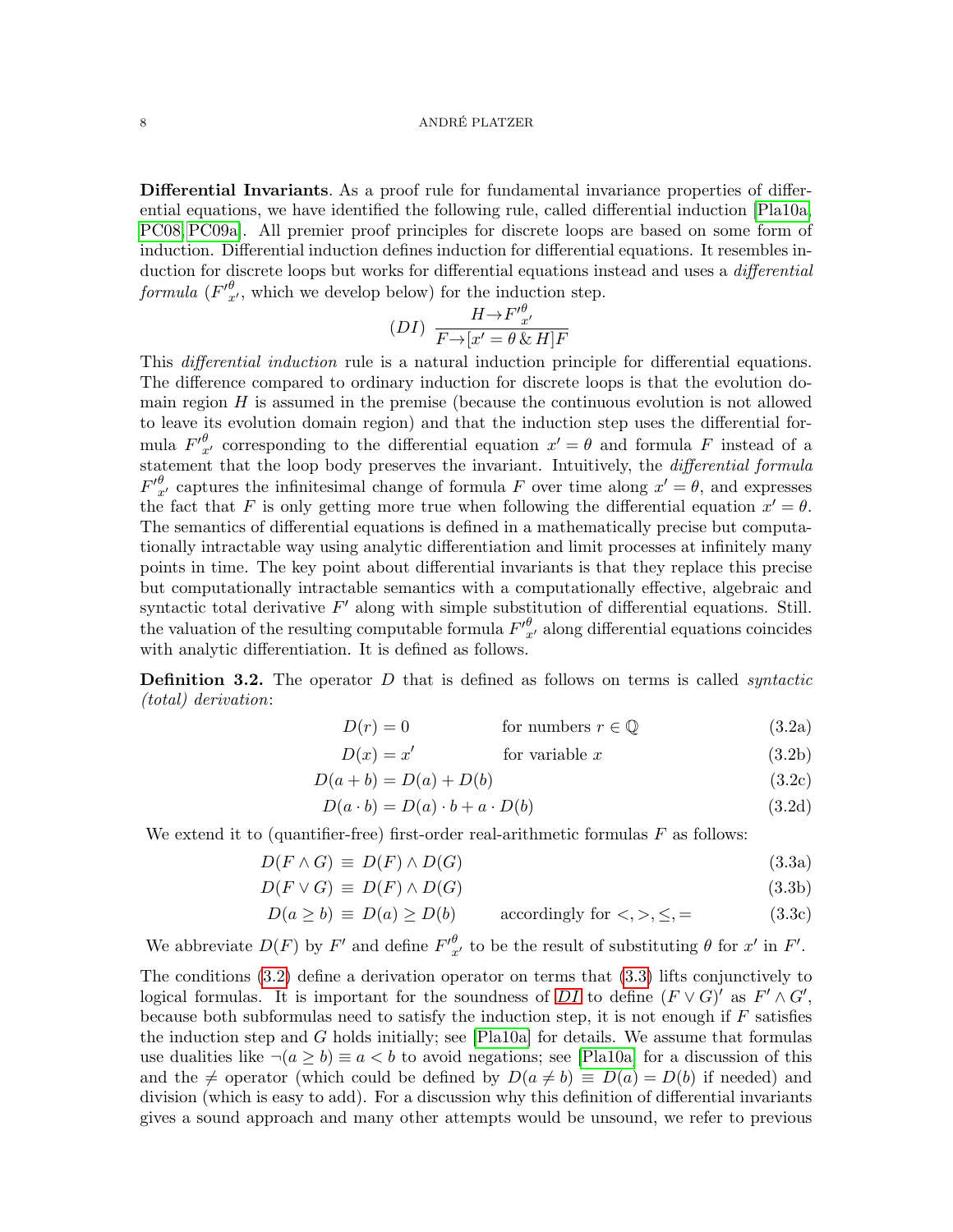**Differential Invariants**. As a proof rule for fundamental invariance properties of differential equations, we have identified the following rule, called differential induction [Pla10a, PC08, PC09a]. All premier proof principles for discrete loops are based on some form of induction. Differential induction defines induction for differential equations. It resembles induction for discrete loops but works for differential equations instead and uses a *differential formula* (${F'}^{\theta}_{x'}$, which we develop below) for the induction step.

$$(DI)\ \frac{H \rightarrow {F'}^{\theta}_{x'}}{F \rightarrow [x' = \theta \,\&\, H]F}$$

This *differential induction* rule is a natural induction principle for differential equations. The difference compared to ordinary induction for discrete loops is that the evolution domain region $H$ is assumed in the premise (because the continuous evolution is not allowed to leave its evolution domain region) and that the induction step uses the differential formula ${F'}^{\theta}_{x'}$ corresponding to the differential equation $x' = \theta$ and formula $F$ instead of a statement that the loop body preserves the invariant. Intuitively, the *differential formula* ${F'}^{\theta}_{x'}$ captures the infinitesimal change of formula $F$ over time along $x' = \theta$, and expresses the fact that $F$ is only getting more true when following the differential equation $x' = \theta$. The semantics of differential equations is defined in a mathematically precise but computationally intractable way using analytic differentiation and limit processes at infinitely many points in time. The key point about differential invariants is that they replace this precise but computationally intractable semantics with a computationally effective, algebraic and syntactic total derivative $F'$ along with simple substitution of differential equations. Still. the valuation of the resulting computable formula ${F'}^{\theta}_{x'}$ along differential equations coincides with analytic differentiation. It is defined as follows.

**Definition 3.2.** The operator $D$ that is defined as follows on terms is called *syntactic (total) derivation*:

$$D(r) = 0 \qquad \text{for numbers } r \in \mathbb{Q} \tag{3.2a}$$

$$D(x) = x' \qquad \text{for variable } x \tag{3.2b}$$

$$D(a + b) = D(a) + D(b) \tag{3.2c}$$

$$D(a \cdot b) = D(a) \cdot b + a \cdot D(b) \tag{3.2d}$$

We extend it to (quantifier-free) first-order real-arithmetic formulas $F$ as follows:

$$D(F \wedge G) \equiv D(F) \wedge D(G) \tag{3.3a}$$

$$D(F \vee G) \equiv D(F) \wedge D(G) \tag{3.3b}$$

$$D(a \geq b) \equiv D(a) \geq D(b) \qquad \text{accordingly for } <, >, \leq, = \tag{3.3c}$$

We abbreviate $D(F)$ by $F'$ and define ${F'}^{\theta}_{x'}$ to be the result of substituting $\theta$ for $x'$ in $F'$.

The conditions (3.2) define a derivation operator on terms that (3.3) lifts conjunctively to logical formulas. It is important for the soundness of *DI* to define $(F \vee G)'$ as $F' \wedge G'$, because both subformulas need to satisfy the induction step, it is not enough if $F$ satisfies the induction step and $G$ holds initially; see [Pla10a] for details. We assume that formulas use dualities like $\neg(a \geq b) \equiv a < b$ to avoid negations; see [Pla10a] for a discussion of this and the $\neq$ operator (which could be defined by $D(a \neq b) \equiv D(a) = D(b)$ if needed) and division (which is easy to add). For a discussion why this definition of differential invariants gives a sound approach and many other attempts would be unsound, we refer to previous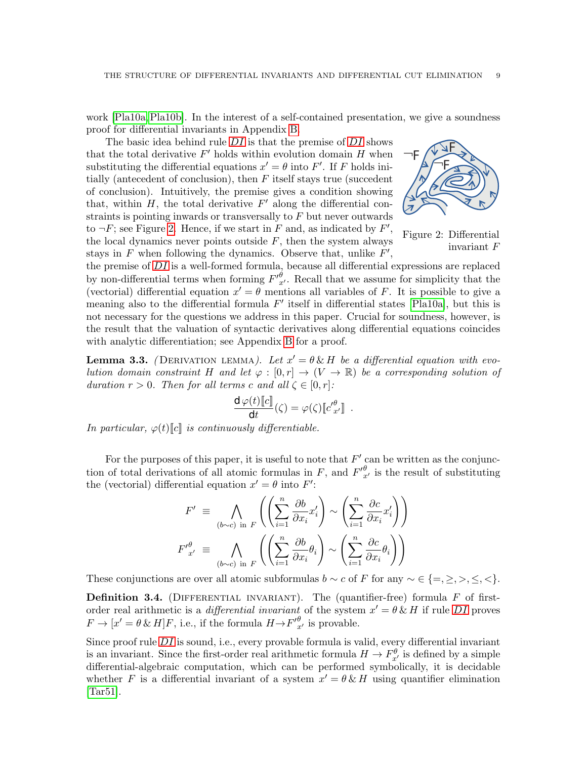work [Pla10a, Pla10b]. In the interest of a self-contained presentation, we give a soundness proof for differential invariants in Appendix B.

The basic idea behind rule *DI* is that the premise of *DI* shows that the total derivative $F'$ holds within evolution domain $H$ when substituting the differential equations $x' = \theta$ into $F'$. If $F$ holds initially (antecedent of conclusion), then $F$ itself stays true (succedent of conclusion). Intuitively, the premise gives a condition showing that, within $H$, the total derivative $F'$ along the differential constraints is pointing inwards or transversally to $F$ but never outwards to $\neg F$; see Figure 2. Hence, if we start in $F$ and, as indicated by $F'$, the local dynamics never points outside $F$, then the system always stays in $F$ when following the dynamics. Observe that, unlike $F'$, the premise of *DI* is a well-formed formula, because all differential expressions are replaced by non-differential terms when forming ${F'}^{\theta}_{x'}$. Recall that we assume for simplicity that the (vectorial) differential equation $x' = \theta$ mentions all variables of $F$. It is possible to give a meaning also to the differential formula $F'$ itself in differential states [Pla10a], but this is not necessary for the questions we address in this paper. Crucial for soundness, however, is the result that the valuation of syntactic derivatives along differential equations coincides with analytic differentiation; see Appendix B for a proof.

Figure 2: Differential invariant $F$

**Lemma 3.3.** (Derivation lemma). *Let $x' = \theta \,\&\, H$ be a differential equation with evolution domain constraint $H$ and let $\varphi : [0, r] \to (V \to \mathbb{R})$ be a corresponding solution of duration $r > 0$. Then for all terms $c$ and all $\zeta \in [0, r]$:*

$$\frac{\mathsf{d}\,\varphi(t)[\![c]\!]}{\mathsf{d}t}(\zeta) = \varphi(\zeta)[\![{c'}^{\theta}_{x'}]\!] \;.$$

*In particular, $\varphi(t)[\![c]\!]$ is continuously differentiable.*

For the purposes of this paper, it is useful to note that $F'$ can be written as the conjunction of total derivations of all atomic formulas in $F$, and ${F'}^{\theta}_{x'}$ is the result of substituting the (vectorial) differential equation $x' = \theta$ into $F'$:

$$F' \;\equiv\; \bigwedge_{(b \sim c) \text{ in } F} \left( \left( \sum_{i=1}^{n} \frac{\partial b}{\partial x_i} x_i' \right) \sim \left( \sum_{i=1}^{n} \frac{\partial c}{\partial x_i} x_i' \right) \right)$$

$${F'}^{\theta}_{x'} \;\equiv\; \bigwedge_{(b \sim c) \text{ in } F} \left( \left( \sum_{i=1}^{n} \frac{\partial b}{\partial x_i} \theta_i \right) \sim \left( \sum_{i=1}^{n} \frac{\partial c}{\partial x_i} \theta_i \right) \right)$$

These conjunctions are over all atomic subformulas $b \sim c$ of $F$ for any $\sim \in \{=, \geq, >, \leq, <\}$.

**Definition 3.4.** (Differential invariant). The (quantifier-free) formula $F$ of first-order real arithmetic is a *differential invariant* of the system $x' = \theta \,\&\, H$ if rule *DI* proves $F \to [x' = \theta \,\&\, H]F$, i.e., if the formula $H \to {F'}^{\theta}_{x'}$ is provable.

Since proof rule *DI* is sound, i.e., every provable formula is valid, every differential invariant is an invariant. Since the first-order real arithmetic formula $H \to F^{\theta}_{x'}$ is defined by a simple differential-algebraic computation, which can be performed symbolically, it is decidable whether $F$ is a differential invariant of a system $x' = \theta \,\&\, H$ using quantifier elimination [Tar51].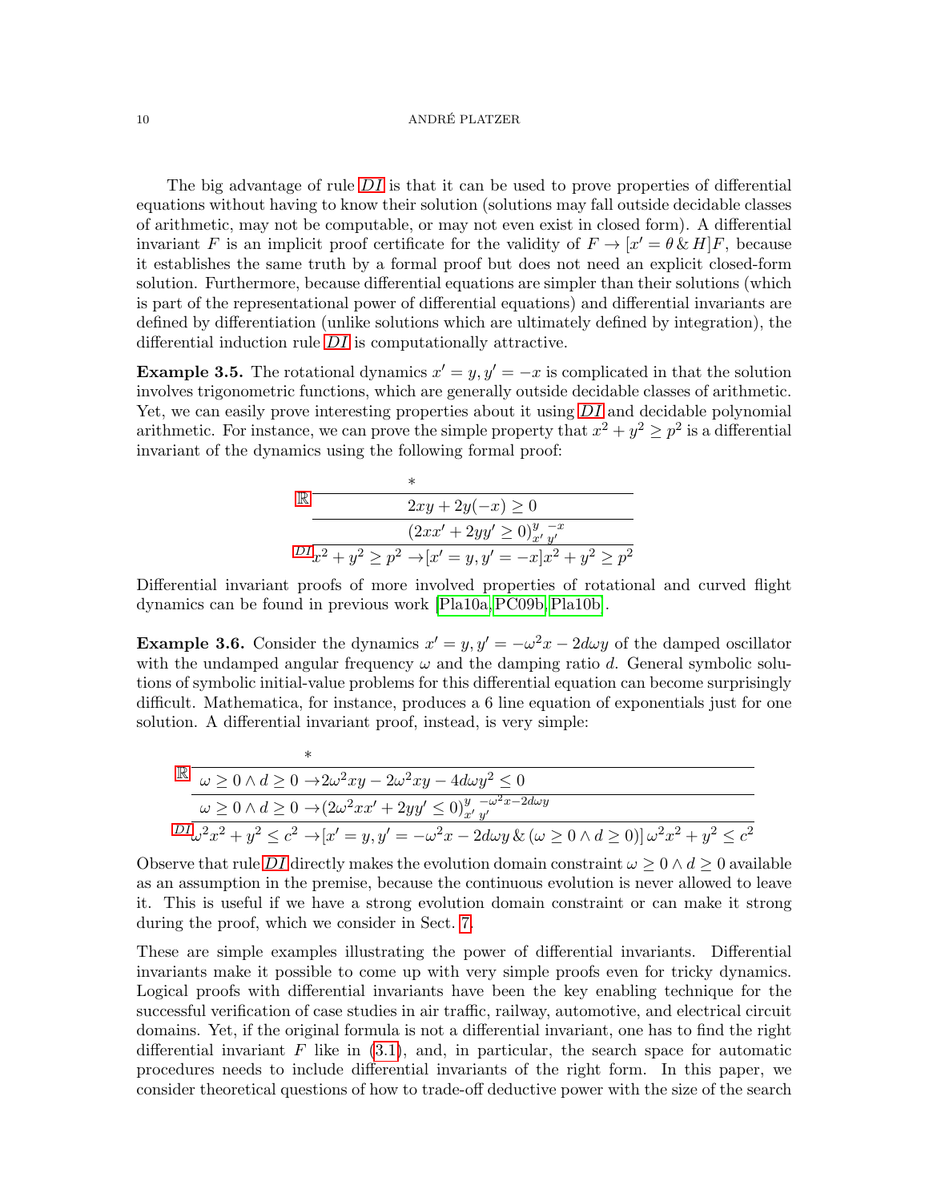The big advantage of rule *DI* is that it can be used to prove properties of differential equations without having to know their solution (solutions may fall outside decidable classes of arithmetic, may not be computable, or may not even exist in closed form). A differential invariant $F$ is an implicit proof certificate for the validity of $F \to [x' = \theta \,\&\, H]F$, because it establishes the same truth by a formal proof but does not need an explicit closed-form solution. Furthermore, because differential equations are simpler than their solutions (which is part of the representational power of differential equations) and differential invariants are defined by differentiation (unlike solutions which are ultimately defined by integration), the differential induction rule *DI* is computationally attractive.

**Example 3.5.** The rotational dynamics $x' = y, y' = -x$ is complicated in that the solution involves trigonometric functions, which are generally outside decidable classes of arithmetic. Yet, we can easily prove interesting properties about it using *DI* and decidable polynomial arithmetic. For instance, we can prove the simple property that $x^2 + y^2 \geq p^2$ is a differential invariant of the dynamics using the following formal proof:

$$
\dfrac{\dfrac{\dfrac{*}{2xy + 2y(-x) \geq 0}\;\mathbb{R}}{(2xx' + 2yy' \geq 0)_{x'}^{y}\,{}_{y'}^{-x}}}{x^2 + y^2 \geq p^2 \to [x' = y, y' = -x]x^2 + y^2 \geq p^2}\;DI
$$

Differential invariant proofs of more involved properties of rotational and curved flight dynamics can be found in previous work [Pla10a, PC09b, Pla10b].

**Example 3.6.** Consider the dynamics $x' = y, y' = -\omega^2 x - 2d\omega y$ of the damped oscillator with the undamped angular frequency $\omega$ and the damping ratio $d$. General symbolic solutions of symbolic initial-value problems for this differential equation can become surprisingly difficult. Mathematica, for instance, produces a 6 line equation of exponentials just for one solution. A differential invariant proof, instead, is very simple:

$$
\dfrac{\dfrac{\dfrac{*}{\omega \geq 0 \land d \geq 0 \to 2\omega^2 xy - 2\omega^2 xy - 4d\omega y^2 \leq 0}\;\mathbb{R}}{\omega \geq 0 \land d \geq 0 \to (2\omega^2 xx' + 2yy' \leq 0)_{x'}^{y}\,{}_{y'}^{-\omega^2 x - 2d\omega y}}}{\omega^2 x^2 + y^2 \leq c^2 \to [x' = y, y' = -\omega^2 x - 2d\omega y \,\&\, (\omega \geq 0 \land d \geq 0)]\, \omega^2 x^2 + y^2 \leq c^2}\;DI
$$

Observe that rule *DI* directly makes the evolution domain constraint $\omega \geq 0 \land d \geq 0$ available as an assumption in the premise, because the continuous evolution is never allowed to leave it. This is useful if we have a strong evolution domain constraint or can make it strong during the proof, which we consider in Sect. 7.

These are simple examples illustrating the power of differential invariants. Differential invariants make it possible to come up with very simple proofs even for tricky dynamics. Logical proofs with differential invariants have been the key enabling technique for the successful verification of case studies in air traffic, railway, automotive, and electrical circuit domains. Yet, if the original formula is not a differential invariant, one has to find the right differential invariant $F$ like in (3.1), and, in particular, the search space for automatic procedures needs to include differential invariants of the right form. In this paper, we consider theoretical questions of how to trade-off deductive power with the size of the search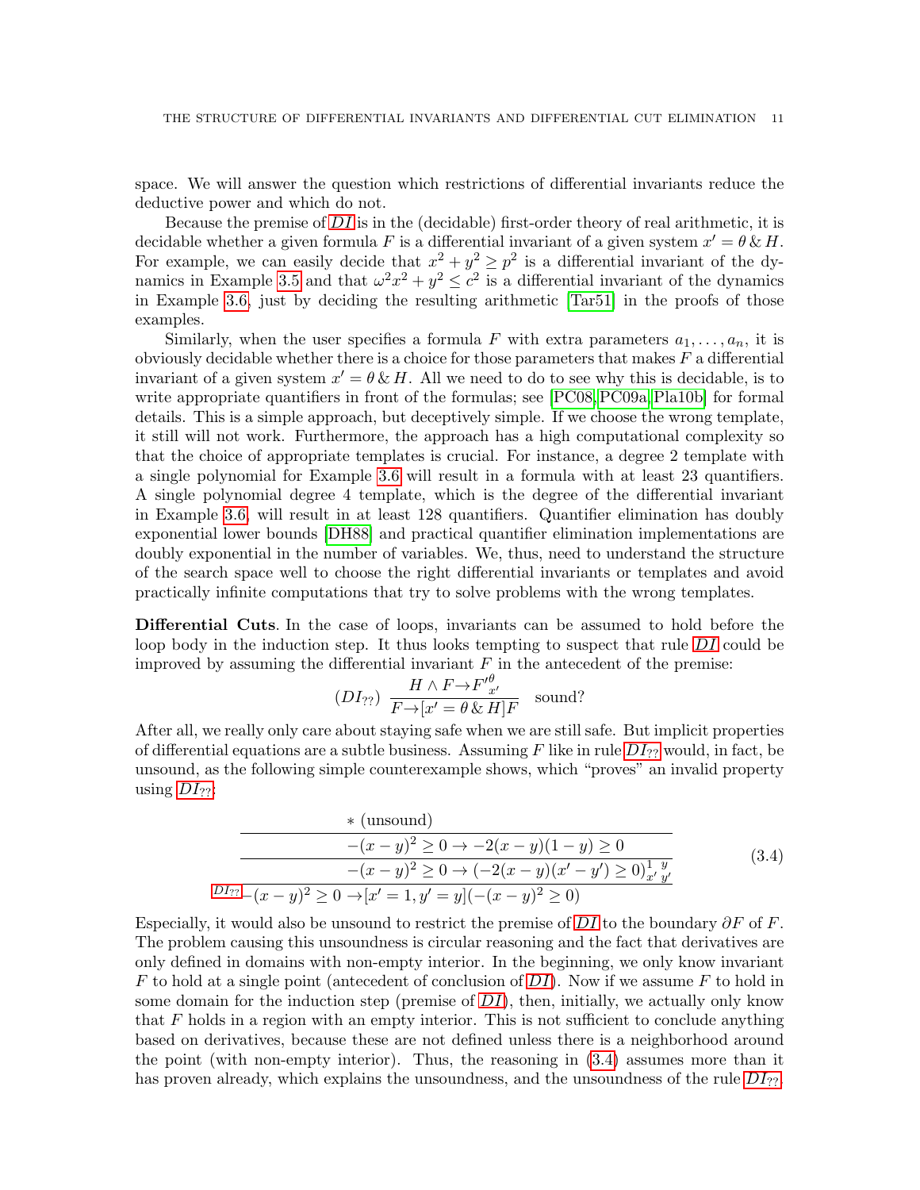space. We will answer the question which restrictions of differential invariants reduce the deductive power and which do not.

Because the premise of *DI* is in the (decidable) first-order theory of real arithmetic, it is decidable whether a given formula $F$ is a differential invariant of a given system $x' = \theta \,\&\, H$. For example, we can easily decide that $x^2 + y^2 \geq p^2$ is a differential invariant of the dynamics in Example 3.5 and that $\omega^2 x^2 + y^2 \leq c^2$ is a differential invariant of the dynamics in Example 3.6, just by deciding the resulting arithmetic [Tar51] in the proofs of those examples.

Similarly, when the user specifies a formula $F$ with extra parameters $a_1, \ldots, a_n$, it is obviously decidable whether there is a choice for those parameters that makes $F$ a differential invariant of a given system $x' = \theta \,\&\, H$. All we need to do to see why this is decidable, is to write appropriate quantifiers in front of the formulas; see [PC08, PC09a, Pla10b] for formal details. This is a simple approach, but deceptively simple. If we choose the wrong template, it still will not work. Furthermore, the approach has a high computational complexity so that the choice of appropriate templates is crucial. For instance, a degree 2 template with a single polynomial for Example 3.6 will result in a formula with at least 23 quantifiers. A single polynomial degree 4 template, which is the degree of the differential invariant in Example 3.6, will result in at least 128 quantifiers. Quantifier elimination has doubly exponential lower bounds [DH88] and practical quantifier elimination implementations are doubly exponential in the number of variables. We, thus, need to understand the structure of the search space well to choose the right differential invariants or templates and avoid practically infinite computations that try to solve problems with the wrong templates.

**Differential Cuts**. In the case of loops, invariants can be assumed to hold before the loop body in the induction step. It thus looks tempting to suspect that rule *DI* could be improved by assuming the differential invariant $F$ in the antecedent of the premise:

$$(DI_{??})\ \frac{H \land F \to {F'}^{\theta}_{x'}}{F \to [x' = \theta \,\&\, H]F} \quad \text{sound?}$$

After all, we really only care about staying safe when we are still safe. But implicit properties of differential equations are a subtle business. Assuming $F$ like in rule $DI_{??}$ would, in fact, be unsound, as the following simple counterexample shows, which "proves" an invalid property using $DI_{??}$:

$$\cfrac{\cfrac{\cfrac{* \text{ (unsound)}}{-(x-y)^2 \geq 0 \to -2(x-y)(1-y) \geq 0}}{-(x-y)^2 \geq 0 \to (-2(x-y)(x'-y') \geq 0)^{1\ y}_{x'\ y'}}}{-(x-y)^2 \geq 0 \to [x' = 1, y' = y](-(x-y)^2 \geq 0)}\, DI_{??} \tag{3.4}$$

Especially, it would also be unsound to restrict the premise of *DI* to the boundary $\partial F$ of $F$. The problem causing this unsoundness is circular reasoning and the fact that derivatives are only defined in domains with non-empty interior. In the beginning, we only know invariant $F$ to hold at a single point (antecedent of conclusion of *DI*). Now if we assume $F$ to hold in some domain for the induction step (premise of *DI*), then, initially, we actually only know that $F$ holds in a region with an empty interior. This is not sufficient to conclude anything based on derivatives, because these are not defined unless there is a neighborhood around the point (with non-empty interior). Thus, the reasoning in (3.4) assumes more than it has proven already, which explains the unsoundness, and the unsoundness of the rule $DI_{??}$.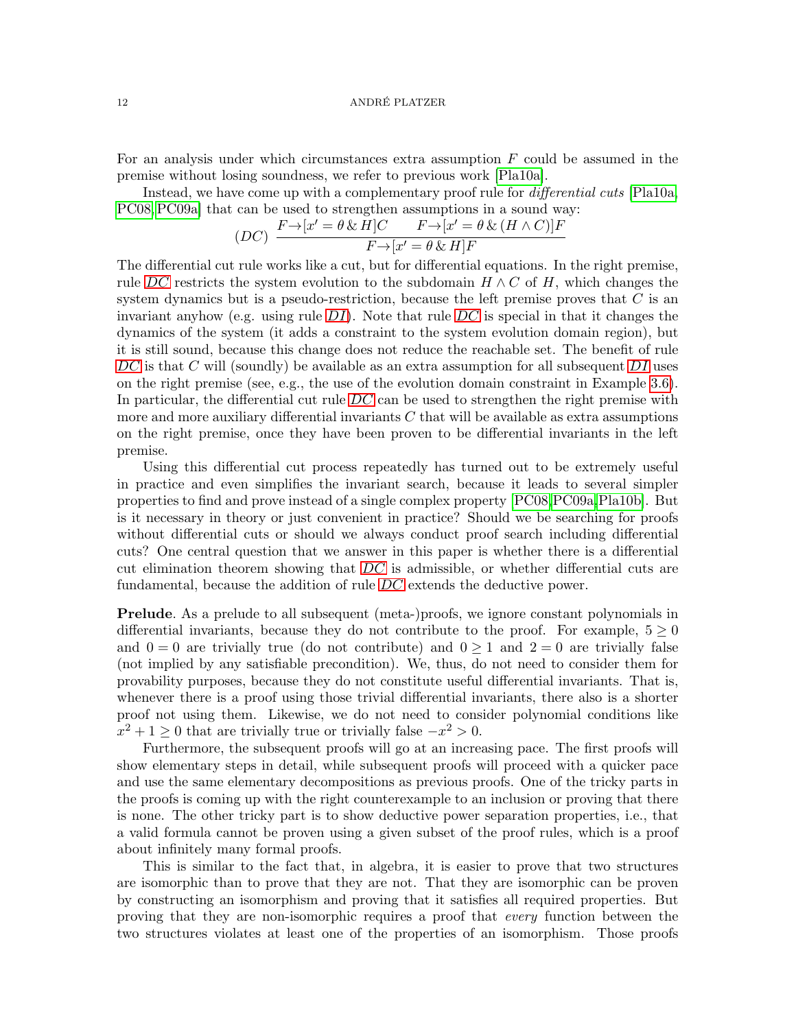For an analysis under which circumstances extra assumption $F$ could be assumed in the premise without losing soundness, we refer to previous work [Pla10a].

Instead, we have come up with a complementary proof rule for *differential cuts* [Pla10a, PC08, PC09a] that can be used to strengthen assumptions in a sound way:

$$(DC)\ \frac{F \rightarrow [x' = \theta \,\&\, H]C \qquad F \rightarrow [x' = \theta \,\&\, (H \wedge C)]F}{F \rightarrow [x' = \theta \,\&\, H]F}$$

The differential cut rule works like a cut, but for differential equations. In the right premise, rule *DC* restricts the system evolution to the subdomain $H \wedge C$ of $H$, which changes the system dynamics but is a pseudo-restriction, because the left premise proves that $C$ is an invariant anyhow (e.g. using rule *DI*). Note that rule *DC* is special in that it changes the dynamics of the system (it adds a constraint to the system evolution domain region), but it is still sound, because this change does not reduce the reachable set. The benefit of rule *DC* is that $C$ will (soundly) be available as an extra assumption for all subsequent *DI* uses on the right premise (see, e.g., the use of the evolution domain constraint in Example 3.6). In particular, the differential cut rule *DC* can be used to strengthen the right premise with more and more auxiliary differential invariants $C$ that will be available as extra assumptions on the right premise, once they have been proven to be differential invariants in the left premise.

Using this differential cut process repeatedly has turned out to be extremely useful in practice and even simplifies the invariant search, because it leads to several simpler properties to find and prove instead of a single complex property [PC08, PC09a, Pla10b]. But is it necessary in theory or just convenient in practice? Should we be searching for proofs without differential cuts or should we always conduct proof search including differential cuts? One central question that we answer in this paper is whether there is a differential cut elimination theorem showing that *DC* is admissible, or whether differential cuts are fundamental, because the addition of rule *DC* extends the deductive power.

**Prelude**. As a prelude to all subsequent (meta-)proofs, we ignore constant polynomials in differential invariants, because they do not contribute to the proof. For example, $5 \geq 0$ and $0 = 0$ are trivially true (do not contribute) and $0 \geq 1$ and $2 = 0$ are trivially false (not implied by any satisfiable precondition). We, thus, do not need to consider them for provability purposes, because they do not constitute useful differential invariants. That is, whenever there is a proof using those trivial differential invariants, there also is a shorter proof not using them. Likewise, we do not need to consider polynomial conditions like $x^2 + 1 \geq 0$ that are trivially true or trivially false $-x^2 > 0$.

Furthermore, the subsequent proofs will go at an increasing pace. The first proofs will show elementary steps in detail, while subsequent proofs will proceed with a quicker pace and use the same elementary decompositions as previous proofs. One of the tricky parts in the proofs is coming up with the right counterexample to an inclusion or proving that there is none. The other tricky part is to show deductive power separation properties, i.e., that a valid formula cannot be proven using a given subset of the proof rules, which is a proof about infinitely many formal proofs.

This is similar to the fact that, in algebra, it is easier to prove that two structures are isomorphic than to prove that they are not. That they are isomorphic can be proven by constructing an isomorphism and proving that it satisfies all required properties. But proving that they are non-isomorphic requires a proof that *every* function between the two structures violates at least one of the properties of an isomorphism. Those proofs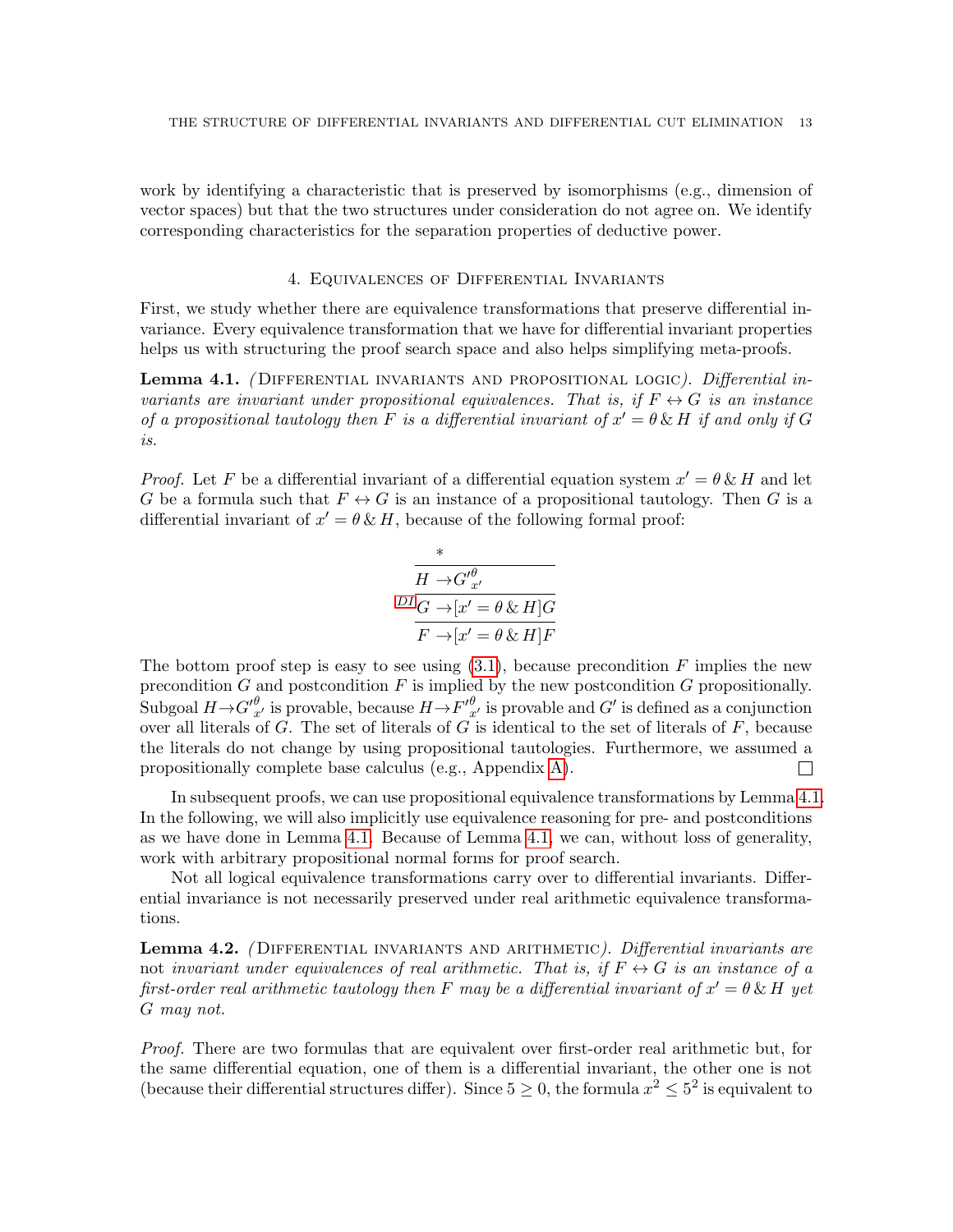work by identifying a characteristic that is preserved by isomorphisms (e.g., dimension of vector spaces) but that the two structures under consideration do not agree on. We identify corresponding characteristics for the separation properties of deductive power.

## 4. Equivalences of Differential Invariants

First, we study whether there are equivalence transformations that preserve differential invariance. Every equivalence transformation that we have for differential invariant properties helps us with structuring the proof search space and also helps simplifying meta-proofs.

**Lemma 4.1.** (Differential invariants and propositional logic). *Differential invariants are invariant under propositional equivalences. That is, if $F \leftrightarrow G$ is an instance of a propositional tautology then $F$ is a differential invariant of $x' = \theta \,\&\, H$ if and only if $G$ is.*

*Proof.* Let $F$ be a differential invariant of a differential equation system $x' = \theta \,\&\, H$ and let $G$ be a formula such that $F \leftrightarrow G$ is an instance of a propositional tautology. Then $G$ is a differential invariant of $x' = \theta \,\&\, H$, because of the following formal proof:

$$\dfrac{\dfrac{\dfrac{*}{H \to {G'}^{\theta}_{x'}}}{G \to [x' = \theta \,\&\, H]G}\,\text{DI}}{F \to [x' = \theta \,\&\, H]F}$$

The bottom proof step is easy to see using (3.1), because precondition $F$ implies the new precondition $G$ and postcondition $F$ is implied by the new postcondition $G$ propositionally. Subgoal $H \to {G'}^{\theta}_{x'}$ is provable, because $H \to {F'}^{\theta}_{x'}$ is provable and $G'$ is defined as a conjunction over all literals of $G$. The set of literals of $G$ is identical to the set of literals of $F$, because the literals do not change by using propositional tautologies. Furthermore, we assumed a propositionally complete base calculus (e.g., Appendix A). ☐

In subsequent proofs, we can use propositional equivalence transformations by Lemma 4.1. In the following, we will also implicitly use equivalence reasoning for pre- and postconditions as we have done in Lemma 4.1. Because of Lemma 4.1, we can, without loss of generality, work with arbitrary propositional normal forms for proof search.

Not all logical equivalence transformations carry over to differential invariants. Differential invariance is not necessarily preserved under real arithmetic equivalence transformations.

**Lemma 4.2.** (Differential invariants and arithmetic). *Differential invariants are* not *invariant under equivalences of real arithmetic. That is, if $F \leftrightarrow G$ is an instance of a first-order real arithmetic tautology then $F$ may be a differential invariant of $x' = \theta \,\&\, H$ yet $G$ may not.*

*Proof.* There are two formulas that are equivalent over first-order real arithmetic but, for the same differential equation, one of them is a differential invariant, the other one is not (because their differential structures differ). Since $5 \geq 0$, the formula $x^2 \leq 5^2$ is equivalent to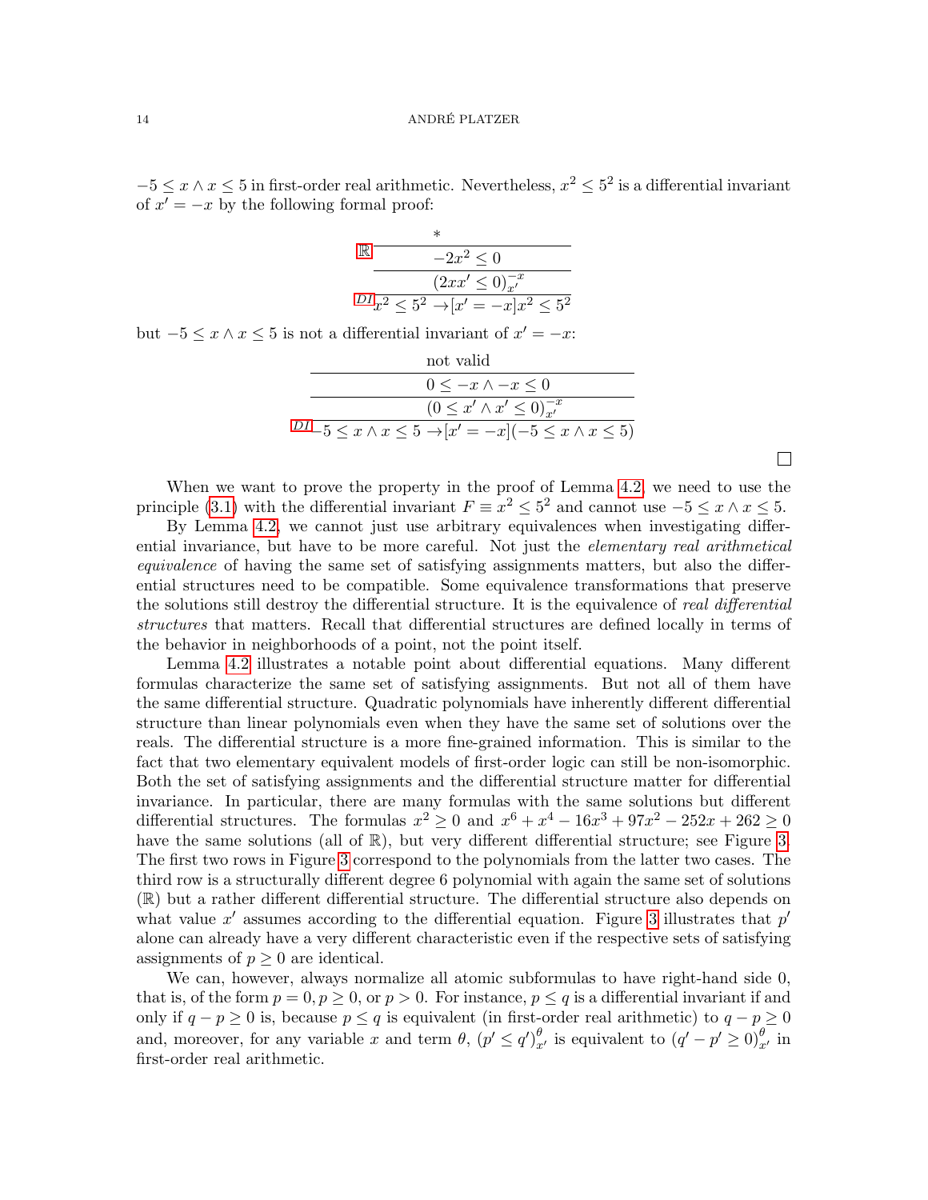$-5 \leq x \land x \leq 5$ in first-order real arithmetic. Nevertheless, $x^2 \leq 5^2$ is a differential invariant of $x' = -x$ by the following formal proof:

$$
\dfrac{\mathbb{R}\ \dfrac{*}{-2x^2 \leq 0}}{\dfrac{(2xx' \leq 0)_{x'}^{-x}}{DI\ x^2 \leq 5^2 \rightarrow [x' = -x]x^2 \leq 5^2}}
$$

but $-5 \leq x \land x \leq 5$ is not a differential invariant of $x' = -x$:

$$
\dfrac{\dfrac{\text{not valid}}{0 \leq -x \land -x \leq 0}}{\dfrac{(0 \leq x' \land x' \leq 0)_{x'}^{-x}}{DI\ -5 \leq x \land x \leq 5 \rightarrow [x' = -x](-5 \leq x \land x \leq 5)}}
$$

□

When we want to prove the property in the proof of Lemma 4.2, we need to use the principle (3.1) with the differential invariant $F \equiv x^2 \leq 5^2$ and cannot use $-5 \leq x \land x \leq 5$.

By Lemma 4.2, we cannot just use arbitrary equivalences when investigating differential invariance, but have to be more careful. Not just the *elementary real arithmetical equivalence* of having the same set of satisfying assignments matters, but also the differential structures need to be compatible. Some equivalence transformations that preserve the solutions still destroy the differential structure. It is the equivalence of *real differential structures* that matters. Recall that differential structures are defined locally in terms of the behavior in neighborhoods of a point, not the point itself.

Lemma 4.2 illustrates a notable point about differential equations. Many different formulas characterize the same set of satisfying assignments. But not all of them have the same differential structure. Quadratic polynomials have inherently different differential structure than linear polynomials even when they have the same set of solutions over the reals. The differential structure is a more fine-grained information. This is similar to the fact that two elementary equivalent models of first-order logic can still be non-isomorphic. Both the set of satisfying assignments and the differential structure matter for differential invariance. In particular, there are many formulas with the same solutions but different differential structures. The formulas $x^2 \geq 0$ and $x^6 + x^4 - 16x^3 + 97x^2 - 252x + 262 \geq 0$ have the same solutions (all of $\mathbb{R}$), but very different differential structure; see Figure 3. The first two rows in Figure 3 correspond to the polynomials from the latter two cases. The third row is a structurally different degree 6 polynomial with again the same set of solutions ($\mathbb{R}$) but a rather different differential structure. The differential structure also depends on what value $x'$ assumes according to the differential equation. Figure 3 illustrates that $p'$ alone can already have a very different characteristic even if the respective sets of satisfying assignments of $p \geq 0$ are identical.

We can, however, always normalize all atomic subformulas to have right-hand side 0, that is, of the form $p = 0, p \geq 0$, or $p > 0$. For instance, $p \leq q$ is a differential invariant if and only if $q - p \geq 0$ is, because $p \leq q$ is equivalent (in first-order real arithmetic) to $q - p \geq 0$ and, moreover, for any variable $x$ and term $\theta$, $(p' \leq q')_{x'}^{\theta}$ is equivalent to $(q' - p' \geq 0)_{x'}^{\theta}$ in first-order real arithmetic.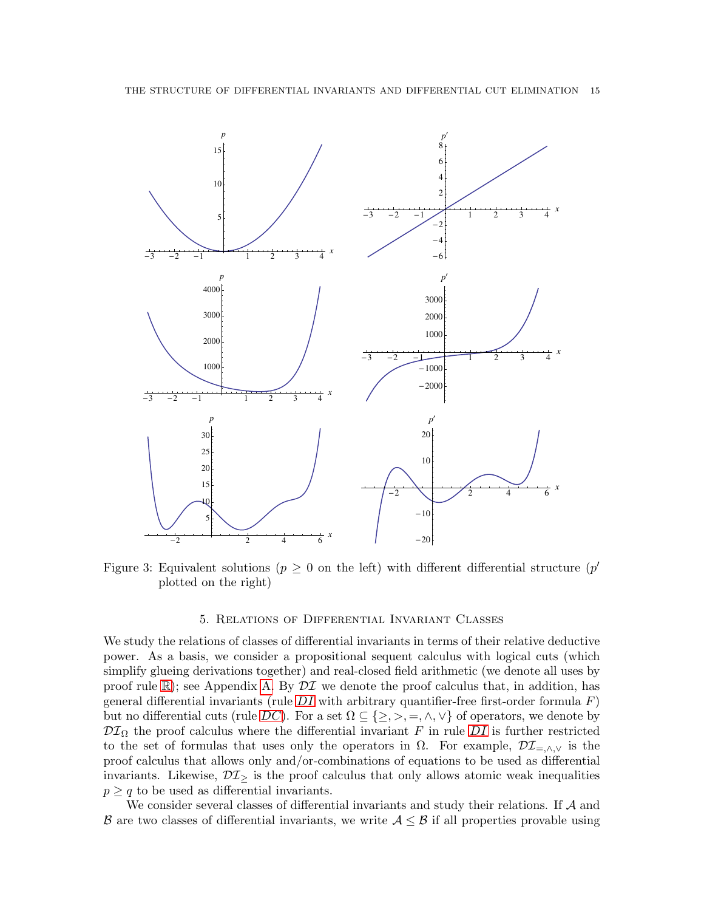Figure 3: Equivalent solutions ($p \geq 0$ on the left) with different differential structure ($p'$ plotted on the right)

## 5. Relations of Differential Invariant Classes

We study the relations of classes of differential invariants in terms of their relative deductive power. As a basis, we consider a propositional sequent calculus with logical cuts (which simplify glueing derivations together) and real-closed field arithmetic (we denote all uses by proof rule $\mathbb{R}$); see Appendix A. By $\mathcal{DI}$ we denote the proof calculus that, in addition, has general differential invariants (rule $DI$ with arbitrary quantifier-free first-order formula $F$) but no differential cuts (rule $DC$). For a set $\Omega \subseteq \{\geq, >, =, \wedge, \vee\}$ of operators, we denote by $\mathcal{DI}_\Omega$ the proof calculus where the differential invariant $F$ in rule $DI$ is further restricted to the set of formulas that uses only the operators in $\Omega$. For example, $\mathcal{DI}_{=,\wedge,\vee}$ is the proof calculus that allows only and/or-combinations of equations to be used as differential invariants. Likewise, $\mathcal{DI}_\geq$ is the proof calculus that only allows atomic weak inequalities $p \geq q$ to be used as differential invariants.

We consider several classes of differential invariants and study their relations. If $\mathcal{A}$ and $\mathcal{B}$ are two classes of differential invariants, we write $\mathcal{A} \leq \mathcal{B}$ if all properties provable using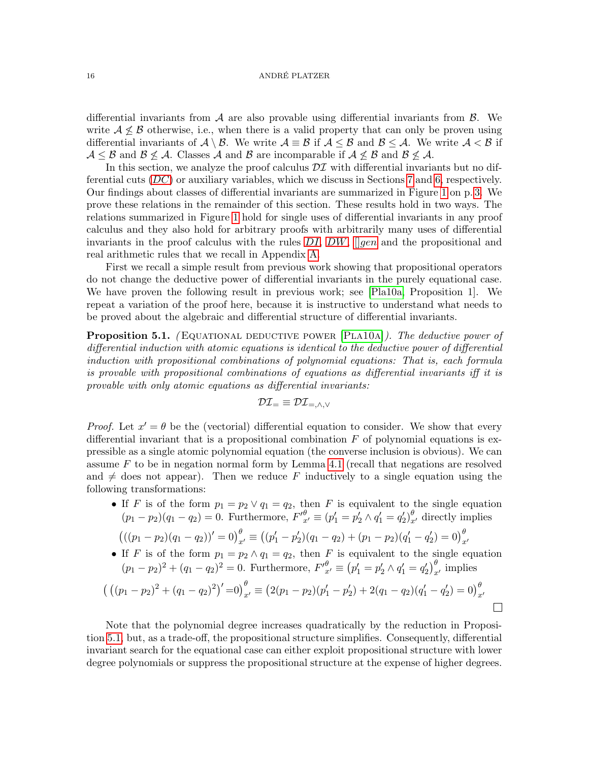differential invariants from $\mathcal{A}$ are also provable using differential invariants from $\mathcal{B}$. We write $\mathcal{A} \not\leq \mathcal{B}$ otherwise, i.e., when there is a valid property that can only be proven using differential invariants of $\mathcal{A} \setminus \mathcal{B}$. We write $\mathcal{A} \equiv \mathcal{B}$ if $\mathcal{A} \leq \mathcal{B}$ and $\mathcal{B} \leq \mathcal{A}$. We write $\mathcal{A} < \mathcal{B}$ if $\mathcal{A} \leq \mathcal{B}$ and $\mathcal{B} \not\leq \mathcal{A}$. Classes $\mathcal{A}$ and $\mathcal{B}$ are incomparable if $\mathcal{A} \not\leq \mathcal{B}$ and $\mathcal{B} \not\leq \mathcal{A}$.

In this section, we analyze the proof calculus $\mathcal{DI}$ with differential invariants but no differential cuts (*DC*) or auxiliary variables, which we discuss in Sections 7 and 6, respectively. Our findings about classes of differential invariants are summarized in Figure 1 on p. 3. We prove these relations in the remainder of this section. These results hold in two ways. The relations summarized in Figure 1 hold for single uses of differential invariants in any proof calculus and they also hold for arbitrary proofs with arbitrarily many uses of differential invariants in the proof calculus with the rules *DI*, *DW*, []*gen* and the propositional and real arithmetic rules that we recall in Appendix A.

First we recall a simple result from previous work showing that propositional operators do not change the deductive power of differential invariants in the purely equational case. We have proven the following result in previous work; see [Pla10a, Proposition 1]. We repeat a variation of the proof here, because it is instructive to understand what needs to be proved about the algebraic and differential structure of differential invariants.

**Proposition 5.1.** *(*Equational deductive power [Pla10a]*). The deductive power of differential induction with atomic equations is identical to the deductive power of differential induction with propositional combinations of polynomial equations: That is, each formula is provable with propositional combinations of equations as differential invariants iff it is provable with only atomic equations as differential invariants:*

$$\mathcal{DI}_{=} \equiv \mathcal{DI}_{=,\wedge,\vee}$$

*Proof.* Let $x' = \theta$ be the (vectorial) differential equation to consider. We show that every differential invariant that is a propositional combination $F$ of polynomial equations is expressible as a single atomic polynomial equation (the converse inclusion is obvious). We can assume $F$ to be in negation normal form by Lemma 4.1 (recall that negations are resolved and $\neq$ does not appear). Then we reduce $F$ inductively to a single equation using the following transformations:

- If $F$ is of the form $p_1 = p_2 \vee q_1 = q_2$, then $F$ is equivalent to the single equation $(p_1 - p_2)(q_1 - q_2) = 0$. Furthermore, ${F'}^{\theta}_{x'} \equiv (p_1' = p_2' \wedge q_1' = q_2')^{\theta}_{x'}$ directly implies
$$\big(((p_1 - p_2)(q_1 - q_2))' = 0\big)^{\theta}_{x'} \equiv \big((p_1' - p_2')(q_1 - q_2) + (p_1 - p_2)(q_1' - q_2') = 0\big)^{\theta}_{x'}$$
- If $F$ is of the form $p_1 = p_2 \wedge q_1 = q_2$, then $F$ is equivalent to the single equation $(p_1 - p_2)^2 + (q_1 - q_2)^2 = 0$. Furthermore, ${F'}^{\theta}_{x'} \equiv \big(p_1' = p_2' \wedge q_1' = q_2'\big)^{\theta}_{x'}$ implies

$$\big(\,((p_1 - p_2)^2 + (q_1 - q_2)^2)' = 0\big)^{\theta}_{x'} \equiv \big(2(p_1 - p_2)(p_1' - p_2') + 2(q_1 - q_2)(q_1' - q_2') = 0\big)^{\theta}_{x'}$$

∎

Note that the polynomial degree increases quadratically by the reduction in Proposition 5.1, but, as a trade-off, the propositional structure simplifies. Consequently, differential invariant search for the equational case can either exploit propositional structure with lower degree polynomials or suppress the propositional structure at the expense of higher degrees.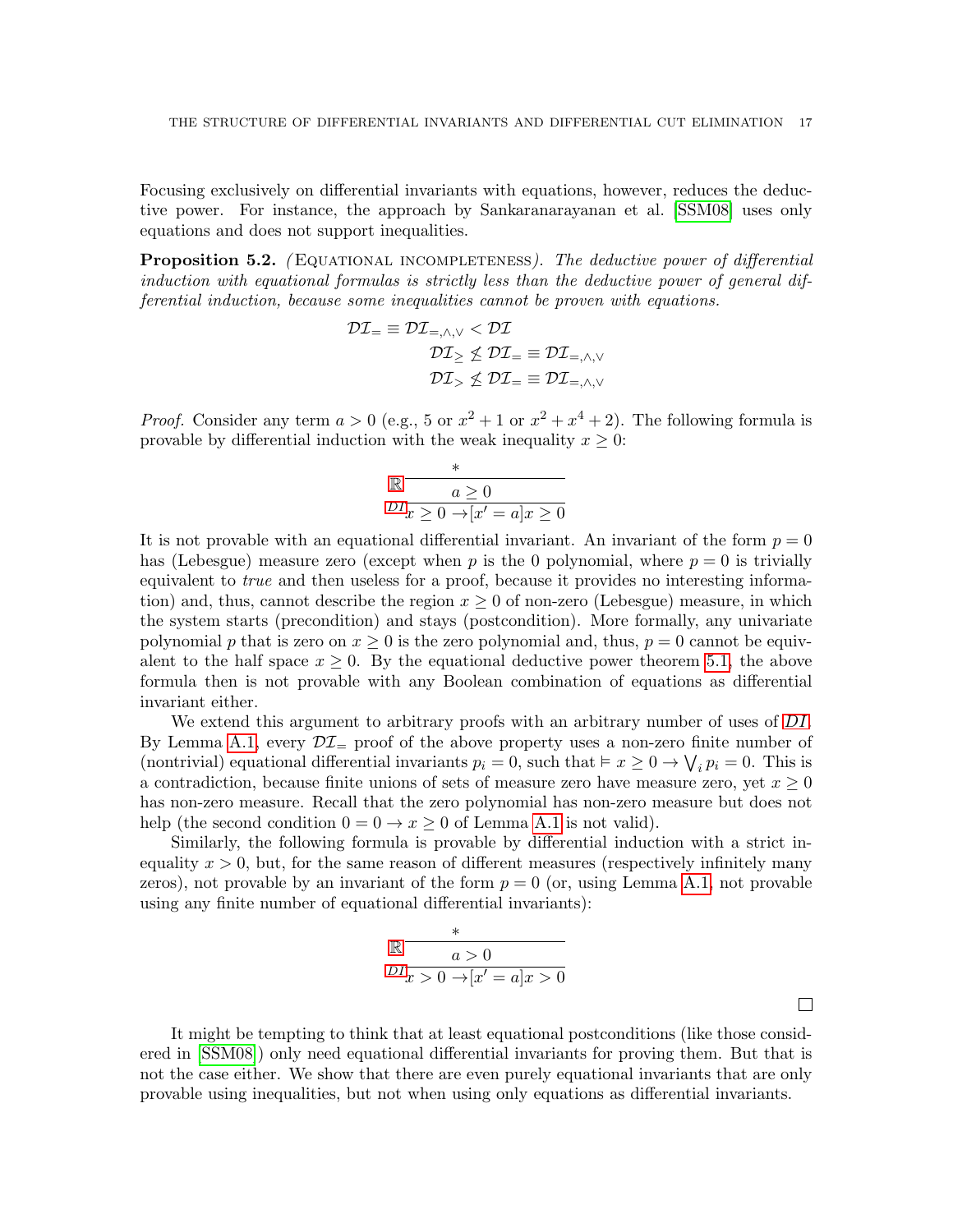Focusing exclusively on differential invariants with equations, however, reduces the deductive power. For instance, the approach by Sankaranarayanan et al. [SSM08] uses only equations and does not support inequalities.

**Proposition 5.2.** (Equational incompleteness). *The deductive power of differential induction with equational formulas is strictly less than the deductive power of general differential induction, because some inequalities cannot be proven with equations.*

$$\mathcal{DI}_= \equiv \mathcal{DI}_{=,\wedge,\vee} < \mathcal{DI}$$
$$\mathcal{DI}_\geq \not\leq \mathcal{DI}_= \equiv \mathcal{DI}_{=,\wedge,\vee}$$
$$\mathcal{DI}_> \not\leq \mathcal{DI}_= \equiv \mathcal{DI}_{=,\wedge,\vee}$$

*Proof.* Consider any term $a > 0$ (e.g., 5 or $x^2 + 1$ or $x^2 + x^4 + 2$). The following formula is provable by differential induction with the weak inequality $x \geq 0$:

$$\dfrac{\mathbb{R}\dfrac{*}{a \geq 0}}{x \geq 0 \to [x' = a]x \geq 0}\,DI$$

It is not provable with an equational differential invariant. An invariant of the form $p = 0$ has (Lebesgue) measure zero (except when $p$ is the 0 polynomial, where $p = 0$ is trivially equivalent to *true* and then useless for a proof, because it provides no interesting information) and, thus, cannot describe the region $x \geq 0$ of non-zero (Lebesgue) measure, in which the system starts (precondition) and stays (postcondition). More formally, any univariate polynomial $p$ that is zero on $x \geq 0$ is the zero polynomial and, thus, $p = 0$ cannot be equivalent to the half space $x \geq 0$. By the equational deductive power theorem 5.1, the above formula then is not provable with any Boolean combination of equations as differential invariant either.

We extend this argument to arbitrary proofs with an arbitrary number of uses of *DI*. By Lemma A.1, every $\mathcal{DI}_=$ proof of the above property uses a non-zero finite number of (nontrivial) equational differential invariants $p_i = 0$, such that $\vDash x \geq 0 \to \bigvee_i p_i = 0$. This is a contradiction, because finite unions of sets of measure zero have measure zero, yet $x \geq 0$ has non-zero measure. Recall that the zero polynomial has non-zero measure but does not help (the second condition $0 = 0 \to x \geq 0$ of Lemma A.1 is not valid).

Similarly, the following formula is provable by differential induction with a strict inequality $x > 0$, but, for the same reason of different measures (respectively infinitely many zeros), not provable by an invariant of the form $p = 0$ (or, using Lemma A.1, not provable using any finite number of equational differential invariants):

$$\dfrac{\mathbb{R}\dfrac{*}{a > 0}}{x > 0 \to [x' = a]x > 0}\,DI$$

□

It might be tempting to think that at least equational postconditions (like those considered in [SSM08]) only need equational differential invariants for proving them. But that is not the case either. We show that there are even purely equational invariants that are only provable using inequalities, but not when using only equations as differential invariants.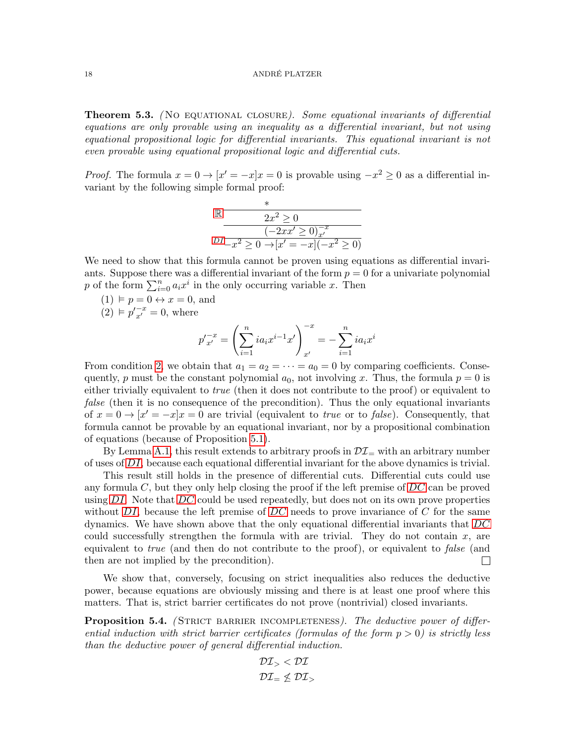**Theorem 5.3.** *(No equational closure). Some equational invariants of differential equations are only provable using an inequality as a differential invariant, but not using equational propositional logic for differential invariants. This equational invariant is not even provable using equational propositional logic and differential cuts.*

*Proof.* The formula $x = 0 \to [x' = -x]x = 0$ is provable using $-x^2 \geq 0$ as a differential invariant by the following simple formal proof:

$$
\dfrac{\dfrac{\dfrac{*}{2x^2 \geq 0}\ \mathbb{R}}{(-2xx' \geq 0)_{x'}^{-x}}}{-x^2 \geq 0 \to [x' = -x](-x^2 \geq 0)}\ DI
$$

We need to show that this formula cannot be proven using equations as differential invariants. Suppose there was a differential invariant of the form $p = 0$ for a univariate polynomial $p$ of the form $\sum_{i=0}^{n} a_i x^i$ in the only occurring variable $x$. Then

(1) $\vDash p = 0 \leftrightarrow x = 0$, and
(2) $\vDash p'^{-x}_{x'} = 0$, where

$$
p'^{-x}_{x'} = \left(\sum_{i=1}^{n} i a_i x^{i-1} x'\right)_{x'}^{-x} = -\sum_{i=1}^{n} i a_i x^i
$$

From condition 2, we obtain that $a_1 = a_2 = \cdots = a_0 = 0$ by comparing coefficients. Consequently, $p$ must be the constant polynomial $a_0$, not involving $x$. Thus, the formula $p = 0$ is either trivially equivalent to *true* (then it does not contribute to the proof) or equivalent to *false* (then it is no consequence of the precondition). Thus the only equational invariants of $x = 0 \to [x' = -x]x = 0$ are trivial (equivalent to *true* or to *false*). Consequently, that formula cannot be provable by an equational invariant, nor by a propositional combination of equations (because of Proposition 5.1).

By Lemma A.1, this result extends to arbitrary proofs in $\mathcal{DI}_=$ with an arbitrary number of uses of *DI*, because each equational differential invariant for the above dynamics is trivial.

This result still holds in the presence of differential cuts. Differential cuts could use any formula $C$, but they only help closing the proof if the left premise of *DC* can be proved using *DI*. Note that *DC* could be used repeatedly, but does not on its own prove properties without *DI*, because the left premise of *DC* needs to prove invariance of $C$ for the same dynamics. We have shown above that the only equational differential invariants that *DC* could successfully strengthen the formula with are trivial. They do not contain $x$, are equivalent to *true* (and then do not contribute to the proof), or equivalent to *false* (and then are not implied by the precondition). □

We show that, conversely, focusing on strict inequalities also reduces the deductive power, because equations are obviously missing and there is at least one proof where this matters. That is, strict barrier certificates do not prove (nontrivial) closed invariants.

**Proposition 5.4.** *(Strict barrier incompleteness). The deductive power of differential induction with strict barrier certificates (formulas of the form $p > 0$) is strictly less than the deductive power of general differential induction.*

$$
\mathcal{DI}_> < \mathcal{DI}
$$
$$
\mathcal{DI}_= \not\leq \mathcal{DI}_>
$$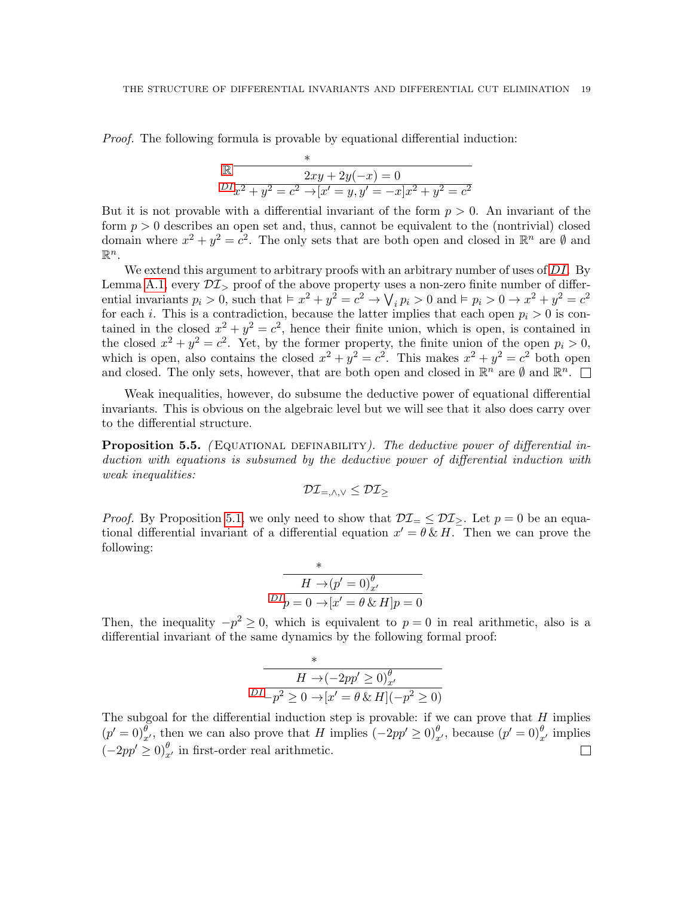*Proof.* The following formula is provable by equational differential induction:

$$\dfrac{\mathbb{R}\;\dfrac{*}{2xy + 2y(-x) = 0}}{DI\; x^2 + y^2 = c^2 \rightarrow [x' = y, y' = -x]x^2 + y^2 = c^2}$$

But it is not provable with a differential invariant of the form $p > 0$. An invariant of the form $p > 0$ describes an open set and, thus, cannot be equivalent to the (nontrivial) closed domain where $x^2 + y^2 = c^2$. The only sets that are both open and closed in $\mathbb{R}^n$ are $\emptyset$ and $\mathbb{R}^n$.

We extend this argument to arbitrary proofs with an arbitrary number of uses of $DI$. By Lemma A.1, every $\mathcal{DI}_>$ proof of the above property uses a non-zero finite number of differential invariants $p_i > 0$, such that $\vDash x^2 + y^2 = c^2 \rightarrow \bigvee_i p_i > 0$ and $\vDash p_i > 0 \rightarrow x^2 + y^2 = c^2$ for each $i$. This is a contradiction, because the latter implies that each open $p_i > 0$ is contained in the closed $x^2 + y^2 = c^2$, hence their finite union, which is open, is contained in the closed $x^2 + y^2 = c^2$. Yet, by the former property, the finite union of the open $p_i > 0$, which is open, also contains the closed $x^2 + y^2 = c^2$. This makes $x^2 + y^2 = c^2$ both open and closed. The only sets, however, that are both open and closed in $\mathbb{R}^n$ are $\emptyset$ and $\mathbb{R}^n$. ☐

Weak inequalities, however, do subsume the deductive power of equational differential invariants. This is obvious on the algebraic level but we will see that it also does carry over to the differential structure.

**Proposition 5.5.** *(*Equational definability*). The deductive power of differential induction with equations is subsumed by the deductive power of differential induction with weak inequalities:*

$$\mathcal{DI}_{=,\wedge,\vee} \leq \mathcal{DI}_{\geq}$$

*Proof.* By Proposition 5.1, we only need to show that $\mathcal{DI}_= \leq \mathcal{DI}_\geq$. Let $p = 0$ be an equational differential invariant of a differential equation $x' = \theta \,\&\, H$. Then we can prove the following:

$$\dfrac{\dfrac{*}{H \rightarrow (p' = 0)^{\theta}_{x'}}}{DI\; p = 0 \rightarrow [x' = \theta \,\&\, H]p = 0}$$

Then, the inequality $-p^2 \geq 0$, which is equivalent to $p = 0$ in real arithmetic, also is a differential invariant of the same dynamics by the following formal proof:

$$\dfrac{\dfrac{*}{H \rightarrow (-2pp' \geq 0)^{\theta}_{x'}}}{DI\; -p^2 \geq 0 \rightarrow [x' = \theta \,\&\, H](-p^2 \geq 0)}$$

The subgoal for the differential induction step is provable: if we can prove that $H$ implies $(p' = 0)^{\theta}_{x'}$, then we can also prove that $H$ implies $(-2pp' \geq 0)^{\theta}_{x'}$, because $(p' = 0)^{\theta}_{x'}$ implies $(-2pp' \geq 0)^{\theta}_{x'}$ in first-order real arithmetic. ☐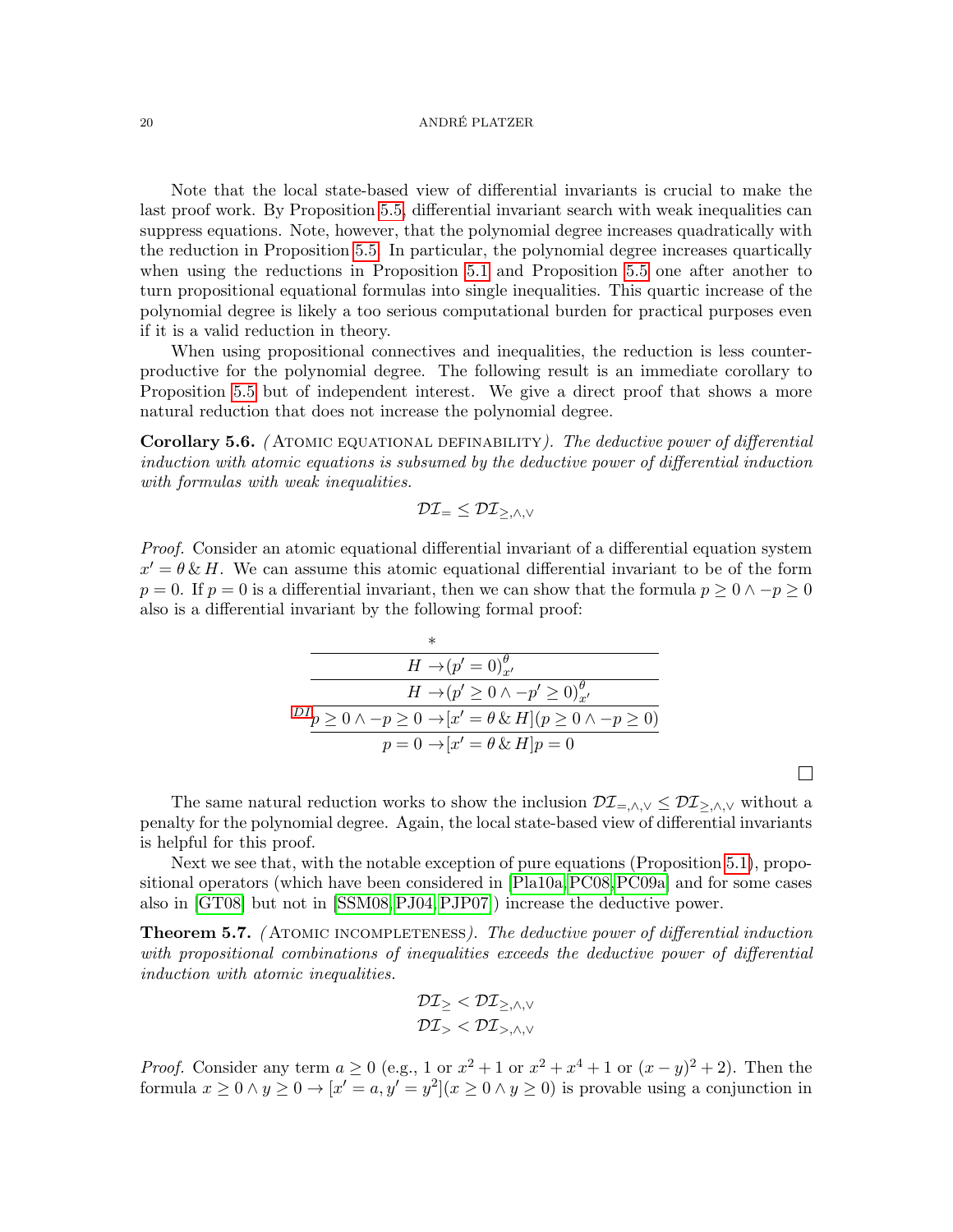Note that the local state-based view of differential invariants is crucial to make the last proof work. By Proposition 5.5, differential invariant search with weak inequalities can suppress equations. Note, however, that the polynomial degree increases quadratically with the reduction in Proposition 5.5. In particular, the polynomial degree increases quartically when using the reductions in Proposition 5.1 and Proposition 5.5 one after another to turn propositional equational formulas into single inequalities. This quartic increase of the polynomial degree is likely a too serious computational burden for practical purposes even if it is a valid reduction in theory.

When using propositional connectives and inequalities, the reduction is less counterproductive for the polynomial degree. The following result is an immediate corollary to Proposition 5.5 but of independent interest. We give a direct proof that shows a more natural reduction that does not increase the polynomial degree.

**Corollary 5.6.** *(*Atomic equational definability*). The deductive power of differential induction with atomic equations is subsumed by the deductive power of differential induction with formulas with weak inequalities.*

$$\mathcal{DI}_{=} \leq \mathcal{DI}_{\geq,\wedge,\vee}$$

*Proof.* Consider an atomic equational differential invariant of a differential equation system $x' = \theta \,\&\, H$. We can assume this atomic equational differential invariant to be of the form $p = 0$. If $p = 0$ is a differential invariant, then we can show that the formula $p \geq 0 \wedge -p \geq 0$ also is a differential invariant by the following formal proof:

$$\dfrac{\dfrac{\dfrac{\dfrac{*}{H \to (p' = 0)^{\theta}_{x'}}}{H \to (p' \geq 0 \wedge -p' \geq 0)^{\theta}_{x'}}}{p \geq 0 \wedge -p \geq 0 \to [x' = \theta \,\&\, H](p \geq 0 \wedge -p \geq 0)}\,DI}{p = 0 \to [x' = \theta \,\&\, H]p = 0}$$

□

The same natural reduction works to show the inclusion $\mathcal{DI}_{=,\wedge,\vee} \leq \mathcal{DI}_{\geq,\wedge,\vee}$ without a penalty for the polynomial degree. Again, the local state-based view of differential invariants is helpful for this proof.

Next we see that, with the notable exception of pure equations (Proposition 5.1), propositional operators (which have been considered in [Pla10a, PC08, PC09a] and for some cases also in [GT08] but not in [SSM08, PJ04, PJP07]) increase the deductive power.

**Theorem 5.7.** *(*Atomic incompleteness*). The deductive power of differential induction with propositional combinations of inequalities exceeds the deductive power of differential induction with atomic inequalities.*

$$\mathcal{DI}_{\geq} < \mathcal{DI}_{\geq,\wedge,\vee}$$
$$\mathcal{DI}_{>} < \mathcal{DI}_{>,\wedge,\vee}$$

*Proof.* Consider any term $a \geq 0$ (e.g., $1$ or $x^2+1$ or $x^2+x^4+1$ or $(x-y)^2+2$). Then the formula $x \geq 0 \wedge y \geq 0 \to [x' = a, y' = y^2](x \geq 0 \wedge y \geq 0)$ is provable using a conjunction in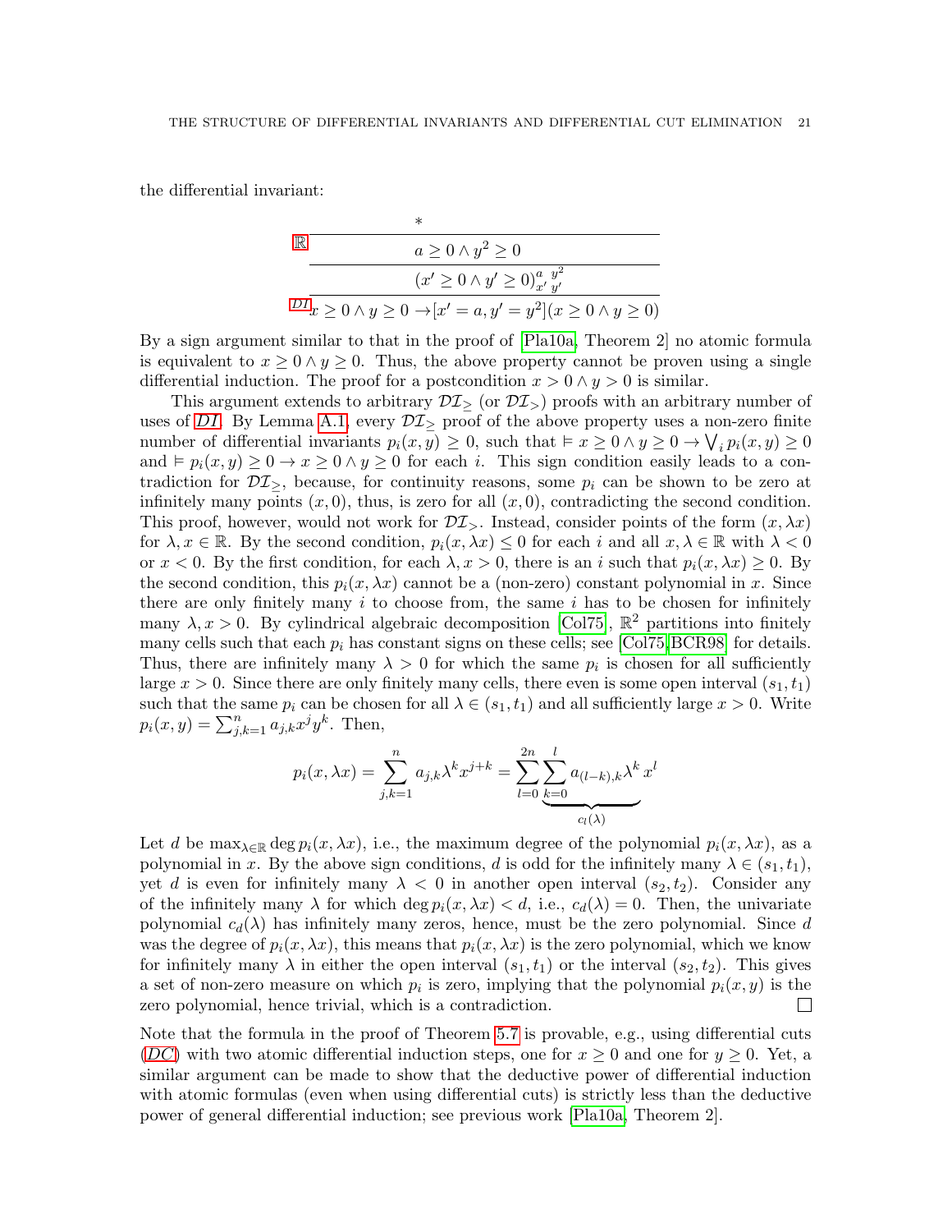the differential invariant:

$$
\dfrac{\dfrac{\dfrac{*}{a \geq 0 \land y^2 \geq 0}\;\mathbb{R}}{(x' \geq 0 \land y' \geq 0)_{x'\ y'}^{a\ y^2}}}{x \geq 0 \land y \geq 0 \to [x' = a, y' = y^2](x \geq 0 \land y \geq 0)}\;\mathit{DI}
$$

By a sign argument similar to that in the proof of [Pla10a, Theorem 2] no atomic formula is equivalent to $x \geq 0 \land y \geq 0$. Thus, the above property cannot be proven using a single differential induction. The proof for a postcondition $x > 0 \land y > 0$ is similar.

This argument extends to arbitrary $\mathcal{DI}_{\geq}$ (or $\mathcal{DI}_{>}$) proofs with an arbitrary number of uses of *DI*. By Lemma A.1, every $\mathcal{DI}_{\geq}$ proof of the above property uses a non-zero finite number of differential invariants $p_i(x,y) \geq 0$, such that $\vDash x \geq 0 \land y \geq 0 \to \bigvee_i p_i(x,y) \geq 0$ and $\vDash p_i(x,y) \geq 0 \to x \geq 0 \land y \geq 0$ for each $i$. This sign condition easily leads to a contradiction for $\mathcal{DI}_{\geq}$, because, for continuity reasons, some $p_i$ can be shown to be zero at infinitely many points $(x,0)$, thus, is zero for all $(x,0)$, contradicting the second condition. This proof, however, would not work for $\mathcal{DI}_{>}$. Instead, consider points of the form $(x, \lambda x)$ for $\lambda, x \in \mathbb{R}$. By the second condition, $p_i(x, \lambda x) \leq 0$ for each $i$ and all $x, \lambda \in \mathbb{R}$ with $\lambda < 0$ or $x < 0$. By the first condition, for each $\lambda, x > 0$, there is an $i$ such that $p_i(x, \lambda x) \geq 0$. By the second condition, this $p_i(x, \lambda x)$ cannot be a (non-zero) constant polynomial in $x$. Since there are only finitely many $i$ to choose from, the same $i$ has to be chosen for infinitely many $\lambda, x > 0$. By cylindrical algebraic decomposition [Col75], $\mathbb{R}^2$ partitions into finitely many cells such that each $p_i$ has constant signs on these cells; see [Col75, BCR98] for details. Thus, there are infinitely many $\lambda > 0$ for which the same $p_i$ is chosen for all sufficiently large $x > 0$. Since there are only finitely many cells, there even is some open interval $(s_1, t_1)$ such that the same $p_i$ can be chosen for all $\lambda \in (s_1, t_1)$ and all sufficiently large $x > 0$. Write $p_i(x,y) = \sum_{j,k=1}^{n} a_{j,k} x^j y^k$. Then,

$$
p_i(x, \lambda x) = \sum_{j,k=1}^{n} a_{j,k} \lambda^k x^{j+k} = \sum_{l=0}^{2n} \underbrace{\sum_{k=0}^{l} a_{(l-k),k} \lambda^k}_{c_l(\lambda)} x^l
$$

Let $d$ be $\max_{\lambda \in \mathbb{R}} \deg p_i(x, \lambda x)$, i.e., the maximum degree of the polynomial $p_i(x, \lambda x)$, as a polynomial in $x$. By the above sign conditions, $d$ is odd for the infinitely many $\lambda \in (s_1, t_1)$, yet $d$ is even for infinitely many $\lambda < 0$ in another open interval $(s_2, t_2)$. Consider any of the infinitely many $\lambda$ for which $\deg p_i(x, \lambda x) < d$, i.e., $c_d(\lambda) = 0$. Then, the univariate polynomial $c_d(\lambda)$ has infinitely many zeros, hence, must be the zero polynomial. Since $d$ was the degree of $p_i(x, \lambda x)$, this means that $p_i(x, \lambda x)$ is the zero polynomial, which we know for infinitely many $\lambda$ in either the open interval $(s_1, t_1)$ or the interval $(s_2, t_2)$. This gives a set of non-zero measure on which $p_i$ is zero, implying that the polynomial $p_i(x,y)$ is the zero polynomial, hence trivial, which is a contradiction. □

Note that the formula in the proof of Theorem 5.7 is provable, e.g., using differential cuts (*DC*) with two atomic differential induction steps, one for $x \geq 0$ and one for $y \geq 0$. Yet, a similar argument can be made to show that the deductive power of differential induction with atomic formulas (even when using differential cuts) is strictly less than the deductive power of general differential induction; see previous work [Pla10a, Theorem 2].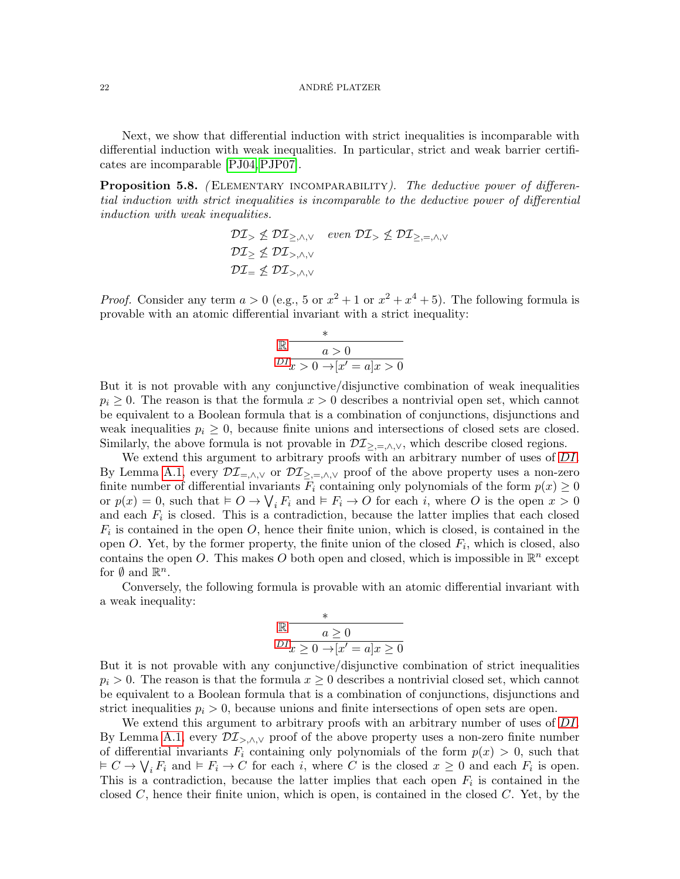Next, we show that differential induction with strict inequalities is incomparable with differential induction with weak inequalities. In particular, strict and weak barrier certificates are incomparable [PJ04, PJP07].

**Proposition 5.8.** *(*Elementary incomparability*). The deductive power of differential induction with strict inequalities is incomparable to the deductive power of differential induction with weak inequalities.*

$$\mathcal{DI}_{>} \not\leq \mathcal{DI}_{\geq,\wedge,\vee} \quad \textit{even } \mathcal{DI}_{>} \not\leq \mathcal{DI}_{\geq,=,\wedge,\vee}$$
$$\mathcal{DI}_{\geq} \not\leq \mathcal{DI}_{>,\wedge,\vee}$$
$$\mathcal{DI}_{=} \not\leq \mathcal{DI}_{>,\wedge,\vee}$$

*Proof.* Consider any term $a > 0$ (e.g., 5 or $x^2 + 1$ or $x^2 + x^4 + 5$). The following formula is provable with an atomic differential invariant with a strict inequality:

$$\dfrac{\dfrac{*}{a > 0}\,\mathbb{R}}{x > 0 \rightarrow [x' = a]x > 0}\,DI$$

But it is not provable with any conjunctive/disjunctive combination of weak inequalities $p_i \geq 0$. The reason is that the formula $x > 0$ describes a nontrivial open set, which cannot be equivalent to a Boolean formula that is a combination of conjunctions, disjunctions and weak inequalities $p_i \geq 0$, because finite unions and intersections of closed sets are closed. Similarly, the above formula is not provable in $\mathcal{DI}_{\geq,=,\wedge,\vee}$, which describe closed regions.

We extend this argument to arbitrary proofs with an arbitrary number of uses of $DI$. By Lemma A.1, every $\mathcal{DI}_{=,\wedge,\vee}$ or $\mathcal{DI}_{\geq,=,\wedge,\vee}$ proof of the above property uses a non-zero finite number of differential invariants $F_i$ containing only polynomials of the form $p(x) \geq 0$ or $p(x) = 0$, such that $\vDash O \rightarrow \bigvee_i F_i$ and $\vDash F_i \rightarrow O$ for each $i$, where $O$ is the open $x > 0$ and each $F_i$ is closed. This is a contradiction, because the latter implies that each closed $F_i$ is contained in the open $O$, hence their finite union, which is closed, is contained in the open $O$. Yet, by the former property, the finite union of the closed $F_i$, which is closed, also contains the open $O$. This makes $O$ both open and closed, which is impossible in $\mathbb{R}^n$ except for $\emptyset$ and $\mathbb{R}^n$.

Conversely, the following formula is provable with an atomic differential invariant with a weak inequality:

$$\dfrac{\dfrac{*}{a \geq 0}\,\mathbb{R}}{x \geq 0 \rightarrow [x' = a]x \geq 0}\,DI$$

But it is not provable with any conjunctive/disjunctive combination of strict inequalities $p_i > 0$. The reason is that the formula $x \geq 0$ describes a nontrivial closed set, which cannot be equivalent to a Boolean formula that is a combination of conjunctions, disjunctions and strict inequalities $p_i > 0$, because unions and finite intersections of open sets are open.

We extend this argument to arbitrary proofs with an arbitrary number of uses of $DI$. By Lemma A.1, every $\mathcal{DI}_{>,\wedge,\vee}$ proof of the above property uses a non-zero finite number of differential invariants $F_i$ containing only polynomials of the form $p(x) > 0$, such that $\vDash C \rightarrow \bigvee_i F_i$ and $\vDash F_i \rightarrow C$ for each $i$, where $C$ is the closed $x \geq 0$ and each $F_i$ is open. This is a contradiction, because the latter implies that each open $F_i$ is contained in the closed $C$, hence their finite union, which is open, is contained in the closed $C$. Yet, by the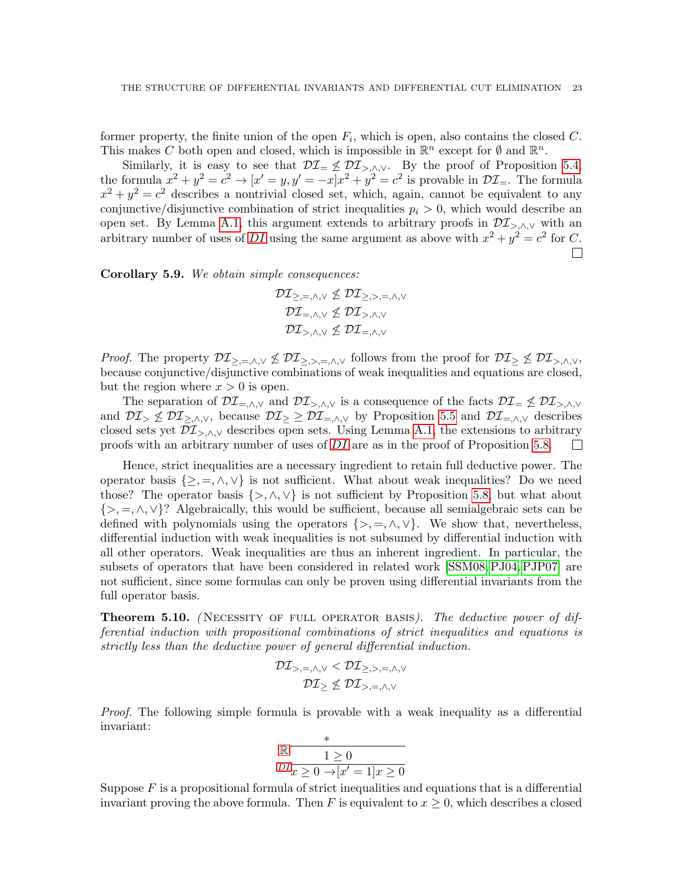former property, the finite union of the open $F_i$, which is open, also contains the closed $C$. This makes $C$ both open and closed, which is impossible in $\mathbb{R}^n$ except for $\emptyset$ and $\mathbb{R}^n$.

Similarly, it is easy to see that $\mathcal{DI}_= \not\leq \mathcal{DI}_{>,\wedge,\vee}$. By the proof of Proposition 5.4, the formula $x^2+y^2=c^2 \rightarrow [x'=y, y'=-x]x^2+y^2=c^2$ is provable in $\mathcal{DI}_=$. The formula $x^2+y^2=c^2$ describes a nontrivial closed set, which, again, cannot be equivalent to any conjunctive/disjunctive combination of strict inequalities $p_i > 0$, which would describe an open set. By Lemma A.1, this argument extends to arbitrary proofs in $\mathcal{DI}_{>,\wedge,\vee}$ with an arbitrary number of uses of *DI* using the same argument as above with $x^2+y^2=c^2$ for $C$. ☐

**Corollary 5.9.** *We obtain simple consequences:*

$$\mathcal{DI}_{\geq,=,\wedge,\vee} \not\leq \mathcal{DI}_{\geq,>,=,\wedge,\vee}$$
$$\mathcal{DI}_{=,\wedge,\vee} \not\leq \mathcal{DI}_{>,\wedge,\vee}$$
$$\mathcal{DI}_{>,\wedge,\vee} \not\leq \mathcal{DI}_{=,\wedge,\vee}$$

*Proof.* The property $\mathcal{DI}_{\geq,=,\wedge,\vee} \not\leq \mathcal{DI}_{\geq,>,=,\wedge,\vee}$ follows from the proof for $\mathcal{DI}_{\geq} \not\leq \mathcal{DI}_{>,\wedge,\vee}$, because conjunctive/disjunctive combinations of weak inequalities and equations are closed, but the region where $x > 0$ is open.

The separation of $\mathcal{DI}_{=,\wedge,\vee}$ and $\mathcal{DI}_{>,\wedge,\vee}$ is a consequence of the facts $\mathcal{DI}_= \not\leq \mathcal{DI}_{>,\wedge,\vee}$ and $\mathcal{DI}_> \not\leq \mathcal{DI}_{\geq,\wedge,\vee}$, because $\mathcal{DI}_{\geq} \geq \mathcal{DI}_{=,\wedge,\vee}$ by Proposition 5.5 and $\mathcal{DI}_{=,\wedge,\vee}$ describes closed sets yet $\mathcal{DI}_{>,\wedge,\vee}$ describes open sets. Using Lemma A.1, the extensions to arbitrary proofs with an arbitrary number of uses of *DI* are as in the proof of Proposition 5.8. ☐

Hence, strict inequalities are a necessary ingredient to retain full deductive power. The operator basis $\{\geq,=,\wedge,\vee\}$ is not sufficient. What about weak inequalities? Do we need those? The operator basis $\{>,\wedge,\vee\}$ is not sufficient by Proposition 5.8, but what about $\{>,=,\wedge,\vee\}$? Algebraically, this would be sufficient, because all semialgebraic sets can be defined with polynomials using the operators $\{>,=,\wedge,\vee\}$. We show that, nevertheless, differential induction with weak inequalities is not subsumed by differential induction with all other operators. Weak inequalities are thus an inherent ingredient. In particular, the subsets of operators that have been considered in related work [SSM08, PJ04, PJP07] are not sufficient, since some formulas can only be proven using differential invariants from the full operator basis.

**Theorem 5.10.** (Necessity of full operator basis). *The deductive power of differential induction with propositional combinations of strict inequalities and equations is strictly less than the deductive power of general differential induction.*

$$\mathcal{DI}_{>,=,\wedge,\vee} < \mathcal{DI}_{\geq,>,=,\wedge,\vee}$$
$$\mathcal{DI}_{\geq} \not\leq \mathcal{DI}_{>,=,\wedge,\vee}$$

*Proof.* The following simple formula is provable with a weak inequality as a differential invariant:

$$\dfrac{\mathbb{R}\dfrac{*}{1 \geq 0}}{DI\; x \geq 0 \rightarrow [x'=1]x \geq 0}$$

Suppose $F$ is a propositional formula of strict inequalities and equations that is a differential invariant proving the above formula. Then $F$ is equivalent to $x \geq 0$, which describes a closed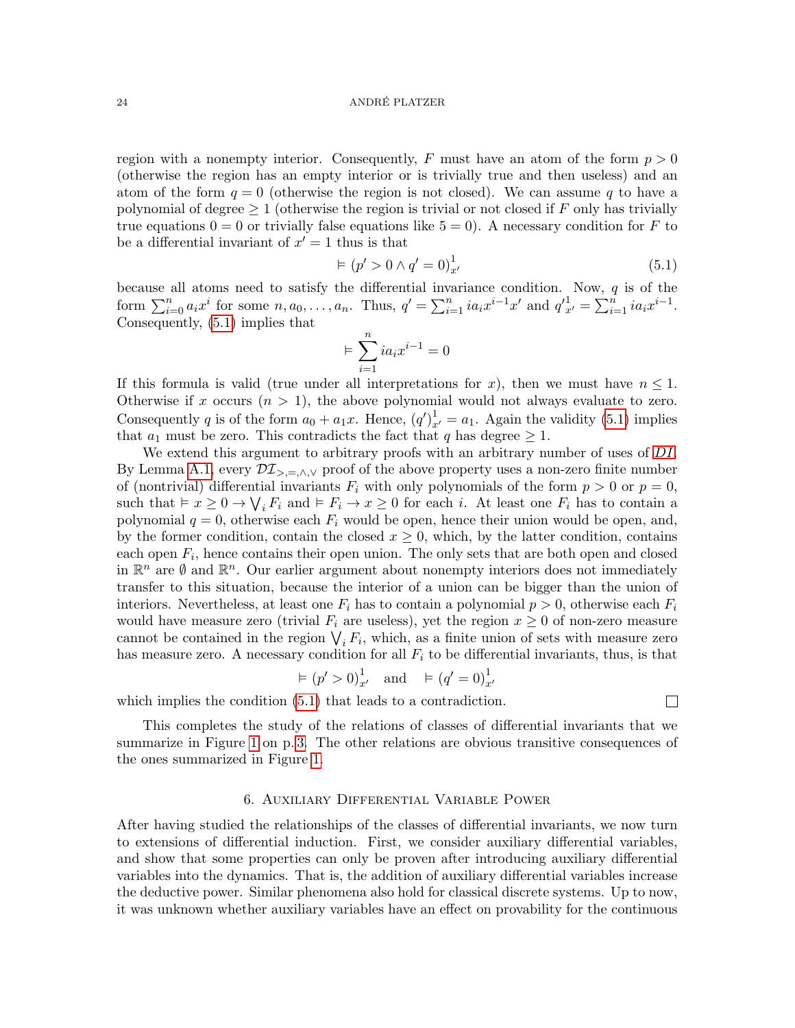region with a nonempty interior. Consequently, $F$ must have an atom of the form $p > 0$ (otherwise the region has an empty interior or is trivially true and then useless) and an atom of the form $q = 0$ (otherwise the region is not closed). We can assume $q$ to have a polynomial of degree $\geq 1$ (otherwise the region is trivial or not closed if $F$ only has trivially true equations $0 = 0$ or trivially false equations like $5 = 0$). A necessary condition for $F$ to be a differential invariant of $x' = 1$ thus is that

$$\vDash (p' > 0 \land q' = 0)^{1}_{x'} \tag{5.1}$$

because all atoms need to satisfy the differential invariance condition. Now, $q$ is of the form $\sum_{i=0}^{n} a_i x^i$ for some $n, a_0, \ldots, a_n$. Thus, $q' = \sum_{i=1}^{n} i a_i x^{i-1} x'$ and ${q'}^{1}_{x'} = \sum_{i=1}^{n} i a_i x^{i-1}$. Consequently, (5.1) implies that

$$\vDash \sum_{i=1}^{n} i a_i x^{i-1} = 0$$

If this formula is valid (true under all interpretations for $x$), then we must have $n \leq 1$. Otherwise if $x$ occurs ($n > 1$), the above polynomial would not always evaluate to zero. Consequently $q$ is of the form $a_0 + a_1 x$. Hence, $(q')^{1}_{x'} = a_1$. Again the validity (5.1) implies that $a_1$ must be zero. This contradicts the fact that $q$ has degree $\geq 1$.

We extend this argument to arbitrary proofs with an arbitrary number of uses of *DI*. By Lemma A.1, every $\mathcal{DI}_{>,=,\land,\lor}$ proof of the above property uses a non-zero finite number of (nontrivial) differential invariants $F_i$ with only polynomials of the form $p > 0$ or $p = 0$, such that $\vDash x \geq 0 \to \bigvee_i F_i$ and $\vDash F_i \to x \geq 0$ for each $i$. At least one $F_i$ has to contain a polynomial $q = 0$, otherwise each $F_i$ would be open, hence their union would be open, and, by the former condition, contain the closed $x \geq 0$, which, by the latter condition, contains each open $F_i$, hence contains their open union. The only sets that are both open and closed in $\mathbb{R}^n$ are $\emptyset$ and $\mathbb{R}^n$. Our earlier argument about nonempty interiors does not immediately transfer to this situation, because the interior of a union can be bigger than the union of interiors. Nevertheless, at least one $F_i$ has to contain a polynomial $p > 0$, otherwise each $F_i$ would have measure zero (trivial $F_i$ are useless), yet the region $x \geq 0$ of non-zero measure cannot be contained in the region $\bigvee_i F_i$, which, as a finite union of sets with measure zero has measure zero. A necessary condition for all $F_i$ to be differential invariants, thus, is that

$$\vDash (p' > 0)^{1}_{x'} \quad \text{and} \quad \vDash (q' = 0)^{1}_{x'}$$

which implies the condition (5.1) that leads to a contradiction. □

This completes the study of the relations of classes of differential invariants that we summarize in Figure 1 on p. 3. The other relations are obvious transitive consequences of the ones summarized in Figure 1.

## 6. Auxiliary Differential Variable Power

After having studied the relationships of the classes of differential invariants, we now turn to extensions of differential induction. First, we consider auxiliary differential variables, and show that some properties can only be proven after introducing auxiliary differential variables into the dynamics. That is, the addition of auxiliary differential variables increase the deductive power. Similar phenomena also hold for classical discrete systems. Up to now, it was unknown whether auxiliary variables have an effect on provability for the continuous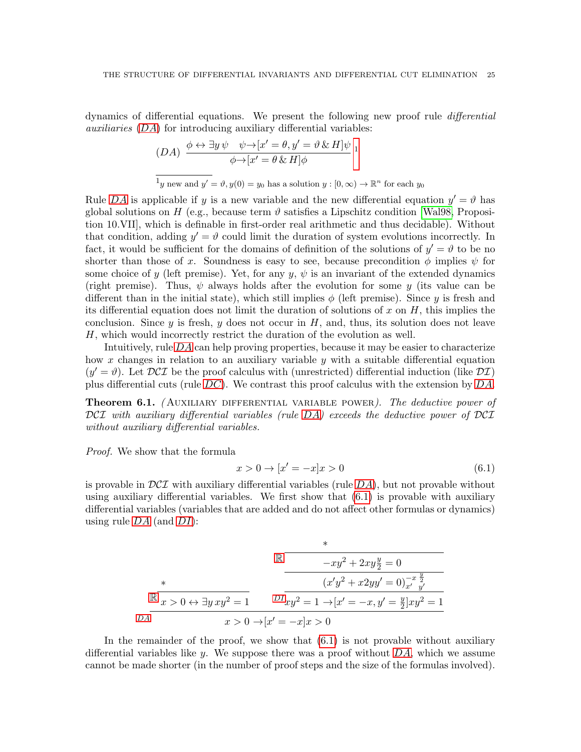dynamics of differential equations. We present the following new proof rule *differential auxiliaries* (*DA*) for introducing auxiliary differential variables:

$$(DA)\ \frac{\phi \leftrightarrow \exists y\, \psi \quad \psi \to [x' = \theta, y' = \vartheta \,\&\, H]\psi}{\phi \to [x' = \theta \,\&\, H]\phi}{}^{1}$$

[1] $y$ new and $y' = \vartheta, y(0) = y_0$ has a solution $y : [0, \infty) \to \mathbb{R}^n$ for each $y_0$

Rule *DA* is applicable if $y$ is a new variable and the new differential equation $y' = \vartheta$ has global solutions on $H$ (e.g., because term $\vartheta$ satisfies a Lipschitz condition [Wal98, Proposition 10.VII], which is definable in first-order real arithmetic and thus decidable). Without that condition, adding $y' = \vartheta$ could limit the duration of system evolutions incorrectly. In fact, it would be sufficient for the domains of definition of the solutions of $y' = \vartheta$ to be no shorter than those of $x$. Soundness is easy to see, because precondition $\phi$ implies $\psi$ for some choice of $y$ (left premise). Yet, for any $y$, $\psi$ is an invariant of the extended dynamics (right premise). Thus, $\psi$ always holds after the evolution for some $y$ (its value can be different than in the initial state), which still implies $\phi$ (left premise). Since $y$ is fresh and its differential equation does not limit the duration of solutions of $x$ on $H$, this implies the conclusion. Since $y$ is fresh, $y$ does not occur in $H$, and, thus, its solution does not leave $H$, which would incorrectly restrict the duration of the evolution as well.

Intuitively, rule *DA* can help proving properties, because it may be easier to characterize how $x$ changes in relation to an auxiliary variable $y$ with a suitable differential equation ($y' = \vartheta$). Let $\mathcal{DCI}$ be the proof calculus with (unrestricted) differential induction (like $\mathcal{DI}$) plus differential cuts (rule *DC*). We contrast this proof calculus with the extension by *DA*.

**Theorem 6.1.** (Auxiliary differential variable power). *The deductive power of $\mathcal{DCI}$ with auxiliary differential variables (rule DA) exceeds the deductive power of $\mathcal{DCI}$ without auxiliary differential variables.*

*Proof.* We show that the formula

$$x > 0 \to [x' = -x]x > 0 \tag{6.1}$$

is provable in $\mathcal{DCI}$ with auxiliary differential variables (rule *DA*), but not provable without using auxiliary differential variables. We first show that (6.1) is provable with auxiliary differential variables (variables that are added and do not affect other formulas or dynamics) using rule *DA* (and *DI*):

$$\dfrac{\dfrac{*}{x > 0 \leftrightarrow \exists y\, xy^2 = 1}\,\mathbb{R} \qquad \dfrac{\dfrac{\dfrac{*}{-xy^2 + 2xy\frac{y}{2} = 0}\,\mathbb{R}}{(x'y^2 + x2yy' = 0)_{x'}^{-x}\,{}_{y'}^{\frac{y}{2}}}}{xy^2 = 1 \to [x' = -x, y' = \frac{y}{2}]xy^2 = 1}\,DI}{x > 0 \to [x' = -x]x > 0}\,DA$$

In the remainder of the proof, we show that (6.1) is not provable without auxiliary differential variables like $y$. We suppose there was a proof without *DA*, which we assume cannot be made shorter (in the number of proof steps and the size of the formulas involved).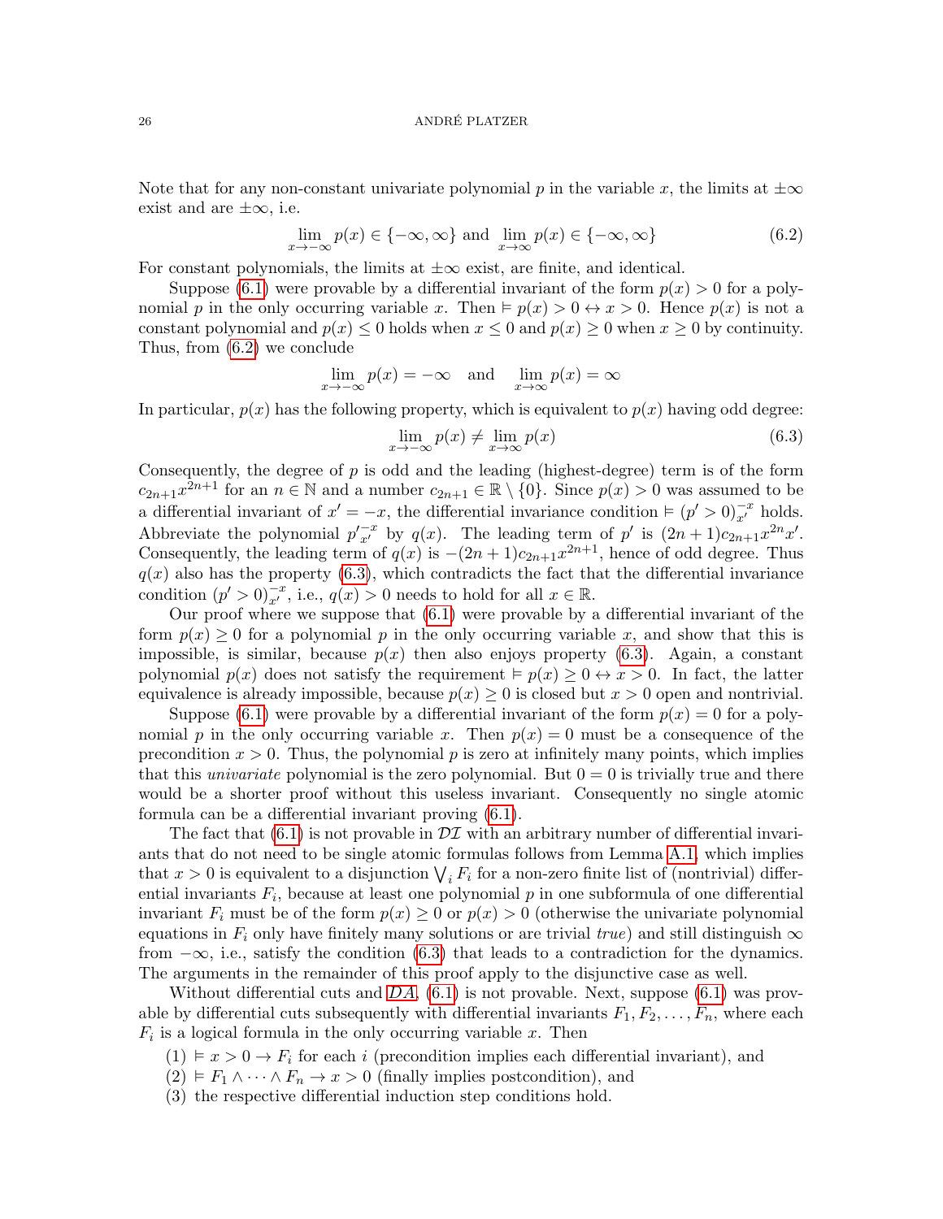Note that for any non-constant univariate polynomial $p$ in the variable $x$, the limits at $\pm\infty$ exist and are $\pm\infty$, i.e.

$$\lim_{x\to-\infty} p(x) \in \{-\infty, \infty\} \text{ and } \lim_{x\to\infty} p(x) \in \{-\infty, \infty\} \tag{6.2}$$

For constant polynomials, the limits at $\pm\infty$ exist, are finite, and identical.

Suppose (6.1) were provable by a differential invariant of the form $p(x) > 0$ for a polynomial $p$ in the only occurring variable $x$. Then $\vDash p(x) > 0 \leftrightarrow x > 0$. Hence $p(x)$ is not a constant polynomial and $p(x) \leq 0$ holds when $x \leq 0$ and $p(x) \geq 0$ when $x \geq 0$ by continuity. Thus, from (6.2) we conclude

$$\lim_{x\to-\infty} p(x) = -\infty \quad \text{and} \quad \lim_{x\to\infty} p(x) = \infty$$

In particular, $p(x)$ has the following property, which is equivalent to $p(x)$ having odd degree:

$$\lim_{x\to-\infty} p(x) \neq \lim_{x\to\infty} p(x) \tag{6.3}$$

Consequently, the degree of $p$ is odd and the leading (highest-degree) term is of the form $c_{2n+1}x^{2n+1}$ for an $n \in \mathbb{N}$ and a number $c_{2n+1} \in \mathbb{R} \setminus \{0\}$. Since $p(x) > 0$ was assumed to be a differential invariant of $x' = -x$, the differential invariance condition $\vDash (p' > 0)_{x'}^{-x}$ holds. Abbreviate the polynomial $p'^{-x}_{x'}$ by $q(x)$. The leading term of $p'$ is $(2n+1)c_{2n+1}x^{2n}x'$. Consequently, the leading term of $q(x)$ is $-(2n+1)c_{2n+1}x^{2n+1}$, hence of odd degree. Thus $q(x)$ also has the property (6.3), which contradicts the fact that the differential invariance condition $(p' > 0)_{x'}^{-x}$, i.e., $q(x) > 0$ needs to hold for all $x \in \mathbb{R}$.

Our proof where we suppose that (6.1) were provable by a differential invariant of the form $p(x) \geq 0$ for a polynomial $p$ in the only occurring variable $x$, and show that this is impossible, is similar, because $p(x)$ then also enjoys property (6.3). Again, a constant polynomial $p(x)$ does not satisfy the requirement $\vDash p(x) \geq 0 \leftrightarrow x > 0$. In fact, the latter equivalence is already impossible, because $p(x) \geq 0$ is closed but $x > 0$ open and nontrivial.

Suppose (6.1) were provable by a differential invariant of the form $p(x) = 0$ for a polynomial $p$ in the only occurring variable $x$. Then $p(x) = 0$ must be a consequence of the precondition $x > 0$. Thus, the polynomial $p$ is zero at infinitely many points, which implies that this *univariate* polynomial is the zero polynomial. But $0 = 0$ is trivially true and there would be a shorter proof without this useless invariant. Consequently no single atomic formula can be a differential invariant proving (6.1).

The fact that (6.1) is not provable in $\mathcal{DI}$ with an arbitrary number of differential invariants that do not need to be single atomic formulas follows from Lemma A.1, which implies that $x > 0$ is equivalent to a disjunction $\bigvee_i F_i$ for a non-zero finite list of (nontrivial) differential invariants $F_i$, because at least one polynomial $p$ in one subformula of one differential invariant $F_i$ must be of the form $p(x) \geq 0$ or $p(x) > 0$ (otherwise the univariate polynomial equations in $F_i$ only have finitely many solutions or are trivial *true*) and still distinguish $\infty$ from $-\infty$, i.e., satisfy the condition (6.3) that leads to a contradiction for the dynamics. The arguments in the remainder of this proof apply to the disjunctive case as well.

Without differential cuts and *DA*, (6.1) is not provable. Next, suppose (6.1) was provable by differential cuts subsequently with differential invariants $F_1, F_2, \ldots, F_n$, where each $F_i$ is a logical formula in the only occurring variable $x$. Then

(1) $\vDash x > 0 \to F_i$ for each $i$ (precondition implies each differential invariant), and
(2) $\vDash F_1 \wedge \cdots \wedge F_n \to x > 0$ (finally implies postcondition), and
(3) the respective differential induction step conditions hold.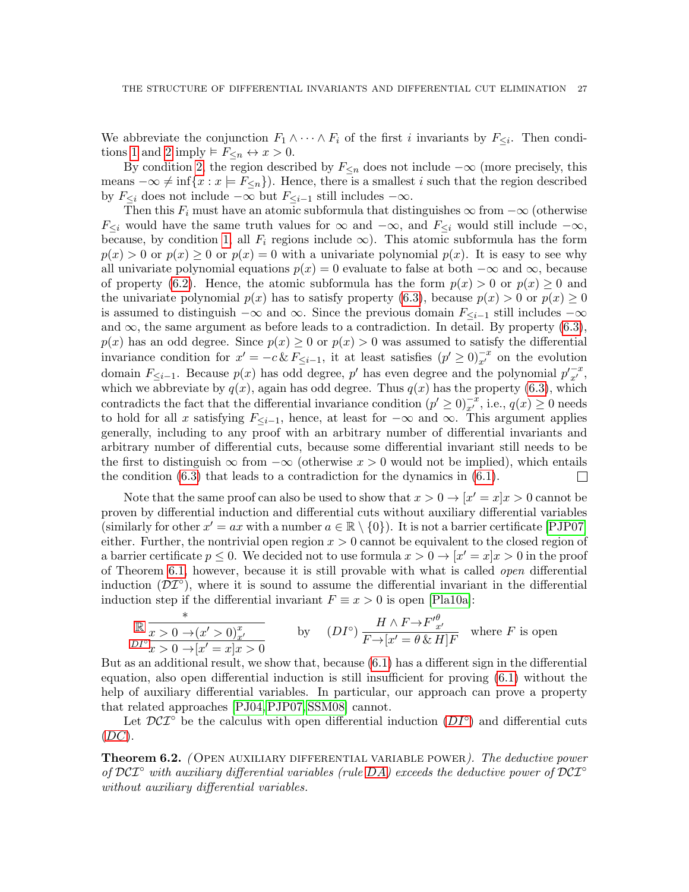We abbreviate the conjunction $F_1 \wedge \cdots \wedge F_i$ of the first $i$ invariants by $F_{\leq i}$. Then conditions 1 and 2 imply $\vDash F_{\leq n} \leftrightarrow x > 0$.

By condition 2, the region described by $F_{\leq n}$ does not include $-\infty$ (more precisely, this means $-\infty \neq \inf\{x : x \models F_{\leq n}\}$). Hence, there is a smallest $i$ such that the region described by $F_{\leq i}$ does not include $-\infty$ but $F_{\leq i-1}$ still includes $-\infty$.

Then this $F_i$ must have an atomic subformula that distinguishes $\infty$ from $-\infty$ (otherwise $F_{\leq i}$ would have the same truth values for $\infty$ and $-\infty$, and $F_{\leq i}$ would still include $-\infty$, because, by condition 1, all $F_i$ regions include $\infty$). This atomic subformula has the form $p(x) > 0$ or $p(x) \geq 0$ or $p(x) = 0$ with a univariate polynomial $p(x)$. It is easy to see why all univariate polynomial equations $p(x) = 0$ evaluate to false at both $-\infty$ and $\infty$, because of property (6.2). Hence, the atomic subformula has the form $p(x) > 0$ or $p(x) \geq 0$ and the univariate polynomial $p(x)$ has to satisfy property (6.3), because $p(x) > 0$ or $p(x) \geq 0$ is assumed to distinguish $-\infty$ and $\infty$. Since the previous domain $F_{\leq i-1}$ still includes $-\infty$ and $\infty$, the same argument as before leads to a contradiction. In detail. By property (6.3), $p(x)$ has an odd degree. Since $p(x) \geq 0$ or $p(x) > 0$ was assumed to satisfy the differential invariance condition for $x' = -c \,\&\, F_{\leq i-1}$, it at least satisfies $(p' \geq 0)_{x'}^{-x}$ on the evolution domain $F_{\leq i-1}$. Because $p(x)$ has odd degree, $p'$ has even degree and the polynomial $p'^{-x}_{x'}$, which we abbreviate by $q(x)$, again has odd degree. Thus $q(x)$ has the property (6.3), which contradicts the fact that the differential invariance condition $(p' \geq 0)_{x'}^{-x}$, i.e., $q(x) \geq 0$ needs to hold for all $x$ satisfying $F_{\leq i-1}$, hence, at least for $-\infty$ and $\infty$. This argument applies generally, including to any proof with an arbitrary number of differential invariants and arbitrary number of differential cuts, because some differential invariant still needs to be the first to distinguish $\infty$ from $-\infty$ (otherwise $x > 0$ would not be implied), which entails the condition (6.3) that leads to a contradiction for the dynamics in (6.1). □

Note that the same proof can also be used to show that $x > 0 \rightarrow [x' = x]x > 0$ cannot be proven by differential induction and differential cuts without auxiliary differential variables (similarly for other $x' = ax$ with a number $a \in \mathbb{R} \setminus \{0\}$). It is not a barrier certificate [PJP07] either. Further, the nontrivial open region $x > 0$ cannot be equivalent to the closed region of a barrier certificate $p \leq 0$. We decided not to use formula $x > 0 \rightarrow [x' = x]x > 0$ in the proof of Theorem 6.1, however, because it is still provable with what is called *open* differential induction ($\mathcal{DI}^\circ$), where it is sound to assume the differential invariant in the differential induction step if the differential invariant $F \equiv x > 0$ is open [Pla10a]:

$$\dfrac{\mathbb{R}\ \dfrac{*}{x > 0 \rightarrow (x' > 0)_{x'}^{x}}}{DI^\circ\ \ x > 0 \rightarrow [x' = x]x > 0} \qquad \text{by} \qquad (DI^\circ)\ \frac{H \wedge F \rightarrow F'^{\theta}_{x'}}{F \rightarrow [x' = \theta \,\&\, H]F} \quad \text{where } F \text{ is open}$$

But as an additional result, we show that, because (6.1) has a different sign in the differential equation, also open differential induction is still insufficient for proving (6.1) without the help of auxiliary differential variables. In particular, our approach can prove a property that related approaches [PJ04, PJP07, SSM08] cannot.

Let $\mathcal{DCI}^\circ$ be the calculus with open differential induction ($DI^\circ$) and differential cuts ($DC$).

**Theorem 6.2.** *(*Open auxiliary differential variable power*). The deductive power of $\mathcal{DCI}^\circ$ with auxiliary differential variables (rule DA) exceeds the deductive power of $\mathcal{DCI}^\circ$ without auxiliary differential variables.*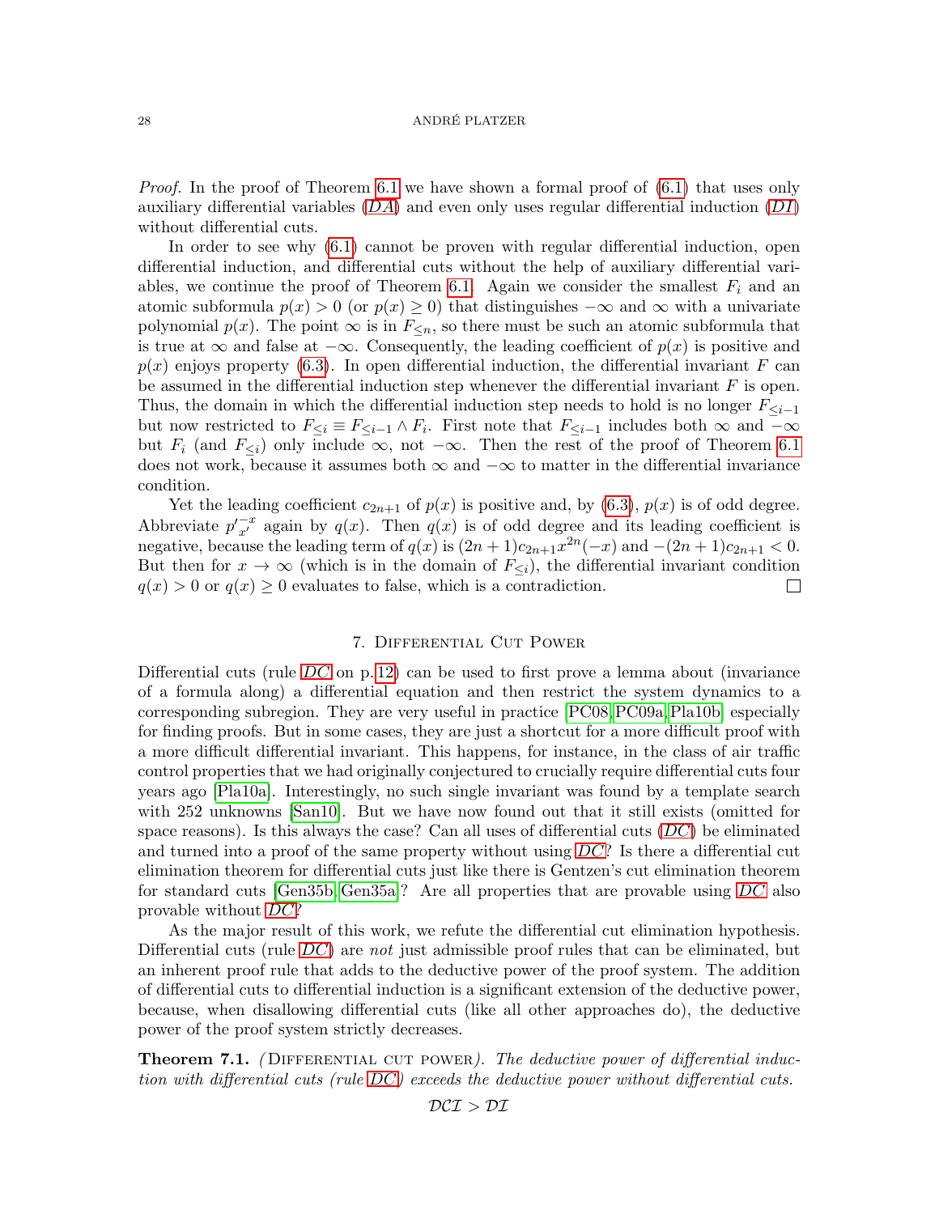*Proof.* In the proof of Theorem 6.1 we have shown a formal proof of (6.1) that uses only auxiliary differential variables (*DA*) and even only uses regular differential induction (*DI*) without differential cuts.

In order to see why (6.1) cannot be proven with regular differential induction, open differential induction, and differential cuts without the help of auxiliary differential variables, we continue the proof of Theorem 6.1. Again we consider the smallest $F_i$ and an atomic subformula $p(x) > 0$ (or $p(x) \geq 0$) that distinguishes $-\infty$ and $\infty$ with a univariate polynomial $p(x)$. The point $\infty$ is in $F_{\leq n}$, so there must be such an atomic subformula that is true at $\infty$ and false at $-\infty$. Consequently, the leading coefficient of $p(x)$ is positive and $p(x)$ enjoys property (6.3). In open differential induction, the differential invariant $F$ can be assumed in the differential induction step whenever the differential invariant $F$ is open. Thus, the domain in which the differential induction step needs to hold is no longer $F_{\leq i-1}$ but now restricted to $F_{\leq i} \equiv F_{\leq i-1} \wedge F_i$. First note that $F_{\leq i-1}$ includes both $\infty$ and $-\infty$ but $F_i$ (and $F_{\leq i}$) only include $\infty$, not $-\infty$. Then the rest of the proof of Theorem 6.1 does not work, because it assumes both $\infty$ and $-\infty$ to matter in the differential invariance condition.

Yet the leading coefficient $c_{2n+1}$ of $p(x)$ is positive and, by (6.3), $p(x)$ is of odd degree. Abbreviate $p'^{-x}_{x'}$ again by $q(x)$. Then $q(x)$ is of odd degree and its leading coefficient is negative, because the leading term of $q(x)$ is $(2n+1)c_{2n+1}x^{2n}(-x)$ and $-(2n+1)c_{2n+1} < 0$. But then for $x \to \infty$ (which is in the domain of $F_{\leq i}$), the differential invariant condition $q(x) > 0$ or $q(x) \geq 0$ evaluates to false, which is a contradiction. ☐

## 7. Differential Cut Power

Differential cuts (rule *DC* on p.12) can be used to first prove a lemma about (invariance of a formula along) a differential equation and then restrict the system dynamics to a corresponding subregion. They are very useful in practice [PC08, PC09a, Pla10b] especially for finding proofs. But in some cases, they are just a shortcut for a more difficult proof with a more difficult differential invariant. This happens, for instance, in the class of air traffic control properties that we had originally conjectured to crucially require differential cuts four years ago [Pla10a]. Interestingly, no such single invariant was found by a template search with 252 unknowns [San10]. But we have now found out that it still exists (omitted for space reasons). Is this always the case? Can all uses of differential cuts (*DC*) be eliminated and turned into a proof of the same property without using *DC*? Is there a differential cut elimination theorem for differential cuts just like there is Gentzen's cut elimination theorem for standard cuts [Gen35b, Gen35a]? Are all properties that are provable using *DC* also provable without *DC*?

As the major result of this work, we refute the differential cut elimination hypothesis. Differential cuts (rule *DC*) are *not* just admissible proof rules that can be eliminated, but an inherent proof rule that adds to the deductive power of the proof system. The addition of differential cuts to differential induction is a significant extension of the deductive power, because, when disallowing differential cuts (like all other approaches do), the deductive power of the proof system strictly decreases.

**Theorem 7.1.** (Differential cut power). *The deductive power of differential induction with differential cuts (rule DC) exceeds the deductive power without differential cuts.*

$$\mathcal{DCI} > \mathcal{DI}$$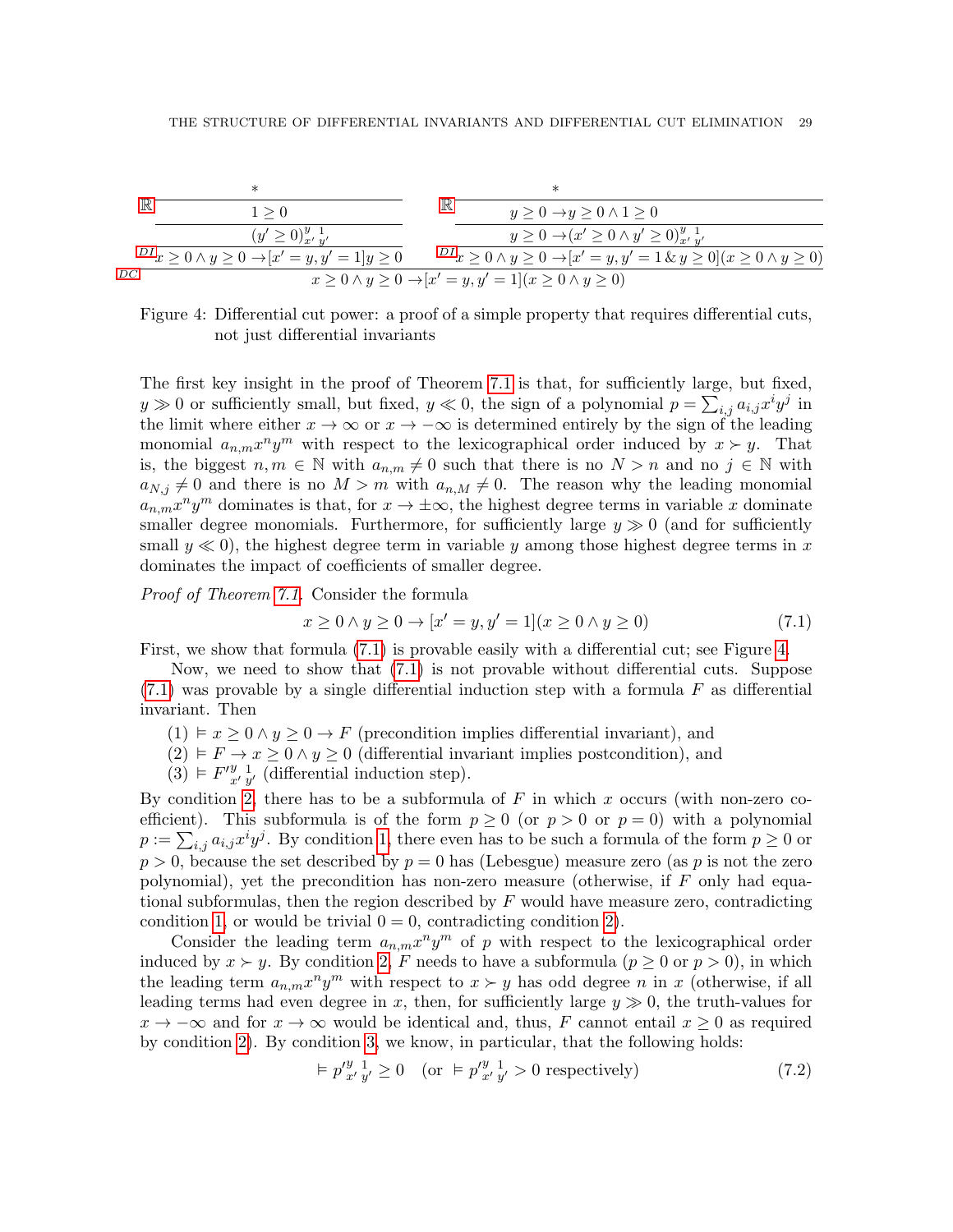$$
\dfrac{\dfrac{\dfrac{*}{1 \geq 0}\;\mathbb{R}}{(y' \geq 0)^{y}_{x'}{}^{1}_{y'}}}{x \geq 0 \land y \geq 0 \to [x' = y, y' = 1] y \geq 0}\,DI
\qquad
\dfrac{\dfrac{\dfrac{*}{y \geq 0 \to y \geq 0 \land 1 \geq 0}\;\mathbb{R}}{y \geq 0 \to (x' \geq 0 \land y' \geq 0)^{y}_{x'}{}^{1}_{y'}}}{x \geq 0 \land y \geq 0 \to [x' = y, y' = 1 \,\&\, y \geq 0](x \geq 0 \land y \geq 0)}\,DI
$$

$$
\dfrac{\cdots \qquad \cdots}{x \geq 0 \land y \geq 0 \to [x' = y, y' = 1](x \geq 0 \land y \geq 0)}\,DC
$$

Figure 4: Differential cut power: a proof of a simple property that requires differential cuts, not just differential invariants

The first key insight in the proof of Theorem 7.1 is that, for sufficiently large, but fixed, $y \gg 0$ or sufficiently small, but fixed, $y \ll 0$, the sign of a polynomial $p = \sum_{i,j} a_{i,j} x^i y^j$ in the limit where either $x \to \infty$ or $x \to -\infty$ is determined entirely by the sign of the leading monomial $a_{n,m} x^n y^m$ with respect to the lexicographical order induced by $x \succ y$. That is, the biggest $n, m \in \mathbb{N}$ with $a_{n,m} \neq 0$ such that there is no $N > n$ and no $j \in \mathbb{N}$ with $a_{N,j} \neq 0$ and there is no $M > m$ with $a_{n,M} \neq 0$. The reason why the leading monomial $a_{n,m} x^n y^m$ dominates is that, for $x \to \pm\infty$, the highest degree terms in variable $x$ dominate smaller degree monomials. Furthermore, for sufficiently large $y \gg 0$ (and for sufficiently small $y \ll 0$), the highest degree term in variable $y$ among those highest degree terms in $x$ dominates the impact of coefficients of smaller degree.

*Proof of Theorem 7.1.* Consider the formula

$$x \geq 0 \land y \geq 0 \to [x' = y, y' = 1](x \geq 0 \land y \geq 0) \tag{7.1}$$

First, we show that formula (7.1) is provable easily with a differential cut; see Figure 4.

Now, we need to show that (7.1) is not provable without differential cuts. Suppose (7.1) was provable by a single differential induction step with a formula $F$ as differential invariant. Then

(1) $\vDash x \geq 0 \land y \geq 0 \to F$ (precondition implies differential invariant), and
(2) $\vDash F \to x \geq 0 \land y \geq 0$ (differential invariant implies postcondition), and
(3) $\vDash F'^{y}_{x'}{}^{1}_{y'}$ (differential induction step).

By condition 2, there has to be a subformula of $F$ in which $x$ occurs (with non-zero coefficient). This subformula is of the form $p \geq 0$ (or $p > 0$ or $p = 0$) with a polynomial $p := \sum_{i,j} a_{i,j} x^i y^j$. By condition 1, there even has to be such a formula of the form $p \geq 0$ or $p > 0$, because the set described by $p = 0$ has (Lebesgue) measure zero (as $p$ is not the zero polynomial), yet the precondition has non-zero measure (otherwise, if $F$ only had equational subformulas, then the region described by $F$ would have measure zero, contradicting condition 1, or would be trivial $0 = 0$, contradicting condition 2).

Consider the leading term $a_{n,m} x^n y^m$ of $p$ with respect to the lexicographical order induced by $x \succ y$. By condition 2, $F$ needs to have a subformula ($p \geq 0$ or $p > 0$), in which the leading term $a_{n,m} x^n y^m$ with respect to $x \succ y$ has odd degree $n$ in $x$ (otherwise, if all leading terms had even degree in $x$, then, for sufficiently large $y \gg 0$, the truth-values for $x \to -\infty$ and for $x \to \infty$ would be identical and, thus, $F$ cannot entail $x \geq 0$ as required by condition 2). By condition 3, we know, in particular, that the following holds:

$$\vDash p'^{y}_{x'}{}^{1}_{y'} \geq 0 \quad (\text{or } \vDash p'^{y}_{x'}{}^{1}_{y'} > 0 \text{ respectively}) \tag{7.2}$$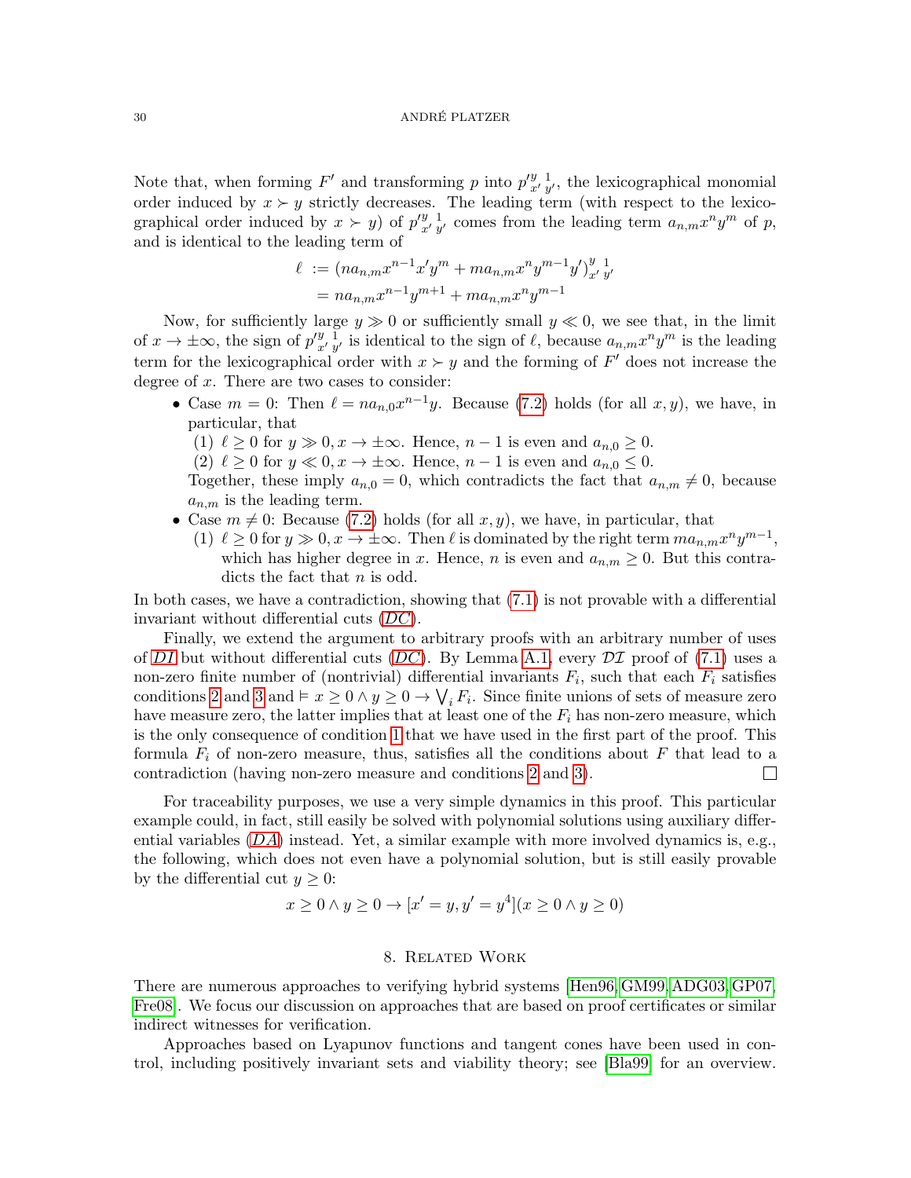Note that, when forming $F'$ and transforming $p$ into $p'^{y}_{x'}{}^{1}_{y'}$, the lexicographical monomial order induced by $x \succ y$ strictly decreases. The leading term (with respect to the lexicographical order induced by $x \succ y$) of $p'^{y}_{x'}{}^{1}_{y'}$ comes from the leading term $a_{n,m}x^n y^m$ of $p$, and is identical to the leading term of

$$\begin{aligned} \ell &:= (na_{n,m}x^{n-1}x'y^m + ma_{n,m}x^n y^{m-1}y')^{y}_{x'}{}^{1}_{y'} \\ &= na_{n,m}x^{n-1}y^{m+1} + ma_{n,m}x^n y^{m-1} \end{aligned}$$

Now, for sufficiently large $y \gg 0$ or sufficiently small $y \ll 0$, we see that, in the limit of $x \to \pm\infty$, the sign of $p'^{y}_{x'}{}^{1}_{y'}$ is identical to the sign of $\ell$, because $a_{n,m}x^n y^m$ is the leading term for the lexicographical order with $x \succ y$ and the forming of $F'$ does not increase the degree of $x$. There are two cases to consider:

- Case $m = 0$: Then $\ell = na_{n,0}x^{n-1}y$. Because (7.2) holds (for all $x, y$), we have, in particular, that
  1. $\ell \geq 0$ for $y \gg 0, x \to \pm\infty$. Hence, $n-1$ is even and $a_{n,0} \geq 0$.
  2. $\ell \geq 0$ for $y \ll 0, x \to \pm\infty$. Hence, $n-1$ is even and $a_{n,0} \leq 0$.

  Together, these imply $a_{n,0} = 0$, which contradicts the fact that $a_{n,m} \neq 0$, because $a_{n,m}$ is the leading term.
- Case $m \neq 0$: Because (7.2) holds (for all $x, y$), we have, in particular, that
  1. $\ell \geq 0$ for $y \gg 0, x \to \pm\infty$. Then $\ell$ is dominated by the right term $ma_{n,m}x^n y^{m-1}$, which has higher degree in $x$. Hence, $n$ is even and $a_{n,m} \geq 0$. But this contradicts the fact that $n$ is odd.

In both cases, we have a contradiction, showing that (7.1) is not provable with a differential invariant without differential cuts (*DC*).

Finally, we extend the argument to arbitrary proofs with an arbitrary number of uses of *DI* but without differential cuts (*DC*). By Lemma A.1, every $\mathcal{DI}$ proof of (7.1) uses a non-zero finite number of (nontrivial) differential invariants $F_i$, such that each $F_i$ satisfies conditions 2 and 3 and $\vDash x \geq 0 \wedge y \geq 0 \to \bigvee_i F_i$. Since finite unions of sets of measure zero have measure zero, the latter implies that at least one of the $F_i$ has non-zero measure, which is the only consequence of condition 1 that we have used in the first part of the proof. This formula $F_i$ of non-zero measure, thus, satisfies all the conditions about $F$ that lead to a contradiction (having non-zero measure and conditions 2 and 3). □

For traceability purposes, we use a very simple dynamics in this proof. This particular example could, in fact, still easily be solved with polynomial solutions using auxiliary differential variables (*DA*) instead. Yet, a similar example with more involved dynamics is, e.g., the following, which does not even have a polynomial solution, but is still easily provable by the differential cut $y \geq 0$:

$$x \geq 0 \wedge y \geq 0 \to [x' = y, y' = y^4](x \geq 0 \wedge y \geq 0)$$

## 8. Related Work

There are numerous approaches to verifying hybrid systems [Hen96, GM99, ADG03, GP07, Fre08]. We focus our discussion on approaches that are based on proof certificates or similar indirect witnesses for verification.

Approaches based on Lyapunov functions and tangent cones have been used in control, including positively invariant sets and viability theory; see [Bla99] for an overview.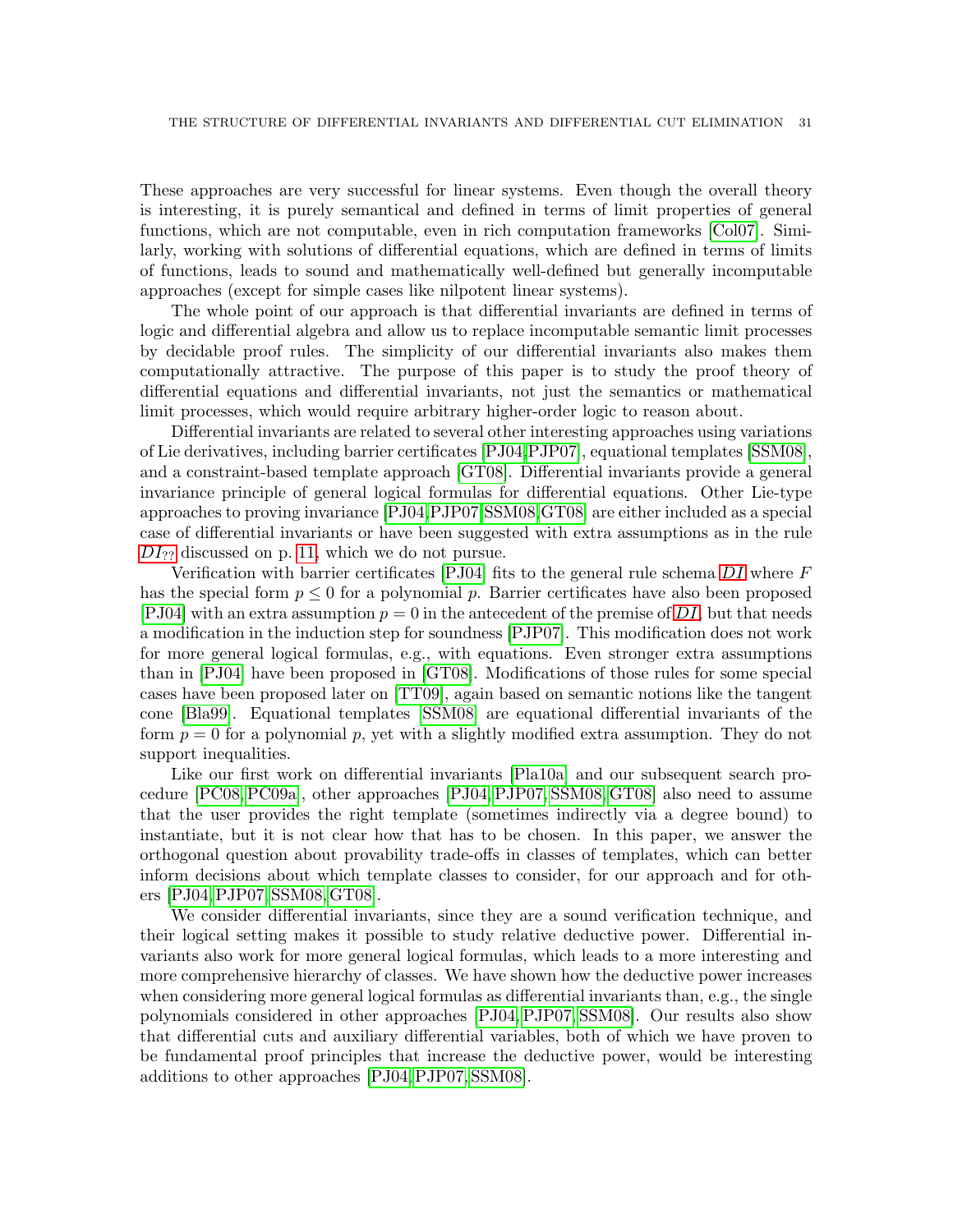These approaches are very successful for linear systems. Even though the overall theory is interesting, it is purely semantical and defined in terms of limit properties of general functions, which are not computable, even in rich computation frameworks [Col07]. Similarly, working with solutions of differential equations, which are defined in terms of limits of functions, leads to sound and mathematically well-defined but generally incomputable approaches (except for simple cases like nilpotent linear systems).

The whole point of our approach is that differential invariants are defined in terms of logic and differential algebra and allow us to replace incomputable semantic limit processes by decidable proof rules. The simplicity of our differential invariants also makes them computationally attractive. The purpose of this paper is to study the proof theory of differential equations and differential invariants, not just the semantics or mathematical limit processes, which would require arbitrary higher-order logic to reason about.

Differential invariants are related to several other interesting approaches using variations of Lie derivatives, including barrier certificates [PJ04,PJP07], equational templates [SSM08], and a constraint-based template approach [GT08]. Differential invariants provide a general invariance principle of general logical formulas for differential equations. Other Lie-type approaches to proving invariance [PJ04,PJP07,SSM08,GT08] are either included as a special case of differential invariants or have been suggested with extra assumptions as in the rule $DI_{??}$ discussed on p. 11, which we do not pursue.

Verification with barrier certificates [PJ04] fits to the general rule schema $DI$ where $F$ has the special form $p \leq 0$ for a polynomial $p$. Barrier certificates have also been proposed [PJ04] with an extra assumption $p = 0$ in the antecedent of the premise of $DI$, but that needs a modification in the induction step for soundness [PJP07]. This modification does not work for more general logical formulas, e.g., with equations. Even stronger extra assumptions than in [PJ04] have been proposed in [GT08]. Modifications of those rules for some special cases have been proposed later on [TT09], again based on semantic notions like the tangent cone [Bla99]. Equational templates [SSM08] are equational differential invariants of the form $p = 0$ for a polynomial $p$, yet with a slightly modified extra assumption. They do not support inequalities.

Like our first work on differential invariants [Pla10a] and our subsequent search procedure [PC08,PC09a], other approaches [PJ04,PJP07,SSM08,GT08] also need to assume that the user provides the right template (sometimes indirectly via a degree bound) to instantiate, but it is not clear how that has to be chosen. In this paper, we answer the orthogonal question about provability trade-offs in classes of templates, which can better inform decisions about which template classes to consider, for our approach and for others [PJ04,PJP07,SSM08,GT08].

We consider differential invariants, since they are a sound verification technique, and their logical setting makes it possible to study relative deductive power. Differential invariants also work for more general logical formulas, which leads to a more interesting and more comprehensive hierarchy of classes. We have shown how the deductive power increases when considering more general logical formulas as differential invariants than, e.g., the single polynomials considered in other approaches [PJ04,PJP07,SSM08]. Our results also show that differential cuts and auxiliary differential variables, both of which we have proven to be fundamental proof principles that increase the deductive power, would be interesting additions to other approaches [PJ04,PJP07,SSM08].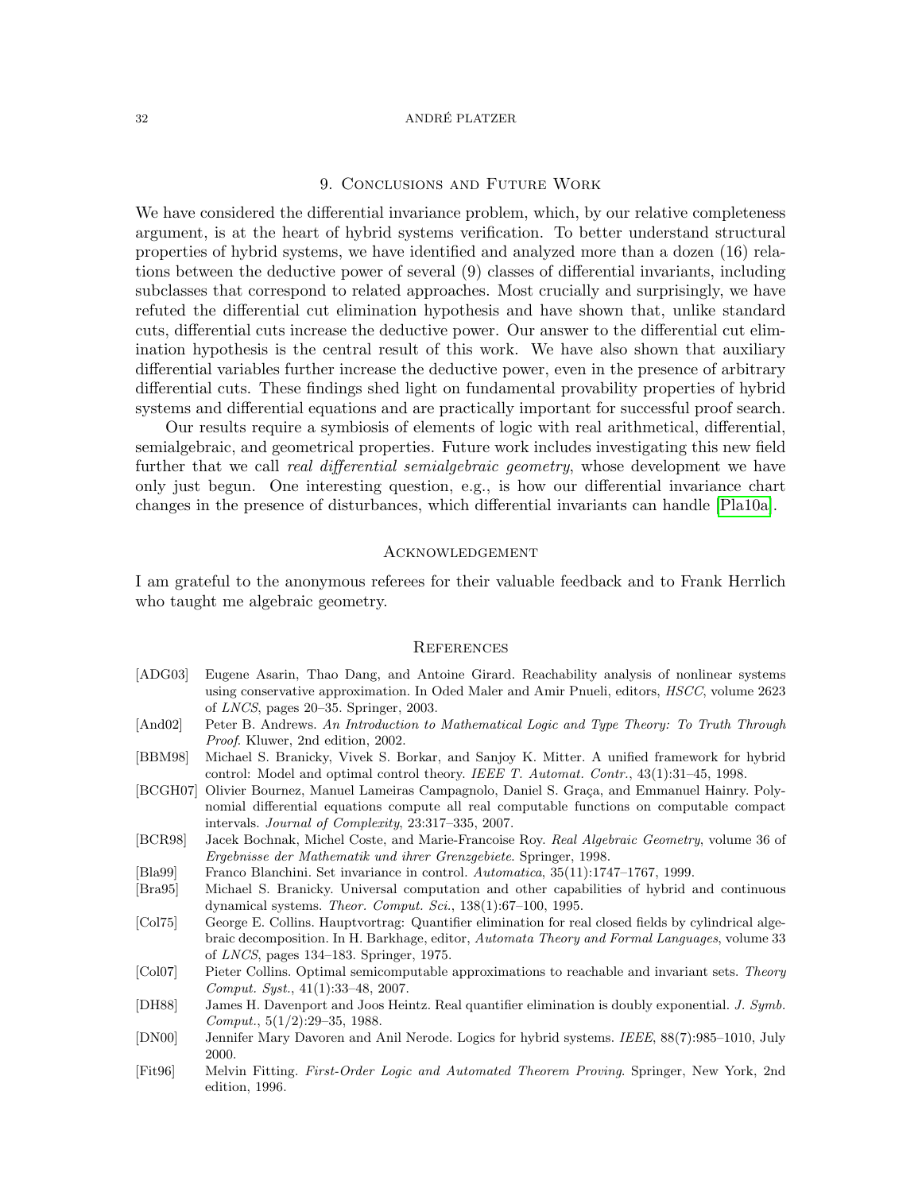## 9. Conclusions and Future Work

We have considered the differential invariance problem, which, by our relative completeness argument, is at the heart of hybrid systems verification. To better understand structural properties of hybrid systems, we have identified and analyzed more than a dozen (16) relations between the deductive power of several (9) classes of differential invariants, including subclasses that correspond to related approaches. Most crucially and surprisingly, we have refuted the differential cut elimination hypothesis and have shown that, unlike standard cuts, differential cuts increase the deductive power. Our answer to the differential cut elimination hypothesis is the central result of this work. We have also shown that auxiliary differential variables further increase the deductive power, even in the presence of arbitrary differential cuts. These findings shed light on fundamental provability properties of hybrid systems and differential equations and are practically important for successful proof search.

Our results require a symbiosis of elements of logic with real arithmetical, differential, semialgebraic, and geometrical properties. Future work includes investigating this new field further that we call *real differential semialgebraic geometry*, whose development we have only just begun. One interesting question, e.g., is how our differential invariance chart changes in the presence of disturbances, which differential invariants can handle [Pla10a].

## Acknowledgement

I am grateful to the anonymous referees for their valuable feedback and to Frank Herrlich who taught me algebraic geometry.

## References

- [ADG03] Eugene Asarin, Thao Dang, and Antoine Girard. Reachability analysis of nonlinear systems using conservative approximation. In Oded Maler and Amir Pnueli, editors, *HSCC*, volume 2623 of *LNCS*, pages 20–35. Springer, 2003.
- [And02] Peter B. Andrews. *An Introduction to Mathematical Logic and Type Theory: To Truth Through Proof*. Kluwer, 2nd edition, 2002.
- [BBM98] Michael S. Branicky, Vivek S. Borkar, and Sanjoy K. Mitter. A unified framework for hybrid control: Model and optimal control theory. *IEEE T. Automat. Contr.*, 43(1):31–45, 1998.
- [BCGH07] Olivier Bournez, Manuel Lameiras Campagnolo, Daniel S. Graça, and Emmanuel Hainry. Polynomial differential equations compute all real computable functions on computable compact intervals. *Journal of Complexity*, 23:317–335, 2007.
- [BCR98] Jacek Bochnak, Michel Coste, and Marie-Francoise Roy. *Real Algebraic Geometry*, volume 36 of *Ergebnisse der Mathematik und ihrer Grenzgebiete*. Springer, 1998.
- [Bla99] Franco Blanchini. Set invariance in control. *Automatica*, 35(11):1747–1767, 1999.
- [Bra95] Michael S. Branicky. Universal computation and other capabilities of hybrid and continuous dynamical systems. *Theor. Comput. Sci.*, 138(1):67–100, 1995.
- [Col75] George E. Collins. Hauptvortrag: Quantifier elimination for real closed fields by cylindrical algebraic decomposition. In H. Barkhage, editor, *Automata Theory and Formal Languages*, volume 33 of *LNCS*, pages 134–183. Springer, 1975.
- [Col07] Pieter Collins. Optimal semicomputable approximations to reachable and invariant sets. *Theory Comput. Syst.*, 41(1):33–48, 2007.
- [DH88] James H. Davenport and Joos Heintz. Real quantifier elimination is doubly exponential. *J. Symb. Comput.*, 5(1/2):29–35, 1988.
- [DN00] Jennifer Mary Davoren and Anil Nerode. Logics for hybrid systems. *IEEE*, 88(7):985–1010, July 2000.
- [Fit96] Melvin Fitting. *First-Order Logic and Automated Theorem Proving*. Springer, New York, 2nd edition, 1996.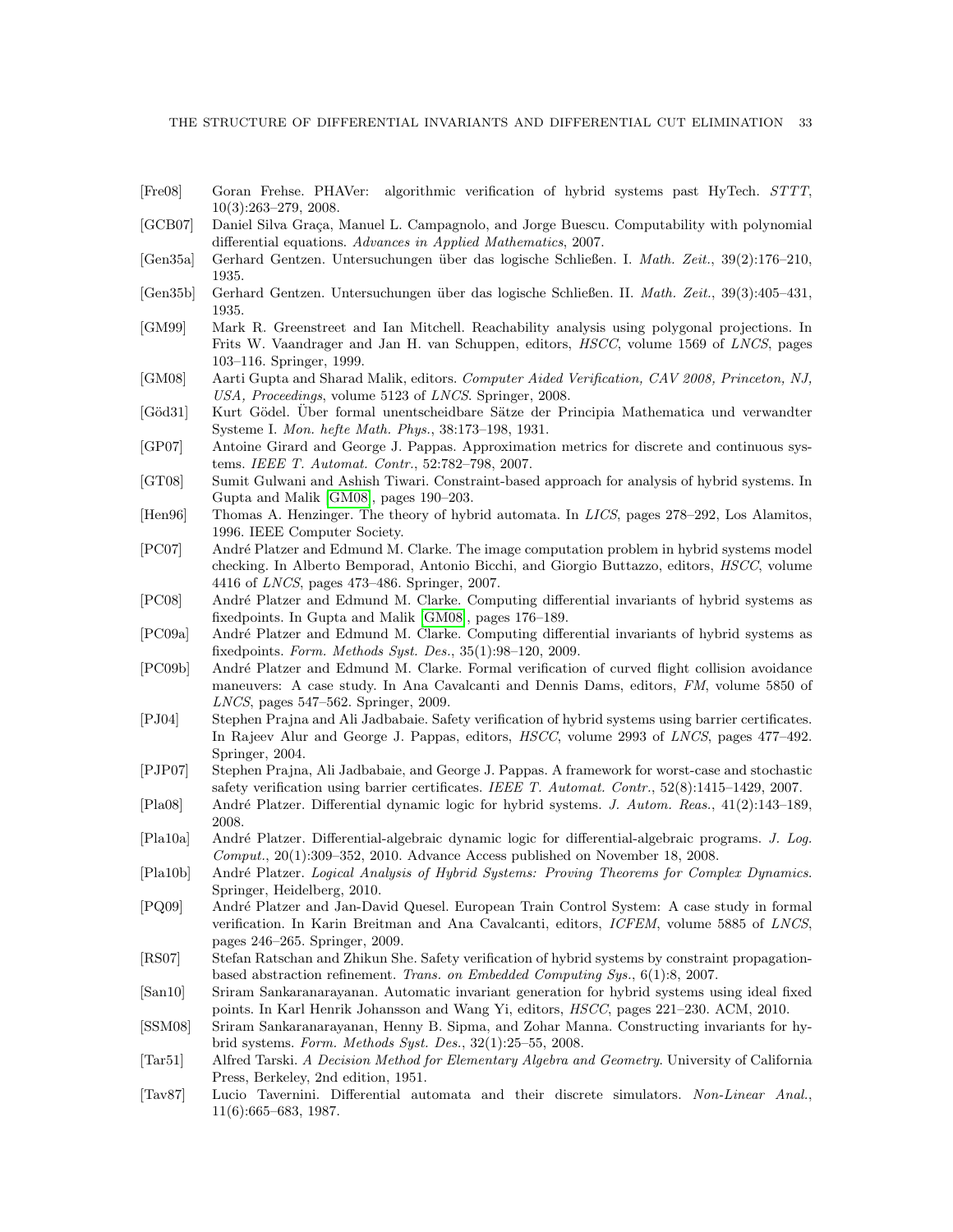[Fre08] Goran Frehse. PHAVer: algorithmic verification of hybrid systems past HyTech. *STTT*, 10(3):263–279, 2008.

[GCB07] Daniel Silva Graça, Manuel L. Campagnolo, and Jorge Buescu. Computability with polynomial differential equations. *Advances in Applied Mathematics*, 2007.

[Gen35a] Gerhard Gentzen. Untersuchungen über das logische Schließen. I. *Math. Zeit.*, 39(2):176–210, 1935.

[Gen35b] Gerhard Gentzen. Untersuchungen über das logische Schließen. II. *Math. Zeit.*, 39(3):405–431, 1935.

[GM99] Mark R. Greenstreet and Ian Mitchell. Reachability analysis using polygonal projections. In Frits W. Vaandrager and Jan H. van Schuppen, editors, *HSCC*, volume 1569 of *LNCS*, pages 103–116. Springer, 1999.

[GM08] Aarti Gupta and Sharad Malik, editors. *Computer Aided Verification, CAV 2008, Princeton, NJ, USA, Proceedings*, volume 5123 of *LNCS*. Springer, 2008.

[Göd31] Kurt Gödel. Über formal unentscheidbare Sätze der Principia Mathematica und verwandter Systeme I. *Mon. hefte Math. Phys.*, 38:173–198, 1931.

[GP07] Antoine Girard and George J. Pappas. Approximation metrics for discrete and continuous systems. *IEEE T. Automat. Contr.*, 52:782–798, 2007.

[GT08] Sumit Gulwani and Ashish Tiwari. Constraint-based approach for analysis of hybrid systems. In Gupta and Malik [GM08], pages 190–203.

[Hen96] Thomas A. Henzinger. The theory of hybrid automata. In *LICS*, pages 278–292, Los Alamitos, 1996. IEEE Computer Society.

[PC07] André Platzer and Edmund M. Clarke. The image computation problem in hybrid systems model checking. In Alberto Bemporad, Antonio Bicchi, and Giorgio Buttazzo, editors, *HSCC*, volume 4416 of *LNCS*, pages 473–486. Springer, 2007.

[PC08] André Platzer and Edmund M. Clarke. Computing differential invariants of hybrid systems as fixedpoints. In Gupta and Malik [GM08], pages 176–189.

[PC09a] André Platzer and Edmund M. Clarke. Computing differential invariants of hybrid systems as fixedpoints. *Form. Methods Syst. Des.*, 35(1):98–120, 2009.

[PC09b] André Platzer and Edmund M. Clarke. Formal verification of curved flight collision avoidance maneuvers: A case study. In Ana Cavalcanti and Dennis Dams, editors, *FM*, volume 5850 of *LNCS*, pages 547–562. Springer, 2009.

[PJ04] Stephen Prajna and Ali Jadbabaie. Safety verification of hybrid systems using barrier certificates. In Rajeev Alur and George J. Pappas, editors, *HSCC*, volume 2993 of *LNCS*, pages 477–492. Springer, 2004.

[PJP07] Stephen Prajna, Ali Jadbabaie, and George J. Pappas. A framework for worst-case and stochastic safety verification using barrier certificates. *IEEE T. Automat. Contr.*, 52(8):1415–1429, 2007.

[Pla08] André Platzer. Differential dynamic logic for hybrid systems. *J. Autom. Reas.*, 41(2):143–189, 2008.

[Pla10a] André Platzer. Differential-algebraic dynamic logic for differential-algebraic programs. *J. Log. Comput.*, 20(1):309–352, 2010. Advance Access published on November 18, 2008.

[Pla10b] André Platzer. *Logical Analysis of Hybrid Systems: Proving Theorems for Complex Dynamics*. Springer, Heidelberg, 2010.

[PQ09] André Platzer and Jan-David Quesel. European Train Control System: A case study in formal verification. In Karin Breitman and Ana Cavalcanti, editors, *ICFEM*, volume 5885 of *LNCS*, pages 246–265. Springer, 2009.

[RS07] Stefan Ratschan and Zhikun She. Safety verification of hybrid systems by constraint propagation-based abstraction refinement. *Trans. on Embedded Computing Sys.*, 6(1):8, 2007.

[San10] Sriram Sankaranarayanan. Automatic invariant generation for hybrid systems using ideal fixed points. In Karl Henrik Johansson and Wang Yi, editors, *HSCC*, pages 221–230. ACM, 2010.

[SSM08] Sriram Sankaranarayanan, Henny B. Sipma, and Zohar Manna. Constructing invariants for hybrid systems. *Form. Methods Syst. Des.*, 32(1):25–55, 2008.

[Tar51] Alfred Tarski. *A Decision Method for Elementary Algebra and Geometry*. University of California Press, Berkeley, 2nd edition, 1951.

[Tav87] Lucio Tavernini. Differential automata and their discrete simulators. *Non-Linear Anal.*, 11(6):665–683, 1987.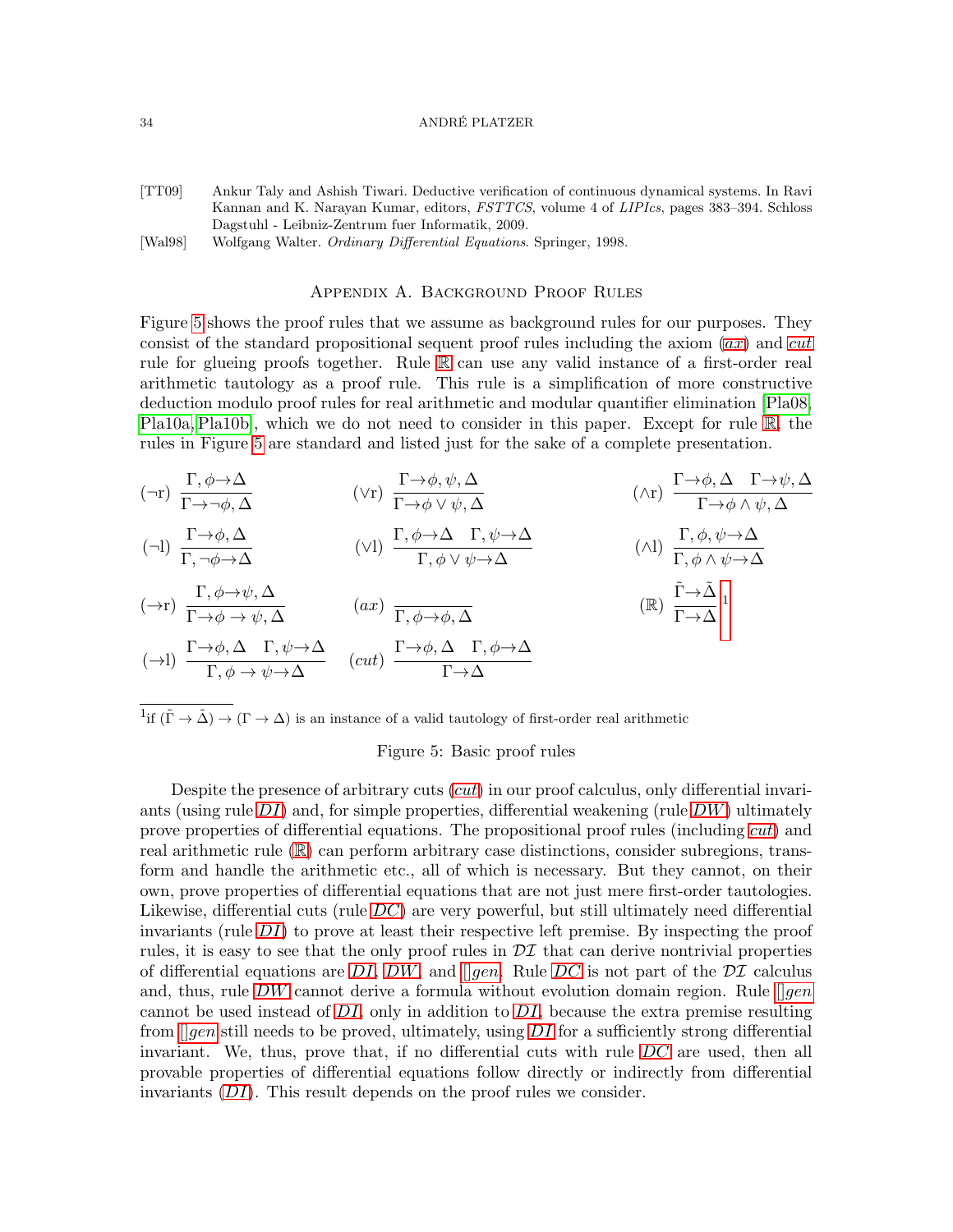[TT09] Ankur Taly and Ashish Tiwari. Deductive verification of continuous dynamical systems. In Ravi Kannan and K. Narayan Kumar, editors, *FSTTCS*, volume 4 of *LIPIcs*, pages 383–394. Schloss Dagstuhl - Leibniz-Zentrum fuer Informatik, 2009.

[Wal98] Wolfgang Walter. *Ordinary Differential Equations*. Springer, 1998.

## Appendix A. Background Proof Rules

Figure 5 shows the proof rules that we assume as background rules for our purposes. They consist of the standard propositional sequent proof rules including the axiom (*ax*) and *cut* rule for glueing proofs together. Rule $\mathbb{R}$ can use any valid instance of a first-order real arithmetic tautology as a proof rule. This rule is a simplification of more constructive deduction modulo proof rules for real arithmetic and modular quantifier elimination [Pla08, Pla10a, Pla10b], which we do not need to consider in this paper. Except for rule $\mathbb{R}$, the rules in Figure 5 are standard and listed just for the sake of a complete presentation.

$$(\neg r)\ \frac{\Gamma, \phi \to \Delta}{\Gamma \to \neg\phi, \Delta} \qquad (\vee r)\ \frac{\Gamma \to \phi, \psi, \Delta}{\Gamma \to \phi \vee \psi, \Delta} \qquad (\wedge r)\ \frac{\Gamma \to \phi, \Delta \quad \Gamma \to \psi, \Delta}{\Gamma \to \phi \wedge \psi, \Delta}$$

$$(\neg l)\ \frac{\Gamma \to \phi, \Delta}{\Gamma, \neg\phi \to \Delta} \qquad (\vee l)\ \frac{\Gamma, \phi \to \Delta \quad \Gamma, \psi \to \Delta}{\Gamma, \phi \vee \psi \to \Delta} \qquad (\wedge l)\ \frac{\Gamma, \phi, \psi \to \Delta}{\Gamma, \phi \wedge \psi \to \Delta}$$

$$(\to r)\ \frac{\Gamma, \phi \to \psi, \Delta}{\Gamma \to \phi \to \psi, \Delta} \qquad (ax)\ \frac{}{\Gamma, \phi \to \phi, \Delta} \qquad (\mathbb{R})\ \frac{\tilde{\Gamma} \to \tilde{\Delta}}{\Gamma \to \Delta}\ [1]$$

$$(\to l)\ \frac{\Gamma \to \phi, \Delta \quad \Gamma, \psi \to \Delta}{\Gamma, \phi \to \psi \to \Delta} \qquad (cut)\ \frac{\Gamma \to \phi, \Delta \quad \Gamma, \phi \to \Delta}{\Gamma \to \Delta}$$

[1] if $(\tilde{\Gamma} \to \tilde{\Delta}) \to (\Gamma \to \Delta)$ is an instance of a valid tautology of first-order real arithmetic

Figure 5: Basic proof rules

Despite the presence of arbitrary cuts (*cut*) in our proof calculus, only differential invariants (using rule *DI*) and, for simple properties, differential weakening (rule *DW*) ultimately prove properties of differential equations. The propositional proof rules (including *cut*) and real arithmetic rule ($\mathbb{R}$) can perform arbitrary case distinctions, consider subregions, transform and handle the arithmetic etc., all of which is necessary. But they cannot, on their own, prove properties of differential equations that are not just mere first-order tautologies. Likewise, differential cuts (rule *DC*) are very powerful, but still ultimately need differential invariants (rule *DI*) to prove at least their respective left premise. By inspecting the proof rules, it is easy to see that the only proof rules in $\mathcal{DI}$ that can derive nontrivial properties of differential equations are *DI*, *DW*, and $[]gen$. Rule *DC* is not part of the $\mathcal{DI}$ calculus and, thus, rule *DW* cannot derive a formula without evolution domain region. Rule $[]gen$ cannot be used instead of *DI*, only in addition to *DI*, because the extra premise resulting from $[]gen$ still needs to be proved, ultimately, using *DI* for a sufficiently strong differential invariant. We, thus, prove that, if no differential cuts with rule *DC* are used, then all provable properties of differential equations follow directly or indirectly from differential invariants (*DI*). This result depends on the proof rules we consider.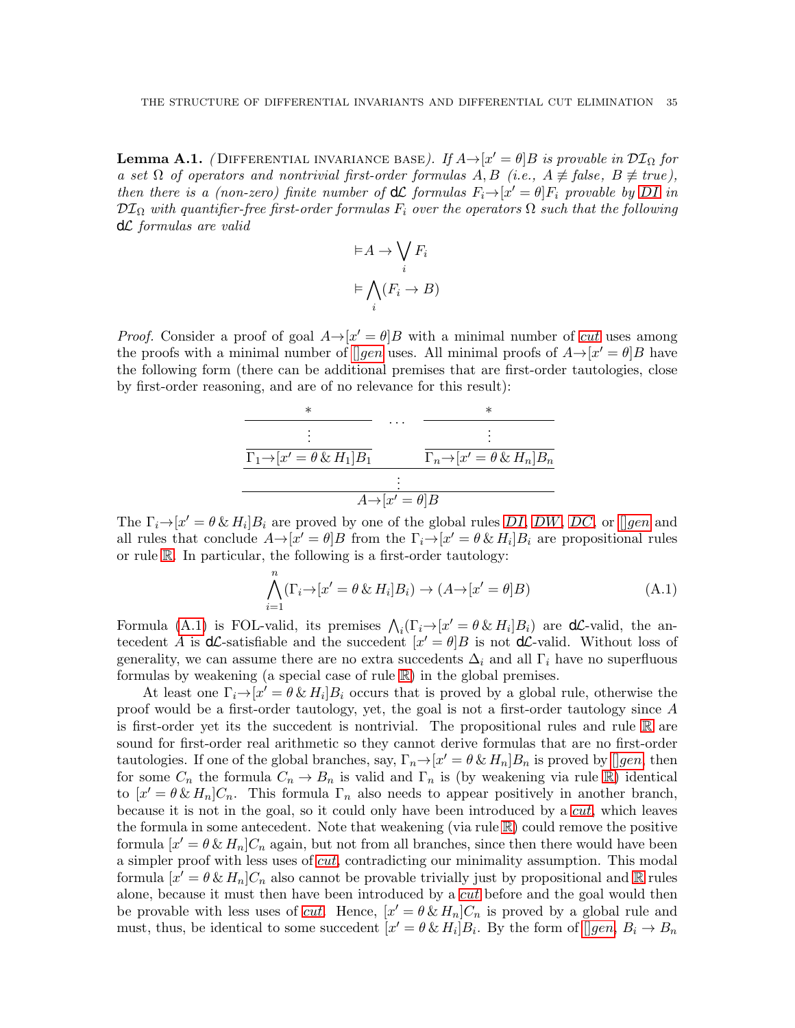**Lemma A.1.** *(Differential invariance base). If $A \to [x' = \theta]B$ is provable in $\mathcal{DI}_\Omega$ for a set $\Omega$ of operators and nontrivial first-order formulas $A, B$ (i.e., $A \not\equiv false$, $B \not\equiv true$), then there is a (non-zero) finite number of* d$\mathcal{L}$ *formulas $F_i \to [x' = \theta]F_i$ provable by DI in $\mathcal{DI}_\Omega$ with quantifier-free first-order formulas $F_i$ over the operators $\Omega$ such that the following* d$\mathcal{L}$ *formulas are valid*

$$\vDash A \to \bigvee_i F_i$$

$$\vDash \bigwedge_i (F_i \to B)$$

*Proof.* Consider a proof of goal $A \to [x' = \theta]B$ with a minimal number of *cut* uses among the proofs with a minimal number of $[]gen$ uses. All minimal proofs of $A \to [x' = \theta]B$ have the following form (there can be additional premises that are first-order tautologies, close by first-order reasoning, and are of no relevance for this result):

$$\cfrac{\cfrac{\cfrac{*}{\vdots}}{\Gamma_1 \to [x' = \theta \,\&\, H_1]B_1} \quad \cdots \quad \cfrac{\cfrac{*}{\vdots}}{\Gamma_n \to [x' = \theta \,\&\, H_n]B_n}}{\cfrac{\vdots}{A \to [x' = \theta]B}}$$

The $\Gamma_i \to [x' = \theta \,\&\, H_i]B_i$ are proved by one of the global rules *DI*, *DW*, *DC*, or $[]gen$ and all rules that conclude $A \to [x' = \theta]B$ from the $\Gamma_i \to [x' = \theta \,\&\, H_i]B_i$ are propositional rules or rule $\mathbb{R}$. In particular, the following is a first-order tautology:

$$\bigwedge_{i=1}^{n} (\Gamma_i \to [x' = \theta \,\&\, H_i]B_i) \to (A \to [x' = \theta]B) \tag{A.1}$$

Formula (A.1) is FOL-valid, its premises $\bigwedge_i (\Gamma_i \to [x' = \theta \,\&\, H_i]B_i)$ are d$\mathcal{L}$-valid, the antecedent $A$ is d$\mathcal{L}$-satisfiable and the succedent $[x' = \theta]B$ is not d$\mathcal{L}$-valid. Without loss of generality, we can assume there are no extra succedents $\Delta_i$ and all $\Gamma_i$ have no superfluous formulas by weakening (a special case of rule $\mathbb{R}$) in the global premises.

At least one $\Gamma_i \to [x' = \theta \,\&\, H_i]B_i$ occurs that is proved by a global rule, otherwise the proof would be a first-order tautology, yet, the goal is not a first-order tautology since $A$ is first-order yet its the succedent is nontrivial. The propositional rules and rule $\mathbb{R}$ are sound for first-order real arithmetic so they cannot derive formulas that are no first-order tautologies. If one of the global branches, say, $\Gamma_n \to [x' = \theta \,\&\, H_n]B_n$ is proved by $[]gen$, then for some $C_n$ the formula $C_n \to B_n$ is valid and $\Gamma_n$ is (by weakening via rule $\mathbb{R}$) identical to $[x' = \theta \,\&\, H_n]C_n$. This formula $\Gamma_n$ also needs to appear positively in another branch, because it is not in the goal, so it could only have been introduced by a *cut*, which leaves the formula in some antecedent. Note that weakening (via rule $\mathbb{R}$) could remove the positive formula $[x' = \theta \,\&\, H_n]C_n$ again, but not from all branches, since then there would have been a simpler proof with less uses of *cut*, contradicting our minimality assumption. This modal formula $[x' = \theta \,\&\, H_n]C_n$ also cannot be provable trivially just by propositional and $\mathbb{R}$ rules alone, because it must then have been introduced by a *cut* before and the goal would then be provable with less uses of *cut*. Hence, $[x' = \theta \,\&\, H_n]C_n$ is proved by a global rule and must, thus, be identical to some succedent $[x' = \theta \,\&\, H_i]B_i$. By the form of $[]gen$, $B_i \to B_n$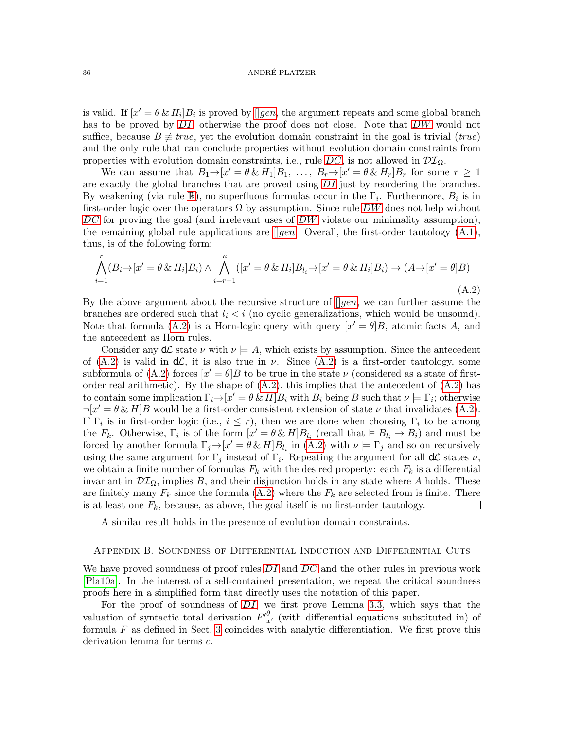is valid. If $[x' = \theta \,\&\, H_i]B_i$ is proved by *[]gen*, the argument repeats and some global branch has to be proved by *DI*, otherwise the proof does not close. Note that *DW* would not suffice, because $B \not\equiv true$, yet the evolution domain constraint in the goal is trivial ($true$) and the only rule that can conclude properties without evolution domain constraints from properties with evolution domain constraints, i.e., rule *DC*, is not allowed in $\mathcal{DI}_\Omega$.

We can assume that $B_1 \rightarrow [x' = \theta \,\&\, H_1]B_1, \ldots, B_r \rightarrow [x' = \theta \,\&\, H_r]B_r$ for some $r \geq 1$ are exactly the global branches that are proved using *DI* just by reordering the branches. By weakening (via rule $\mathbb{R}$), no superfluous formulas occur in the $\Gamma_i$. Furthermore, $B_i$ is in first-order logic over the operators $\Omega$ by assumption. Since rule *DW* does not help without *DC* for proving the goal (and irrelevant uses of *DW* violate our minimality assumption), the remaining global rule applications are *[]gen*. Overall, the first-order tautology (A.1), thus, is of the following form:

$$\bigwedge_{i=1}^{r}(B_i \rightarrow [x' = \theta \,\&\, H_i]B_i) \wedge \bigwedge_{i=r+1}^{n}([x' = \theta \,\&\, H_i]B_{l_i} \rightarrow [x' = \theta \,\&\, H_i]B_i) \rightarrow (A \rightarrow [x' = \theta]B) \tag{A.2}$$

By the above argument about the recursive structure of *[]gen*, we can further assume the branches are ordered such that $l_i < i$ (no cyclic generalizations, which would be unsound). Note that formula (A.2) is a Horn-logic query with query $[x' = \theta]B$, atomic facts $A$, and the antecedent as Horn rules.

Consider any $\mathsf{d}\mathcal{L}$ state $\nu$ with $\nu \models A$, which exists by assumption. Since the antecedent of (A.2) is valid in $\mathsf{d}\mathcal{L}$, it is also true in $\nu$. Since (A.2) is a first-order tautology, some subformula of (A.2) forces $[x' = \theta]B$ to be true in the state $\nu$ (considered as a state of first-order real arithmetic). By the shape of (A.2), this implies that the antecedent of (A.2) has to contain some implication $\Gamma_i \rightarrow [x' = \theta \,\&\, H]B_i$ with $B_i$ being $B$ such that $\nu \models \Gamma_i$; otherwise $\neg[x' = \theta \,\&\, H]B$ would be a first-order consistent extension of state $\nu$ that invalidates (A.2). If $\Gamma_i$ is in first-order logic (i.e., $i \leq r$), then we are done when choosing $\Gamma_i$ to be among the $F_k$. Otherwise, $\Gamma_i$ is of the form $[x' = \theta \,\&\, H]B_{l_i}$ (recall that $\vDash B_{l_i} \rightarrow B_i$) and must be forced by another formula $\Gamma_j \rightarrow [x' = \theta \,\&\, H]B_{l_i}$ in (A.2) with $\nu \models \Gamma_j$ and so on recursively using the same argument for $\Gamma_j$ instead of $\Gamma_i$. Repeating the argument for all $\mathsf{d}\mathcal{L}$ states $\nu$, we obtain a finite number of formulas $F_k$ with the desired property: each $F_k$ is a differential invariant in $\mathcal{DI}_\Omega$, implies $B$, and their disjunction holds in any state where $A$ holds. These are finitely many $F_k$ since the formula (A.2) where the $F_k$ are selected from is finite. There is at least one $F_k$, because, as above, the goal itself is no first-order tautology. □

A similar result holds in the presence of evolution domain constraints.

## Appendix B. Soundness of Differential Induction and Differential Cuts

We have proved soundness of proof rules *DI* and *DC* and the other rules in previous work [Pla10a]. In the interest of a self-contained presentation, we repeat the critical soundness proofs here in a simplified form that directly uses the notation of this paper.

For the proof of soundness of *DI*, we first prove Lemma 3.3, which says that the valuation of syntactic total derivation $F'^{\theta}_{x'}$ (with differential equations substituted in) of formula $F$ as defined in Sect. 3 coincides with analytic differentiation. We first prove this derivation lemma for terms $c$.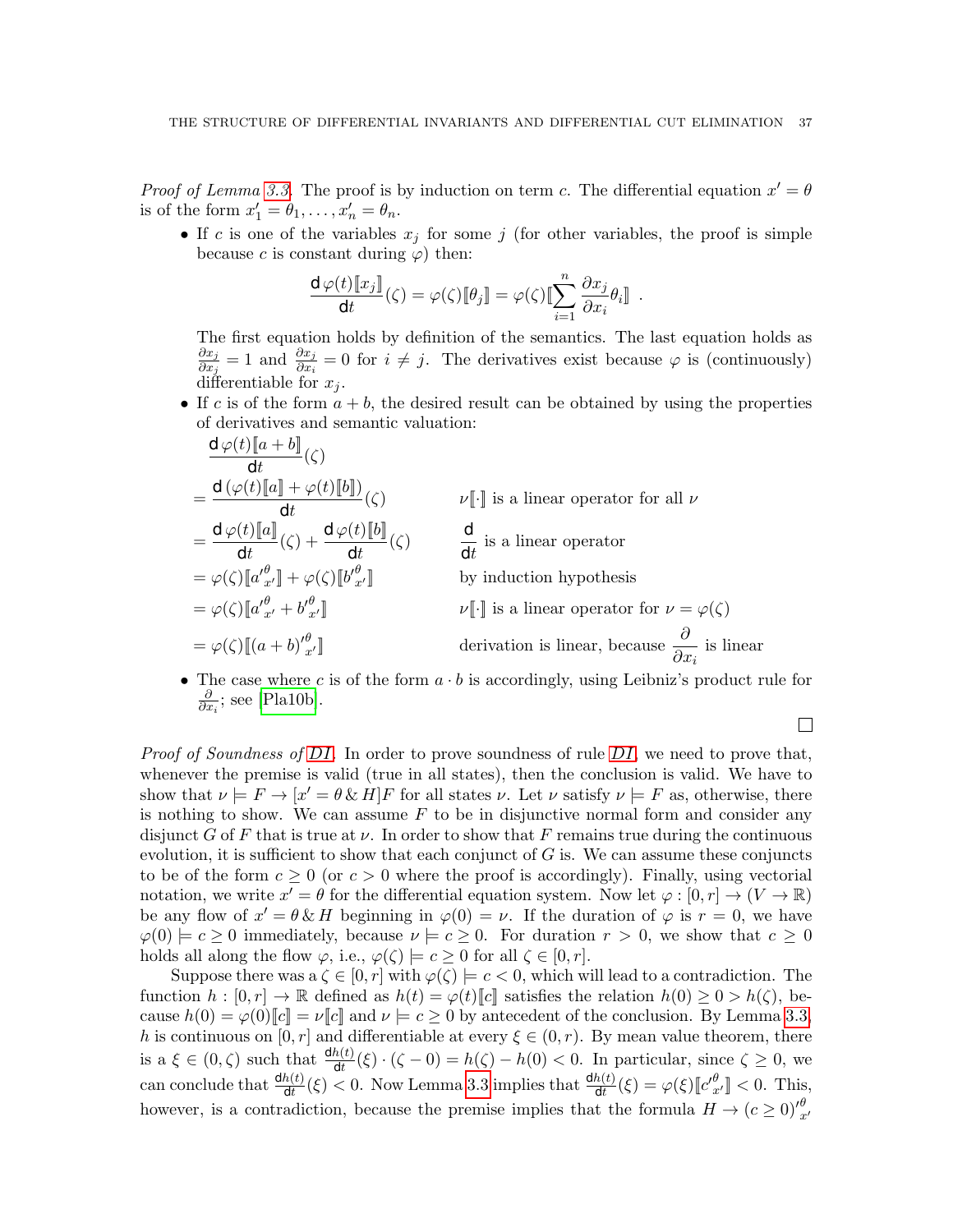*Proof of Lemma 3.3.* The proof is by induction on term $c$. The differential equation $x' = \theta$ is of the form $x'_1 = \theta_1, \ldots, x'_n = \theta_n$.

- If $c$ is one of the variables $x_j$ for some $j$ (for other variables, the proof is simple because $c$ is constant during $\varphi$) then:

$$\frac{\mathsf{d}\,\varphi(t)[\![x_j]\!]}{\mathsf{d}t}(\zeta) = \varphi(\zeta)[\![\theta_j]\!] = \varphi(\zeta)[\![\sum_{i=1}^{n} \frac{\partial x_j}{\partial x_i}\theta_i]\!] \ .$$

  The first equation holds by definition of the semantics. The last equation holds as $\frac{\partial x_j}{\partial x_j} = 1$ and $\frac{\partial x_j}{\partial x_i} = 0$ for $i \neq j$. The derivatives exist because $\varphi$ is (continuously) differentiable for $x_j$.

- If $c$ is of the form $a + b$, the desired result can be obtained by using the properties of derivatives and semantic valuation:

$$\begin{aligned}
&\frac{\mathsf{d}\,\varphi(t)[\![a+b]\!]}{\mathsf{d}t}(\zeta) \\
&= \frac{\mathsf{d}\,(\varphi(t)[\![a]\!] + \varphi(t)[\![b]\!])}{\mathsf{d}t}(\zeta) && \nu[\![\cdot]\!] \text{ is a linear operator for all } \nu \\
&= \frac{\mathsf{d}\,\varphi(t)[\![a]\!]}{\mathsf{d}t}(\zeta) + \frac{\mathsf{d}\,\varphi(t)[\![b]\!]}{\mathsf{d}t}(\zeta) && \frac{\mathsf{d}}{\mathsf{d}t} \text{ is a linear operator} \\
&= \varphi(\zeta)[\![a'^{\theta}_{x'}]\!] + \varphi(\zeta)[\![b'^{\theta}_{x'}]\!] && \text{by induction hypothesis} \\
&= \varphi(\zeta)[\![a'^{\theta}_{x'} + b'^{\theta}_{x'}]\!] && \nu[\![\cdot]\!] \text{ is a linear operator for } \nu = \varphi(\zeta) \\
&= \varphi(\zeta)[\![(a+b)'^{\theta}_{x'}]\!] && \text{derivation is linear, because } \frac{\partial}{\partial x_i} \text{ is linear}
\end{aligned}$$

- The case where $c$ is of the form $a \cdot b$ is accordingly, using Leibniz's product rule for $\frac{\partial}{\partial x_i}$; see [Pla10b].

□

*Proof of Soundness of DI.* In order to prove soundness of rule *DI*, we need to prove that, whenever the premise is valid (true in all states), then the conclusion is valid. We have to show that $\nu \models F \rightarrow [x' = \theta \,\&\, H]F$ for all states $\nu$. Let $\nu$ satisfy $\nu \models F$ as, otherwise, there is nothing to show. We can assume $F$ to be in disjunctive normal form and consider any disjunct $G$ of $F$ that is true at $\nu$. In order to show that $F$ remains true during the continuous evolution, it is sufficient to show that each conjunct of $G$ is. We can assume these conjuncts to be of the form $c \geq 0$ (or $c > 0$ where the proof is accordingly). Finally, using vectorial notation, we write $x' = \theta$ for the differential equation system. Now let $\varphi : [0, r] \rightarrow (V \rightarrow \mathbb{R})$ be any flow of $x' = \theta \,\&\, H$ beginning in $\varphi(0) = \nu$. If the duration of $\varphi$ is $r = 0$, we have $\varphi(0) \models c \geq 0$ immediately, because $\nu \models c \geq 0$. For duration $r > 0$, we show that $c \geq 0$ holds all along the flow $\varphi$, i.e., $\varphi(\zeta) \models c \geq 0$ for all $\zeta \in [0, r]$.

Suppose there was a $\zeta \in [0, r]$ with $\varphi(\zeta) \models c < 0$, which will lead to a contradiction. The function $h : [0, r] \rightarrow \mathbb{R}$ defined as $h(t) = \varphi(t)[\![c]\!]$ satisfies the relation $h(0) \geq 0 > h(\zeta)$, because $h(0) = \varphi(0)[\![c]\!] = \nu[\![c]\!]$ and $\nu \models c \geq 0$ by antecedent of the conclusion. By Lemma 3.3, $h$ is continuous on $[0, r]$ and differentiable at every $\xi \in (0, r)$. By mean value theorem, there is a $\xi \in (0, \zeta)$ such that $\frac{\mathsf{d}h(t)}{\mathsf{d}t}(\xi) \cdot (\zeta - 0) = h(\zeta) - h(0) < 0$. In particular, since $\zeta \geq 0$, we can conclude that $\frac{\mathsf{d}h(t)}{\mathsf{d}t}(\xi) < 0$. Now Lemma 3.3 implies that $\frac{\mathsf{d}h(t)}{\mathsf{d}t}(\xi) = \varphi(\xi)[\![c'^{\theta}_{x'}]\!] < 0$. This, however, is a contradiction, because the premise implies that the formula $H \rightarrow (c \geq 0)'^{\theta}_{x'}$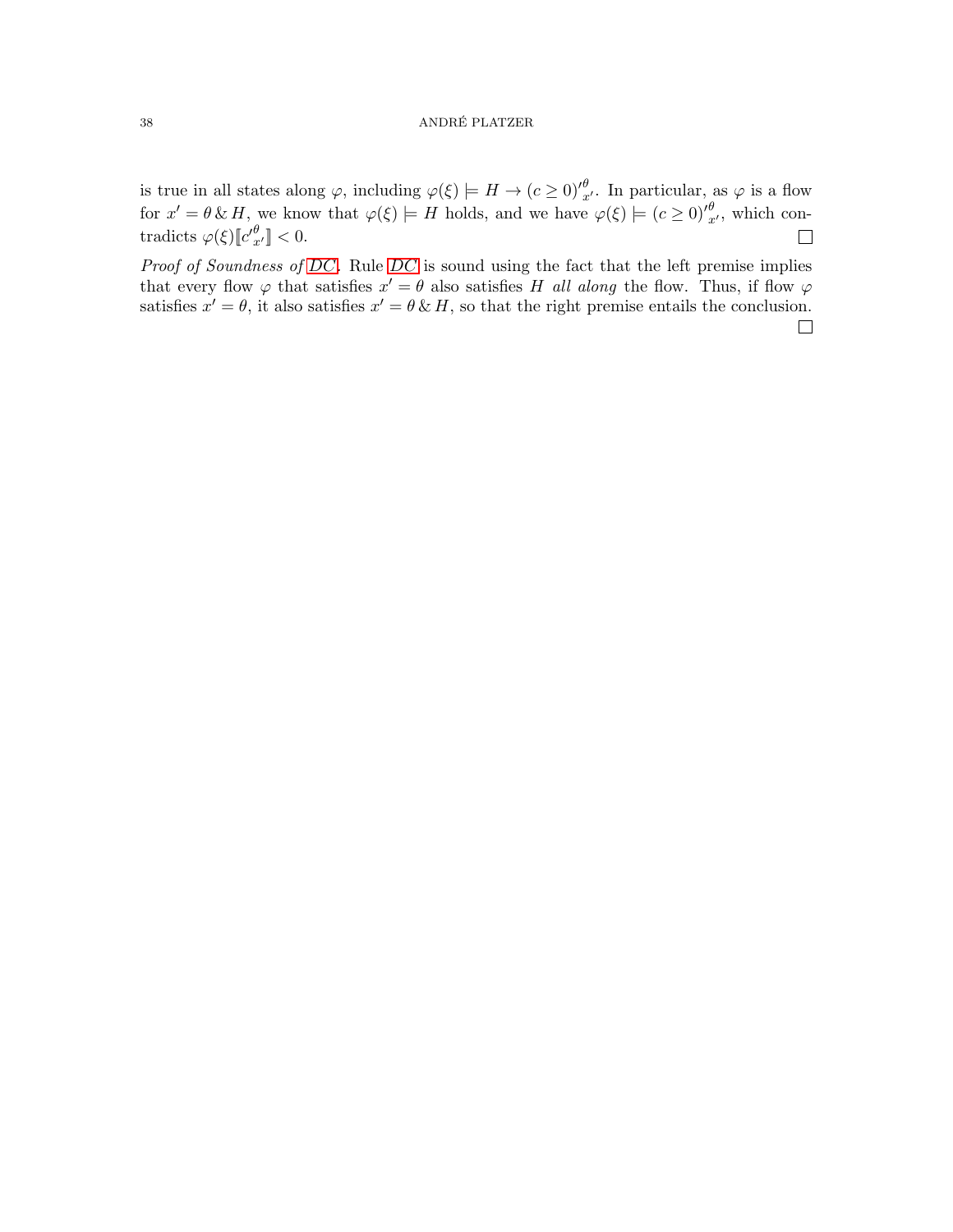is true in all states along $\varphi$, including $\varphi(\xi) \models H \to (c \geq 0)'^{\theta}_{x'}$. In particular, as $\varphi$ is a flow for $x' = \theta \,\&\, H$, we know that $\varphi(\xi) \models H$ holds, and we have $\varphi(\xi) \models (c \geq 0)'^{\theta}_{x'}$, which contradicts $\varphi(\xi)[\![c'^{\theta}_{x'}]\!] < 0$. □

*Proof of Soundness of DC.* Rule DC is sound using the fact that the left premise implies that every flow $\varphi$ that satisfies $x' = \theta$ also satisfies $H$ *all along* the flow. Thus, if flow $\varphi$ satisfies $x' = \theta$, it also satisfies $x' = \theta \,\&\, H$, so that the right premise entails the conclusion. □